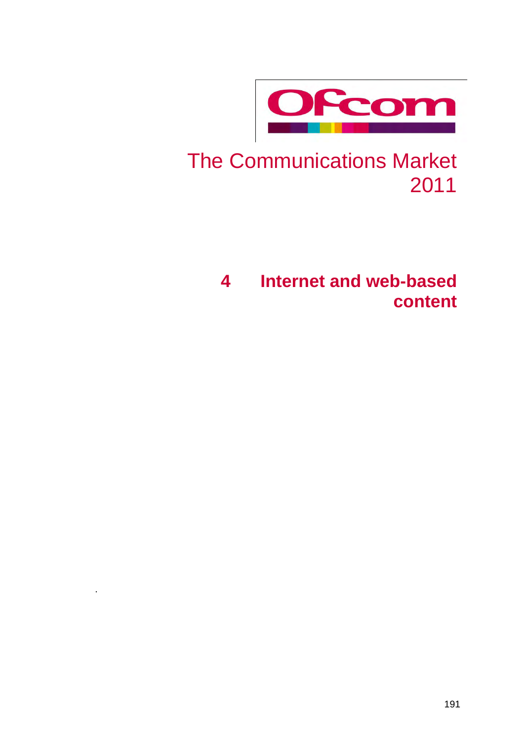Ofcom

# The Communications Market 2011

## 4 Internet and web-based content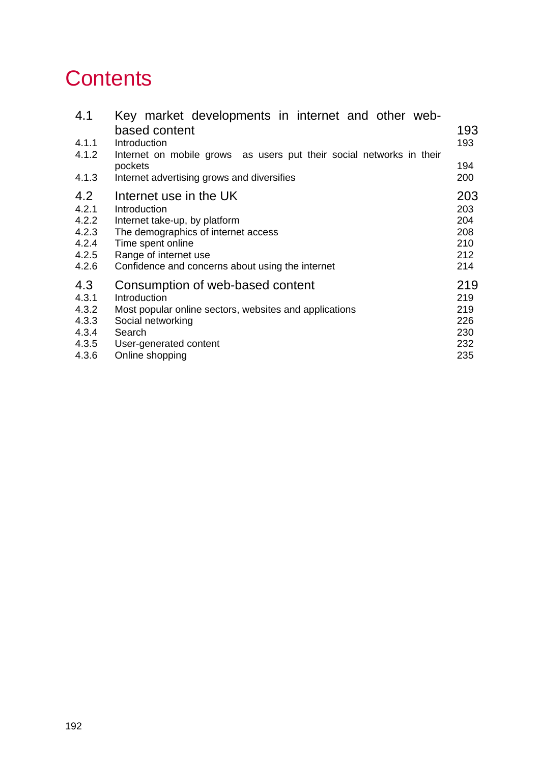# Contents

| | | |
|---|---|---|
| 4.1 | Key market developments in internet and other web-based content | 193 |
| 4.1.1 | Introduction | 193 |
| 4.1.2 | Internet on mobile grows as users put their social networks in their pockets | 194 |
| 4.1.3 | Internet advertising grows and diversifies | 200 |
| 4.2 | Internet use in the UK | 203 |
| 4.2.1 | Introduction | 203 |
| 4.2.2 | Internet take-up, by platform | 204 |
| 4.2.3 | The demographics of internet access | 208 |
| 4.2.4 | Time spent online | 210 |
| 4.2.5 | Range of internet use | 212 |
| 4.2.6 | Confidence and concerns about using the internet | 214 |
| 4.3 | Consumption of web-based content | 219 |
| 4.3.1 | Introduction | 219 |
| 4.3.2 | Most popular online sectors, websites and applications | 219 |
| 4.3.3 | Social networking | 226 |
| 4.3.4 | Search | 230 |
| 4.3.5 | User-generated content | 232 |
| 4.3.6 | Online shopping | 235 |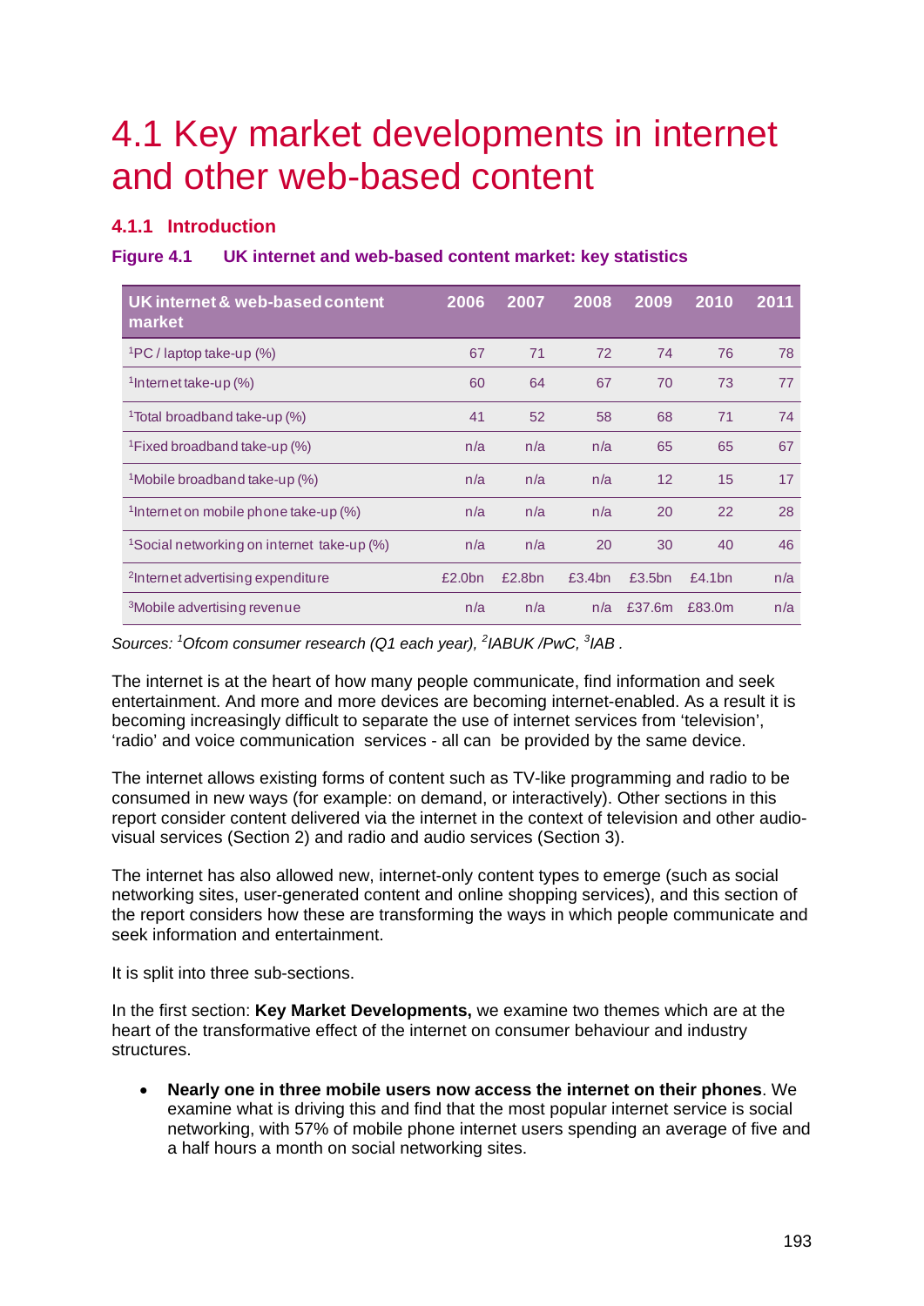# 4.1 Key market developments in internet and other web-based content

## 4.1.1 Introduction

### Figure 4.1 UK internet and web-based content market: key statistics

| UK internet & web-based content market | 2006 | 2007 | 2008 | 2009 | 2010 | 2011 |
|---|---|---|---|---|---|---|
| [1]PC / laptop take-up (%) | 67 | 71 | 72 | 74 | 76 | 78 |
| [1]Internet take-up (%) | 60 | 64 | 67 | 70 | 73 | 77 |
| [1]Total broadband take-up (%) | 41 | 52 | 58 | 68 | 71 | 74 |
| [1]Fixed broadband take-up (%) | n/a | n/a | n/a | 65 | 65 | 67 |
| [1]Mobile broadband take-up (%) | n/a | n/a | n/a | 12 | 15 | 17 |
| [1]Internet on mobile phone take-up (%) | n/a | n/a | n/a | 20 | 22 | 28 |
| [1]Social networking on internet take-up (%) | n/a | n/a | 20 | 30 | 40 | 46 |
| [2]Internet advertising expenditure | £2.0bn | £2.8bn | £3.4bn | £3.5bn | £4.1bn | n/a |
| [3]Mobile advertising revenue | n/a | n/a | n/a | £37.6m | £83.0m | n/a |

*Sources: [1]Ofcom consumer research (Q1 each year), [2]IABUK /PwC, [3]IAB .*

The internet is at the heart of how many people communicate, find information and seek entertainment. And more and more devices are becoming internet-enabled. As a result it is becoming increasingly difficult to separate the use of internet services from 'television', 'radio' and voice communication services - all can be provided by the same device.

The internet allows existing forms of content such as TV-like programming and radio to be consumed in new ways (for example: on demand, or interactively). Other sections in this report consider content delivered via the internet in the context of television and other audio-visual services (Section 2) and radio and audio services (Section 3).

The internet has also allowed new, internet-only content types to emerge (such as social networking sites, user-generated content and online shopping services), and this section of the report considers how these are transforming the ways in which people communicate and seek information and entertainment.

It is split into three sub-sections.

In the first section: **Key Market Developments,** we examine two themes which are at the heart of the transformative effect of the internet on consumer behaviour and industry structures.

- **Nearly one in three mobile users now access the internet on their phones**. We examine what is driving this and find that the most popular internet service is social networking, with 57% of mobile phone internet users spending an average of five and a half hours a month on social networking sites.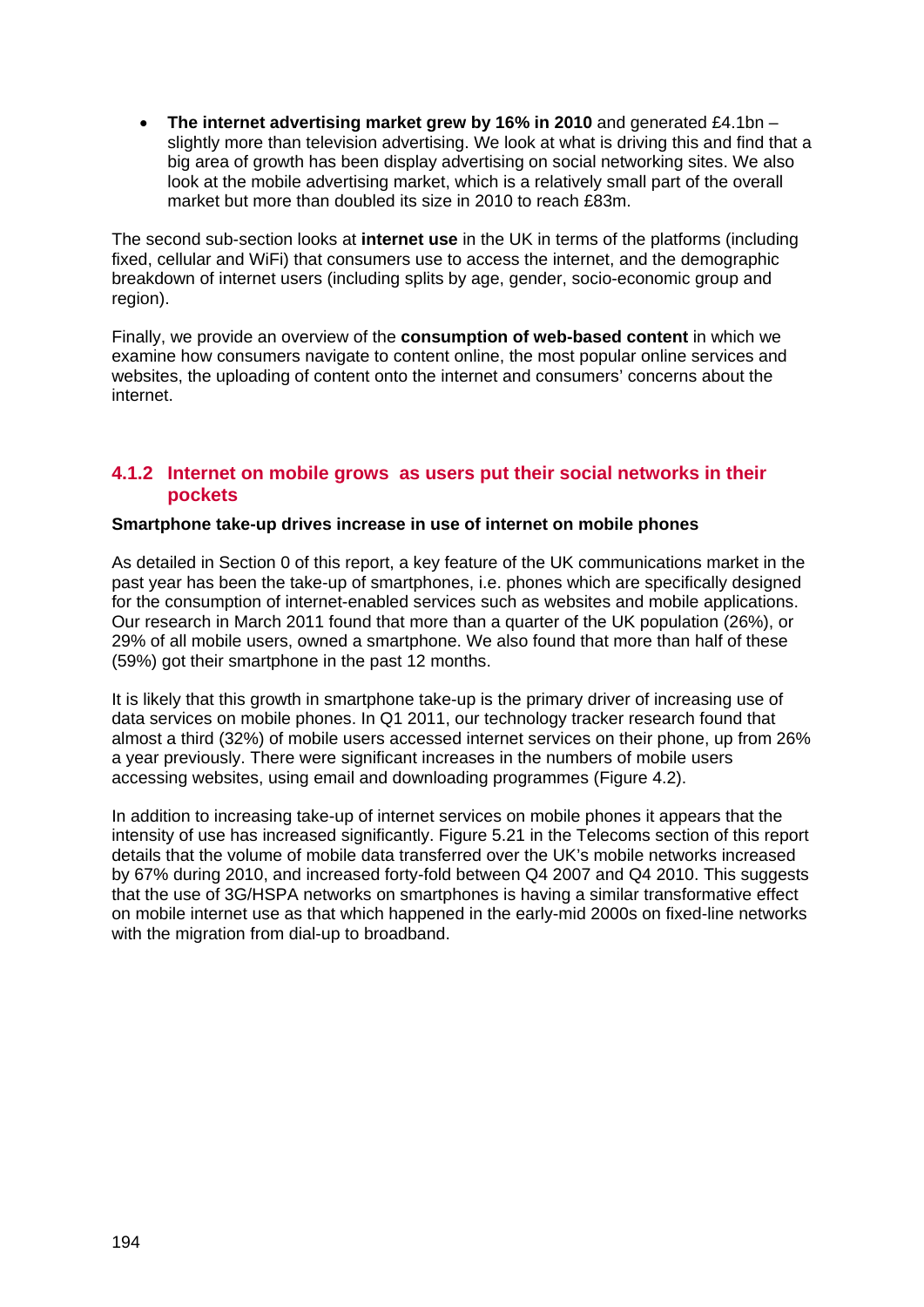- **The internet advertising market grew by 16% in 2010** and generated £4.1bn – slightly more than television advertising. We look at what is driving this and find that a big area of growth has been display advertising on social networking sites. We also look at the mobile advertising market, which is a relatively small part of the overall market but more than doubled its size in 2010 to reach £83m.

The second sub-section looks at **internet use** in the UK in terms of the platforms (including fixed, cellular and WiFi) that consumers use to access the internet, and the demographic breakdown of internet users (including splits by age, gender, socio-economic group and region).

Finally, we provide an overview of the **consumption of web-based content** in which we examine how consumers navigate to content online, the most popular online services and websites, the uploading of content onto the internet and consumers' concerns about the internet.

### 4.1.2 Internet on mobile grows as users put their social networks in their pockets

**Smartphone take-up drives increase in use of internet on mobile phones**

As detailed in Section 0 of this report, a key feature of the UK communications market in the past year has been the take-up of smartphones, i.e. phones which are specifically designed for the consumption of internet-enabled services such as websites and mobile applications. Our research in March 2011 found that more than a quarter of the UK population (26%), or 29% of all mobile users, owned a smartphone. We also found that more than half of these (59%) got their smartphone in the past 12 months.

It is likely that this growth in smartphone take-up is the primary driver of increasing use of data services on mobile phones. In Q1 2011, our technology tracker research found that almost a third (32%) of mobile users accessed internet services on their phone, up from 26% a year previously. There were significant increases in the numbers of mobile users accessing websites, using email and downloading programmes (Figure 4.2).

In addition to increasing take-up of internet services on mobile phones it appears that the intensity of use has increased significantly. Figure 5.21 in the Telecoms section of this report details that the volume of mobile data transferred over the UK's mobile networks increased by 67% during 2010, and increased forty-fold between Q4 2007 and Q4 2010. This suggests that the use of 3G/HSPA networks on smartphones is having a similar transformative effect on mobile internet use as that which happened in the early-mid 2000s on fixed-line networks with the migration from dial-up to broadband.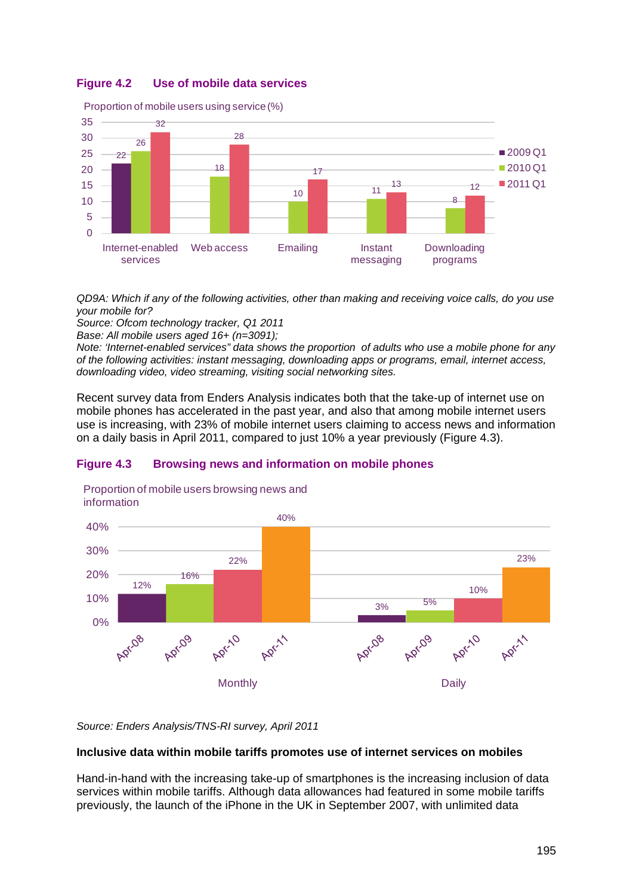**Figure 4.2 Use of mobile data services**

Proportion of mobile users using service (%)

| | 2009 Q1 | 2010 Q1 | 2011 Q1 |
|---|---|---|---|
| Internet-enabled services | 22 | 26 | 32 |
| Web access | | 18 | 28 |
| Emailing | | 10 | 17 |
| Instant messaging | | 11 | 13 |
| Downloading programs | | 8 | 12 |

*QD9A: Which if any of the following activities, other than making and receiving voice calls, do you use your mobile for?*
*Source: Ofcom technology tracker, Q1 2011*
*Base: All mobile users aged 16+ (n=3091);*
*Note: 'Internet-enabled services" data shows the proportion of adults who use a mobile phone for any of the following activities: instant messaging, downloading apps or programs, email, internet access, downloading video, video streaming, visiting social networking sites.*

Recent survey data from Enders Analysis indicates both that the take-up of internet use on mobile phones has accelerated in the past year, and also that among mobile internet users use is increasing, with 23% of mobile internet users claiming to access news and information on a daily basis in April 2011, compared to just 10% a year previously (Figure 4.3).

**Figure 4.3 Browsing news and information on mobile phones**

Proportion of mobile users browsing news and information

| | Apr-08 | Apr-09 | Apr-10 | Apr-11 |
|---|---|---|---|---|
| Monthly | 12% | 16% | 22% | 40% |
| Daily | 3% | 5% | 10% | 23% |

*Source: Enders Analysis/TNS-RI survey, April 2011*

**Inclusive data within mobile tariffs promotes use of internet services on mobiles**

Hand-in-hand with the increasing take-up of smartphones is the increasing inclusion of data services within mobile tariffs. Although data allowances had featured in some mobile tariffs previously, the launch of the iPhone in the UK in September 2007, with unlimited data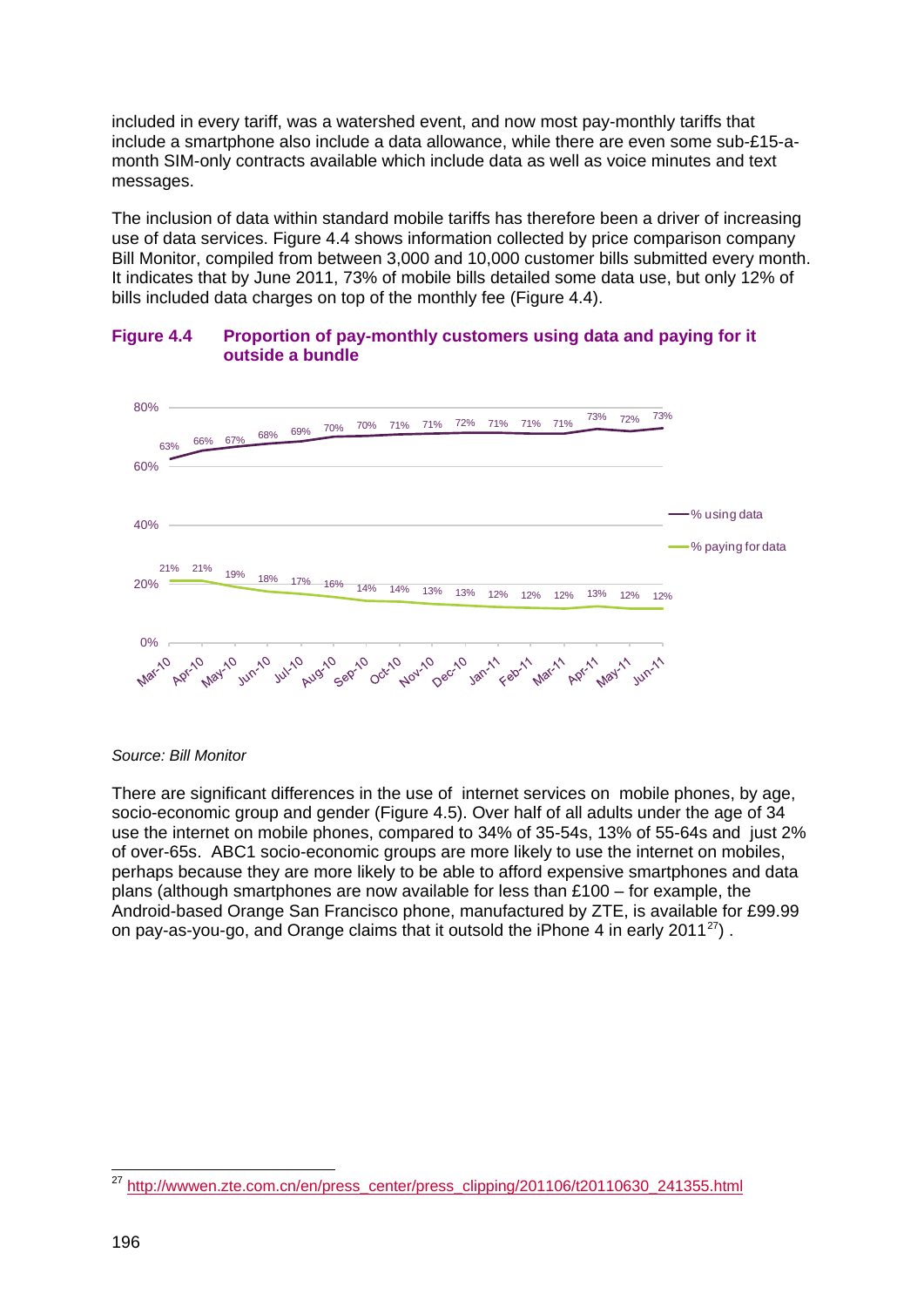included in every tariff, was a watershed event, and now most pay-monthly tariffs that include a smartphone also include a data allowance, while there are even some sub-£15-a-month SIM-only contracts available which include data as well as voice minutes and text messages.

The inclusion of data within standard mobile tariffs has therefore been a driver of increasing use of data services. Figure 4.4 shows information collected by price comparison company Bill Monitor, compiled from between 3,000 and 10,000 customer bills submitted every month. It indicates that by June 2011, 73% of mobile bills detailed some data use, but only 12% of bills included data charges on top of the monthly fee (Figure 4.4).

**Figure 4.4 Proportion of pay-monthly customers using data and paying for it outside a bundle**

| | Mar-10 | Apr-10 | May-10 | Jun-10 | Jul-10 | Aug-10 | Sep-10 | Oct-10 | Nov-10 | Dec-10 | Jan-11 | Feb-11 | Mar-11 | Apr-11 | May-11 | Jun-11 |
|---|---|---|---|---|---|---|---|---|---|---|---|---|---|---|---|---|
| % using data | 63% | 66% | 67% | 68% | 69% | 70% | 70% | 71% | 71% | 72% | 71% | 71% | 71% | 73% | 72% | 73% |
| % paying for data | 21% | 21% | 19% | 18% | 17% | 16% | 14% | 14% | 13% | 13% | 12% | 12% | 12% | 13% | 12% | 12% |

*Source: Bill Monitor*

There are significant differences in the use of internet services on mobile phones, by age, socio-economic group and gender (Figure 4.5). Over half of all adults under the age of 34 use the internet on mobile phones, compared to 34% of 35-54s, 13% of 55-64s and just 2% of over-65s. ABC1 socio-economic groups are more likely to use the internet on mobiles, perhaps because they are more likely to be able to afford expensive smartphones and data plans (although smartphones are now available for less than £100 – for example, the Android-based Orange San Francisco phone, manufactured by ZTE, is available for £99.99 on pay-as-you-go, and Orange claims that it outsold the iPhone 4 in early 2011[27]) .

[27] http://wwwen.zte.com.cn/en/press_center/press_clipping/201106/t20110630_241355.html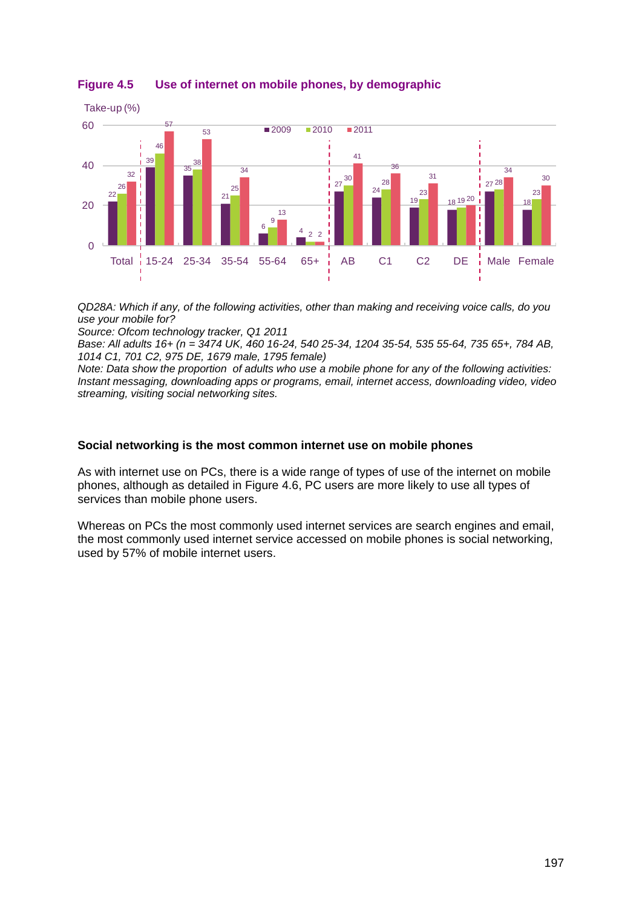**Figure 4.5 Use of internet on mobile phones, by demographic**

Take-up (%)

| | 2009 | 2010 | 2011 |
|---|---|---|---|
| Total | 22 | 26 | 32 |
| 15-24 | 39 | 46 | 57 |
| 25-34 | 35 | 38 | 53 |
| 35-54 | 21 | 25 | 34 |
| 55-64 | 6 | 9 | 13 |
| 65+ | 4 | 2 | 2 |
| AB | 27 | 30 | 41 |
| C1 | 24 | 28 | 36 |
| C2 | 19 | 23 | 31 |
| DE | 18 | 19 | 20 |
| Male | 27 | 28 | 34 |
| Female | 18 | 23 | 30 |

*QD28A: Which if any, of the following activities, other than making and receiving voice calls, do you use your mobile for?*
*Source: Ofcom technology tracker, Q1 2011*
*Base: All adults 16+ (n = 3474 UK, 460 16-24, 540 25-34, 1204 35-54, 535 55-64, 735 65+, 784 AB, 1014 C1, 701 C2, 975 DE, 1679 male, 1795 female)*
*Note: Data show the proportion of adults who use a mobile phone for any of the following activities: Instant messaging, downloading apps or programs, email, internet access, downloading video, video streaming, visiting social networking sites.*

**Social networking is the most common internet use on mobile phones**

As with internet use on PCs, there is a wide range of types of use of the internet on mobile phones, although as detailed in Figure 4.6, PC users are more likely to use all types of services than mobile phone users.

Whereas on PCs the most commonly used internet services are search engines and email, the most commonly used internet service accessed on mobile phones is social networking, used by 57% of mobile internet users.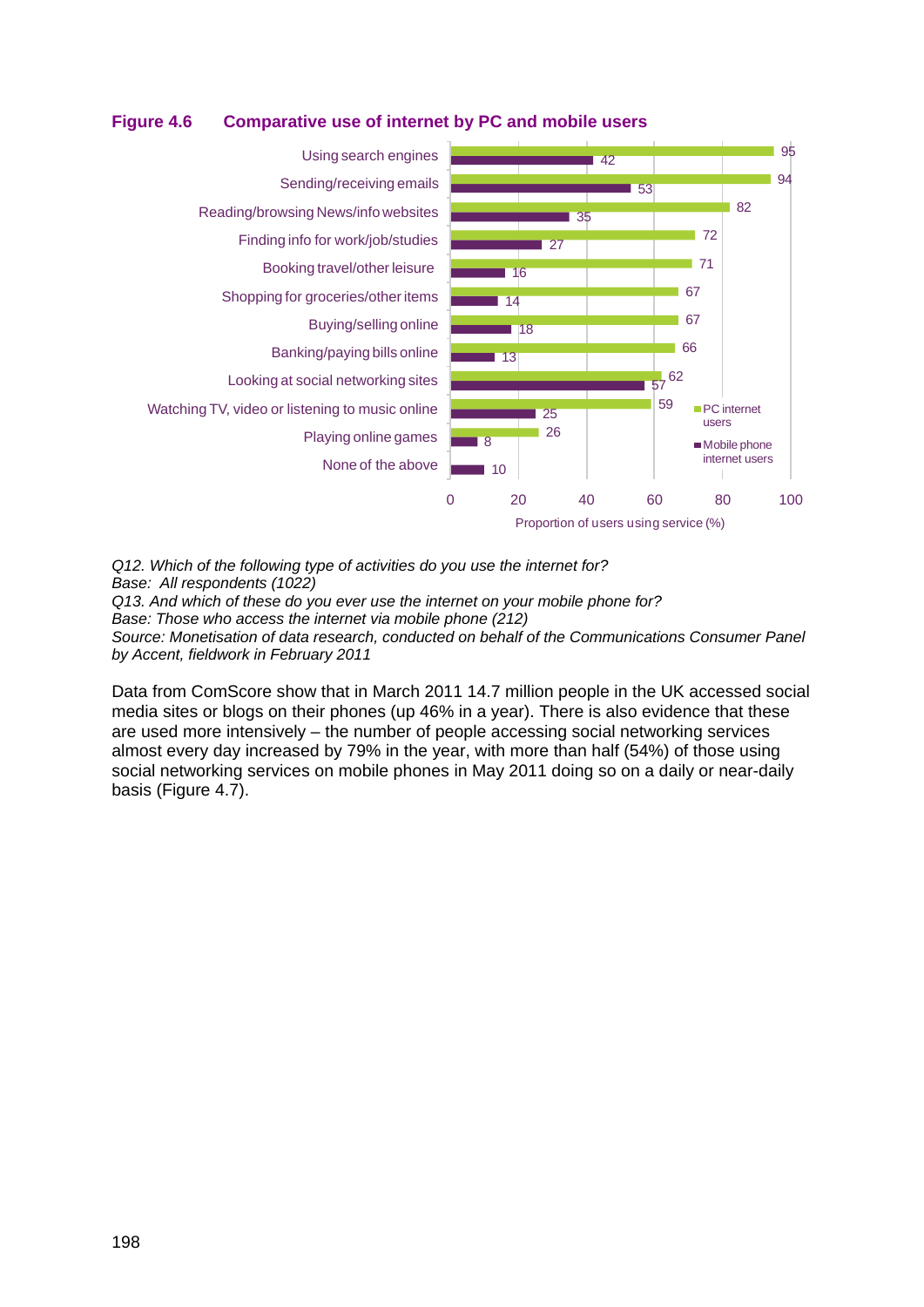**Figure 4.6 Comparative use of internet by PC and mobile users**

| Activity | PC internet users | Mobile phone internet users |
|---|---|---|
| Using search engines | 95 | 42 |
| Sending/receiving emails | 94 | 53 |
| Reading/browsing News/info websites | 82 | 35 |
| Finding info for work/job/studies | 72 | 27 |
| Booking travel/other leisure | 71 | 16 |
| Shopping for groceries/other items | 67 | 14 |
| Buying/selling online | 67 | 18 |
| Banking/paying bills online | 66 | 13 |
| Looking at social networking sites | 62 | 57 |
| Watching TV, video or listening to music online | 59 | 25 |
| Playing online games | 26 | 8 |
| None of the above | | 10 |

Proportion of users using service (%)

*Q12. Which of the following type of activities do you use the internet for?*
*Base: All respondents (1022)*
*Q13. And which of these do you ever use the internet on your mobile phone for?*
*Base: Those who access the internet via mobile phone (212)*
*Source: Monetisation of data research, conducted on behalf of the Communications Consumer Panel by Accent, fieldwork in February 2011*

Data from ComScore show that in March 2011 14.7 million people in the UK accessed social media sites or blogs on their phones (up 46% in a year). There is also evidence that these are used more intensively – the number of people accessing social networking services almost every day increased by 79% in the year, with more than half (54%) of those using social networking services on mobile phones in May 2011 doing so on a daily or near-daily basis (Figure 4.7).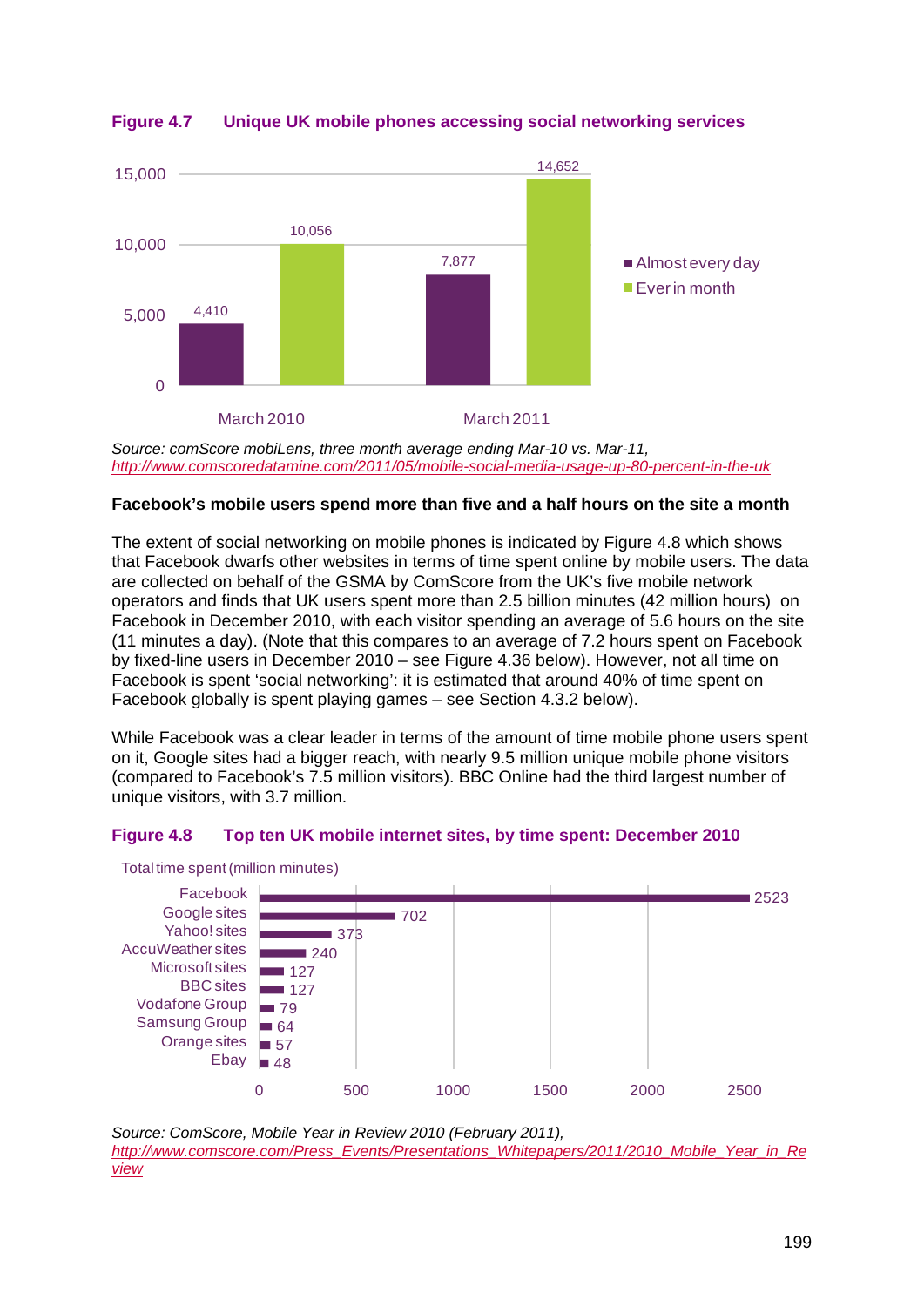**Figure 4.7 Unique UK mobile phones accessing social networking services**

| | Almost every day | Ever in month |
|---|---|---|
| March 2010 | 4,410 | 10,056 |
| March 2011 | 7,877 | 14,652 |

*Source: comScore mobiLens, three month average ending Mar-10 vs. Mar-11,* *http://www.comscoredatamine.com/2011/05/mobile-social-media-usage-up-80-percent-in-the-uk*

**Facebook's mobile users spend more than five and a half hours on the site a month**

The extent of social networking on mobile phones is indicated by Figure 4.8 which shows that Facebook dwarfs other websites in terms of time spent online by mobile users. The data are collected on behalf of the GSMA by ComScore from the UK's five mobile network operators and finds that UK users spent more than 2.5 billion minutes (42 million hours) on Facebook in December 2010, with each visitor spending an average of 5.6 hours on the site (11 minutes a day). (Note that this compares to an average of 7.2 hours spent on Facebook by fixed-line users in December 2010 – see Figure 4.36 below). However, not all time on Facebook is spent 'social networking': it is estimated that around 40% of time spent on Facebook globally is spent playing games – see Section 4.3.2 below).

While Facebook was a clear leader in terms of the amount of time mobile phone users spent on it, Google sites had a bigger reach, with nearly 9.5 million unique mobile phone visitors (compared to Facebook's 7.5 million visitors). BBC Online had the third largest number of unique visitors, with 3.7 million.

**Figure 4.8 Top ten UK mobile internet sites, by time spent: December 2010**

| Site | Total time spent (million minutes) |
|---|---|
| Facebook | 2523 |
| Google sites | 702 |
| Yahoo! sites | 373 |
| AccuWeather sites | 240 |
| Microsoft sites | 127 |
| BBC sites | 127 |
| Vodafone Group | 79 |
| Samsung Group | 64 |
| Orange sites | 57 |
| Ebay | 48 |

*Source: ComScore, Mobile Year in Review 2010 (February 2011),* *http://www.comscore.com/Press_Events/Presentations_Whitepapers/2011/2010_Mobile_Year_in_Review*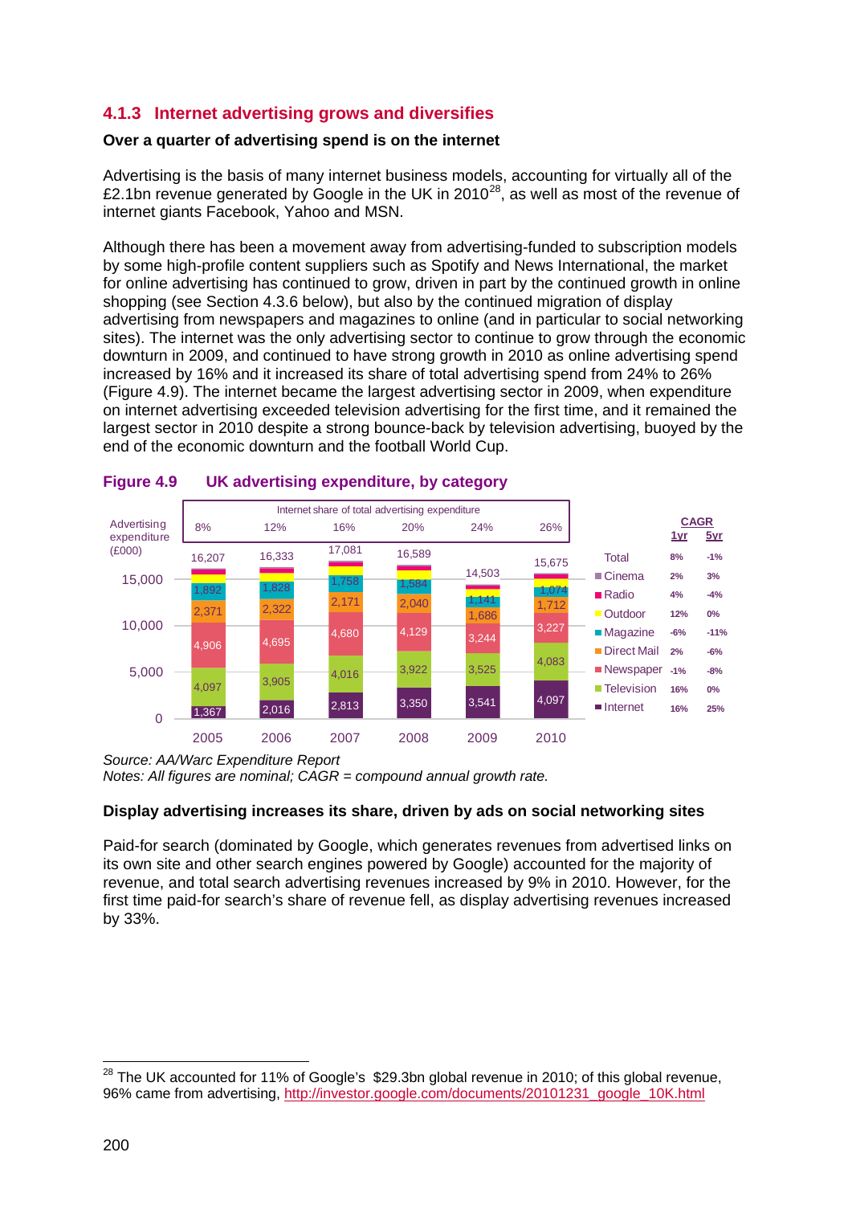### 4.1.3 Internet advertising grows and diversifies

**Over a quarter of advertising spend is on the internet**

Advertising is the basis of many internet business models, accounting for virtually all of the £2.1bn revenue generated by Google in the UK in 2010[28], as well as most of the revenue of internet giants Facebook, Yahoo and MSN.

Although there has been a movement away from advertising-funded to subscription models by some high-profile content suppliers such as Spotify and News International, the market for online advertising has continued to grow, driven in part by the continued growth in online shopping (see Section 4.3.6 below), but also by the continued migration of display advertising from newspapers and magazines to online (and in particular to social networking sites). The internet was the only advertising sector to continue to grow through the economic downturn in 2009, and continued to have strong growth in 2010 as online advertising spend increased by 16% and it increased its share of total advertising spend from 24% to 26% (Figure 4.9). The internet became the largest advertising sector in 2009, when expenditure on internet advertising exceeded television advertising for the first time, and it remained the largest sector in 2010 despite a strong bounce-back by television advertising, buoyed by the end of the economic downturn and the football World Cup.

**Figure 4.9 UK advertising expenditure, by category**

Advertising expenditure (£000)

| | 2005 | 2006 | 2007 | 2008 | 2009 | 2010 |
|---|---|---|---|---|---|---|
| Internet share of total advertising expenditure | 8% | 12% | 16% | 20% | 24% | 26% |
| Total | 16,207 | 16,333 | 17,081 | 16,589 | 14,503 | 15,675 |
| Magazine | 1,892 | 1,828 | 1,758 | 1,584 | 1,141 | 1,074 |
| Direct Mail | 2,371 | 2,322 | 2,171 | 2,040 | 1,686 | 1,712 |
| Newspaper | 4,906 | 4,695 | 4,680 | 4,129 | 3,244 | 3,227 |
| Television | 4,097 | 3,905 | 4,016 | 3,922 | 3,525 | 4,083 |
| Internet | 1,367 | 2,016 | 2,813 | 3,350 | 3,541 | 4,097 |

| | CAGR 1yr | CAGR 5yr |
|---|---|---|
| Total | 8% | -1% |
| Cinema | 2% | 3% |
| Radio | 4% | -4% |
| Outdoor | 12% | 0% |
| Magazine | -6% | -11% |
| Direct Mail | 2% | -6% |
| Newspaper | -1% | -8% |
| Television | 16% | 0% |
| Internet | 16% | 25% |

*Source: AA/Warc Expenditure Report*
*Notes: All figures are nominal; CAGR = compound annual growth rate.*

**Display advertising increases its share, driven by ads on social networking sites**

Paid-for search (dominated by Google, which generates revenues from advertised links on its own site and other search engines powered by Google) accounted for the majority of revenue, and total search advertising revenues increased by 9% in 2010. However, for the first time paid-for search's share of revenue fell, as display advertising revenues increased by 33%.

[28] The UK accounted for 11% of Google's $29.3bn global revenue in 2010; of this global revenue, 96% came from advertising, http://investor.google.com/documents/20101231_google_10K.html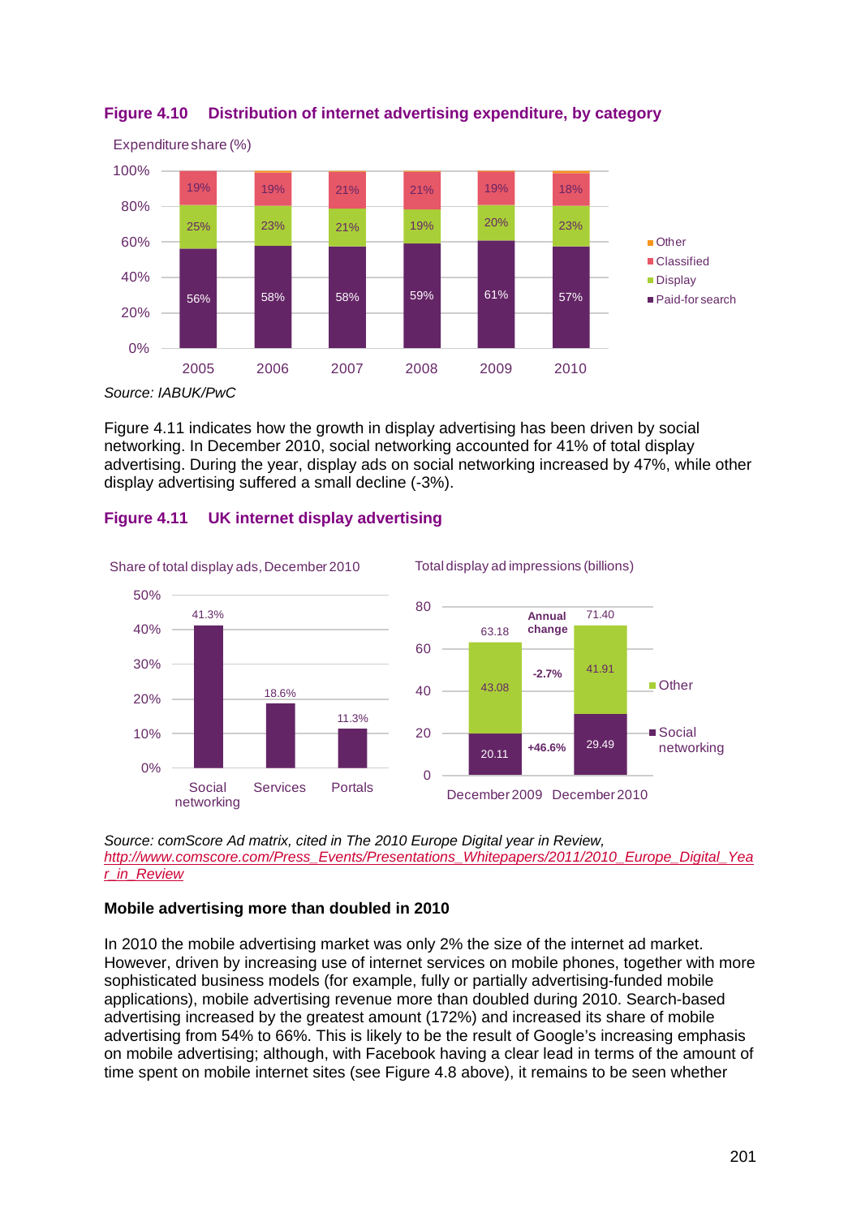**Figure 4.10 Distribution of internet advertising expenditure, by category**

Expenditure share (%)

| | 2005 | 2006 | 2007 | 2008 | 2009 | 2010 |
|---|---|---|---|---|---|---|
| Classified | 19% | 19% | 21% | 21% | 19% | 18% |
| Display | 25% | 23% | 21% | 19% | 20% | 23% |
| Paid-for search | 56% | 58% | 58% | 59% | 61% | 57% |

Source: IABUK/PwC

Figure 4.11 indicates how the growth in display advertising has been driven by social networking. In December 2010, social networking accounted for 41% of total display advertising. During the year, display ads on social networking increased by 47%, while other display advertising suffered a small decline (-3%).

**Figure 4.11 UK internet display advertising**

Share of total display ads, December 2010

| Social networking | Services | Portals |
|---|---|---|
| 41.3% | 18.6% | 11.3% |

Total display ad impressions (billions)

| | December 2009 | Annual change | December 2010 |
|---|---|---|---|
| Other | 43.08 | -2.7% | 41.91 |
| Social networking | 20.11 | +46.6% | 29.49 |
| Total | 63.18 | | 71.40 |

*Source: comScore Ad matrix, cited in The 2010 Europe Digital year in Review, http://www.comscore.com/Press_Events/Presentations_Whitepapers/2011/2010_Europe_Digital_Year_in_Review*

**Mobile advertising more than doubled in 2010**

In 2010 the mobile advertising market was only 2% the size of the internet ad market. However, driven by increasing use of internet services on mobile phones, together with more sophisticated business models (for example, fully or partially advertising-funded mobile applications), mobile advertising revenue more than doubled during 2010. Search-based advertising increased by the greatest amount (172%) and increased its share of mobile advertising from 54% to 66%. This is likely to be the result of Google's increasing emphasis on mobile advertising; although, with Facebook having a clear lead in terms of the amount of time spent on mobile internet sites (see Figure 4.8 above), it remains to be seen whether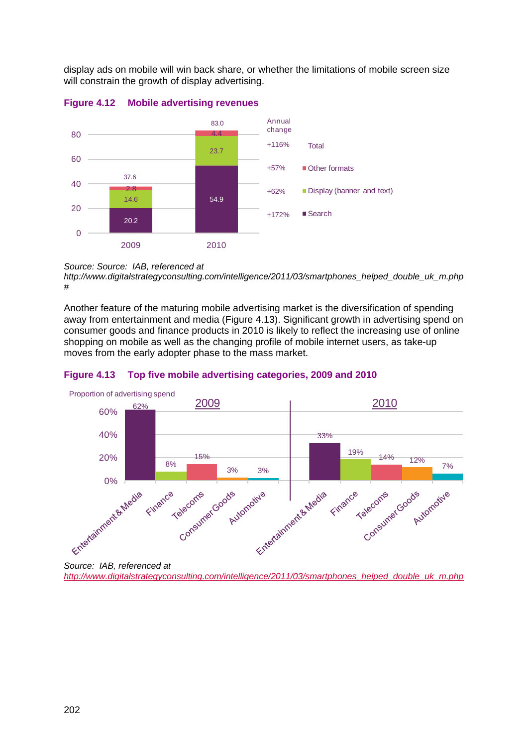display ads on mobile will win back share, or whether the limitations of mobile screen size will constrain the growth of display advertising.

**Figure 4.12 Mobile advertising revenues**

| | 2009 | 2010 | Annual change |
|---|---|---|---|
| Total | 37.6 | 83.0 | +116% |
| Other formats | 2.8 | 4.4 | +57% |
| Display (banner and text) | 14.6 | 23.7 | +62% |
| Search | 20.2 | 54.9 | +172% |

*Source: Source: IAB, referenced at http://www.digitalstrategyconsulting.com/intelligence/2011/03/smartphones_helped_double_uk_m.php#*

Another feature of the maturing mobile advertising market is the diversification of spending away from entertainment and media (Figure 4.13). Significant growth in advertising spend on consumer goods and finance products in 2010 is likely to reflect the increasing use of online shopping on mobile as well as the changing profile of mobile internet users, as take-up moves from the early adopter phase to the mass market.

**Figure 4.13 Top five mobile advertising categories, 2009 and 2010**

Proportion of advertising spend

| Category | 2009 | 2010 |
|---|---|---|
| Entertainment & Media | 62% | 33% |
| Finance | 8% | 19% |
| Telecoms | 15% | 14% |
| Consumer Goods | 3% | 12% |
| Automotive | 3% | 7% |

*Source: IAB, referenced at http://www.digitalstrategyconsulting.com/intelligence/2011/03/smartphones_helped_double_uk_m.php*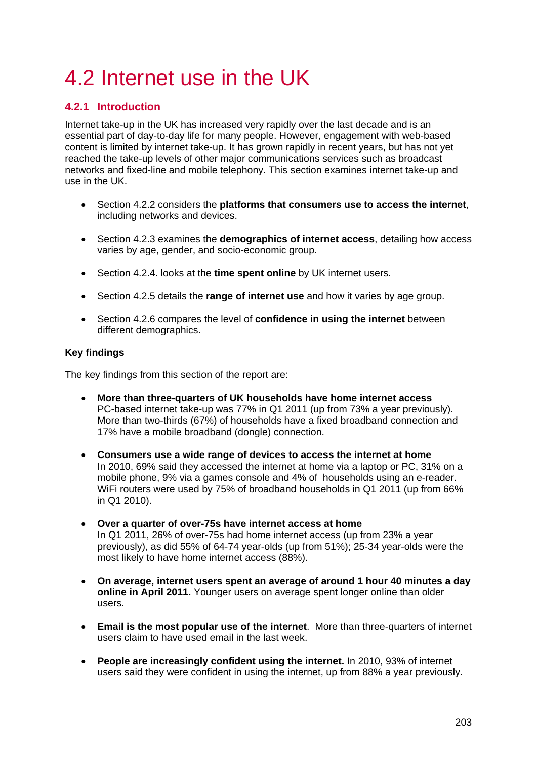# 4.2 Internet use in the UK

## 4.2.1 Introduction

Internet take-up in the UK has increased very rapidly over the last decade and is an essential part of day-to-day life for many people. However, engagement with web-based content is limited by internet take-up. It has grown rapidly in recent years, but has not yet reached the take-up levels of other major communications services such as broadcast networks and fixed-line and mobile telephony. This section examines internet take-up and use in the UK.

- Section 4.2.2 considers the **platforms that consumers use to access the internet**, including networks and devices.
- Section 4.2.3 examines the **demographics of internet access**, detailing how access varies by age, gender, and socio-economic group.
- Section 4.2.4. looks at the **time spent online** by UK internet users.
- Section 4.2.5 details the **range of internet use** and how it varies by age group.
- Section 4.2.6 compares the level of **confidence in using the internet** between different demographics.

### Key findings

The key findings from this section of the report are:

- **More than three-quarters of UK households have home internet access**
  PC-based internet take-up was 77% in Q1 2011 (up from 73% a year previously). More than two-thirds (67%) of households have a fixed broadband connection and 17% have a mobile broadband (dongle) connection.
- **Consumers use a wide range of devices to access the internet at home**
  In 2010, 69% said they accessed the internet at home via a laptop or PC, 31% on a mobile phone, 9% via a games console and 4% of households using an e-reader. WiFi routers were used by 75% of broadband households in Q1 2011 (up from 66% in Q1 2010).
- **Over a quarter of over-75s have internet access at home**
  In Q1 2011, 26% of over-75s had home internet access (up from 23% a year previously), as did 55% of 64-74 year-olds (up from 51%); 25-34 year-olds were the most likely to have home internet access (88%).
- **On average, internet users spent an average of around 1 hour 40 minutes a day online in April 2011.** Younger users on average spent longer online than older users.
- **Email is the most popular use of the internet**. More than three-quarters of internet users claim to have used email in the last week.
- **People are increasingly confident using the internet.** In 2010, 93% of internet users said they were confident in using the internet, up from 88% a year previously.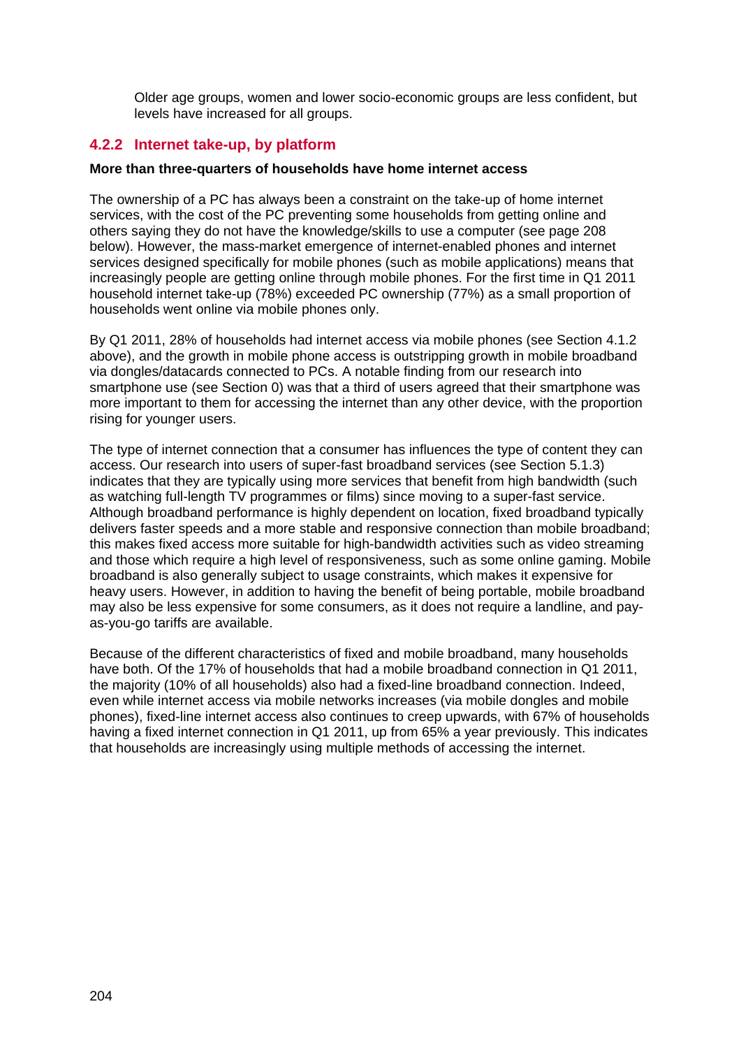Older age groups, women and lower socio-economic groups are less confident, but levels have increased for all groups.

### 4.2.2 Internet take-up, by platform

**More than three-quarters of households have home internet access**

The ownership of a PC has always been a constraint on the take-up of home internet services, with the cost of the PC preventing some households from getting online and others saying they do not have the knowledge/skills to use a computer (see page 208 below). However, the mass-market emergence of internet-enabled phones and internet services designed specifically for mobile phones (such as mobile applications) means that increasingly people are getting online through mobile phones. For the first time in Q1 2011 household internet take-up (78%) exceeded PC ownership (77%) as a small proportion of households went online via mobile phones only.

By Q1 2011, 28% of households had internet access via mobile phones (see Section 4.1.2 above), and the growth in mobile phone access is outstripping growth in mobile broadband via dongles/datacards connected to PCs. A notable finding from our research into smartphone use (see Section 0) was that a third of users agreed that their smartphone was more important to them for accessing the internet than any other device, with the proportion rising for younger users.

The type of internet connection that a consumer has influences the type of content they can access. Our research into users of super-fast broadband services (see Section 5.1.3) indicates that they are typically using more services that benefit from high bandwidth (such as watching full-length TV programmes or films) since moving to a super-fast service. Although broadband performance is highly dependent on location, fixed broadband typically delivers faster speeds and a more stable and responsive connection than mobile broadband; this makes fixed access more suitable for high-bandwidth activities such as video streaming and those which require a high level of responsiveness, such as some online gaming. Mobile broadband is also generally subject to usage constraints, which makes it expensive for heavy users. However, in addition to having the benefit of being portable, mobile broadband may also be less expensive for some consumers, as it does not require a landline, and pay-as-you-go tariffs are available.

Because of the different characteristics of fixed and mobile broadband, many households have both. Of the 17% of households that had a mobile broadband connection in Q1 2011, the majority (10% of all households) also had a fixed-line broadband connection. Indeed, even while internet access via mobile networks increases (via mobile dongles and mobile phones), fixed-line internet access also continues to creep upwards, with 67% of households having a fixed internet connection in Q1 2011, up from 65% a year previously. This indicates that households are increasingly using multiple methods of accessing the internet.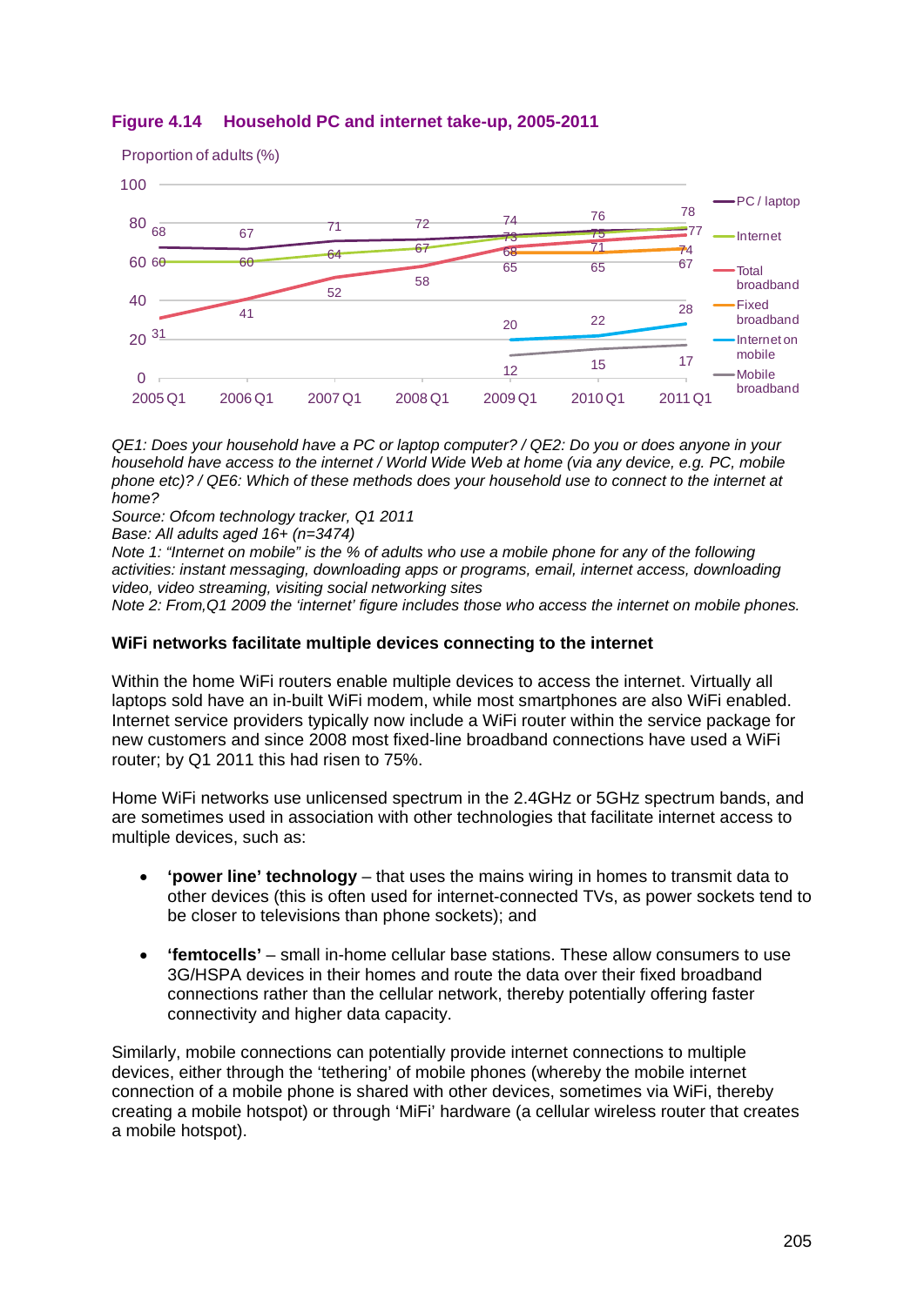**Figure 4.14 Household PC and internet take-up, 2005-2011**

Proportion of adults (%)

| | 2005 Q1 | 2006 Q1 | 2007 Q1 | 2008 Q1 | 2009 Q1 | 2010 Q1 | 2011 Q1 |
|---|---|---|---|---|---|---|---|
| PC / laptop | 68 | 67 | 71 | 72 | 74 | 76 | 77 |
| Internet | 60 | 60 | 64 | 67 | 73 | 75 | 78 |
| Total broadband | 31 | 41 | 52 | 58 | 68 | 71 | 74 |
| Fixed broadband | | | | | 65 | 65 | 67 |
| Internet on mobile | | | | | 20 | 22 | 28 |
| Mobile broadband | | | | | 12 | 15 | 17 |

*QE1: Does your household have a PC or laptop computer? / QE2: Do you or does anyone in your household have access to the internet / World Wide Web at home (via any device, e.g. PC, mobile phone etc)? / QE6: Which of these methods does your household use to connect to the internet at home?*
*Source: Ofcom technology tracker, Q1 2011*
*Base: All adults aged 16+ (n=3474)*
*Note 1: "Internet on mobile" is the % of adults who use a mobile phone for any of the following activities: instant messaging, downloading apps or programs, email, internet access, downloading video, video streaming, visiting social networking sites*
*Note 2: From,Q1 2009 the 'internet' figure includes those who access the internet on mobile phones.*

### WiFi networks facilitate multiple devices connecting to the internet

Within the home WiFi routers enable multiple devices to access the internet. Virtually all laptops sold have an in-built WiFi modem, while most smartphones are also WiFi enabled. Internet service providers typically now include a WiFi router within the service package for new customers and since 2008 most fixed-line broadband connections have used a WiFi router; by Q1 2011 this had risen to 75%.

Home WiFi networks use unlicensed spectrum in the 2.4GHz or 5GHz spectrum bands, and are sometimes used in association with other technologies that facilitate internet access to multiple devices, such as:

- **'power line' technology** – that uses the mains wiring in homes to transmit data to other devices (this is often used for internet-connected TVs, as power sockets tend to be closer to televisions than phone sockets); and
- **'femtocells'** – small in-home cellular base stations. These allow consumers to use 3G/HSPA devices in their homes and route the data over their fixed broadband connections rather than the cellular network, thereby potentially offering faster connectivity and higher data capacity.

Similarly, mobile connections can potentially provide internet connections to multiple devices, either through the 'tethering' of mobile phones (whereby the mobile internet connection of a mobile phone is shared with other devices, sometimes via WiFi, thereby creating a mobile hotspot) or through 'MiFi' hardware (a cellular wireless router that creates a mobile hotspot).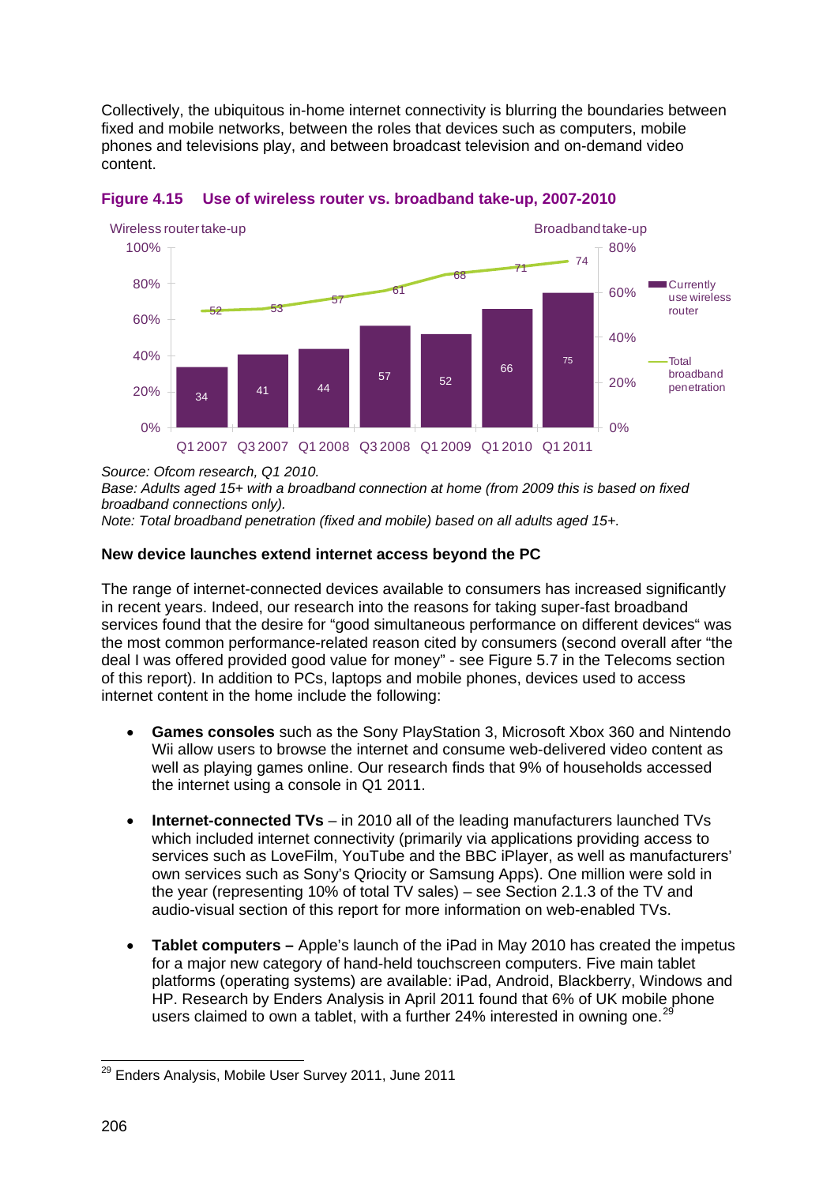Collectively, the ubiquitous in-home internet connectivity is blurring the boundaries between fixed and mobile networks, between the roles that devices such as computers, mobile phones and televisions play, and between broadcast television and on-demand video content.

**Figure 4.15 Use of wireless router vs. broadband take-up, 2007-2010**

| | Q1 2007 | Q3 2007 | Q1 2008 | Q3 2008 | Q1 2009 | Q1 2010 | Q1 2011 |
|---|---|---|---|---|---|---|---|
| Currently use wireless router (Wireless router take-up, %) | 34 | 41 | 44 | 57 | 52 | 66 | 75 |
| Total broadband penetration (Broadband take-up, %) | 52 | 53 | 57 | 61 | 68 | 71 | 74 |

*Source: Ofcom research, Q1 2010.*
*Base: Adults aged 15+ with a broadband connection at home (from 2009 this is based on fixed broadband connections only).*
*Note: Total broadband penetration (fixed and mobile) based on all adults aged 15+.*

**New device launches extend internet access beyond the PC**

The range of internet-connected devices available to consumers has increased significantly in recent years. Indeed, our research into the reasons for taking super-fast broadband services found that the desire for "good simultaneous performance on different devices" was the most common performance-related reason cited by consumers (second overall after "the deal I was offered provided good value for money" - see Figure 5.7 in the Telecoms section of this report). In addition to PCs, laptops and mobile phones, devices used to access internet content in the home include the following:

- **Games consoles** such as the Sony PlayStation 3, Microsoft Xbox 360 and Nintendo Wii allow users to browse the internet and consume web-delivered video content as well as playing games online. Our research finds that 9% of households accessed the internet using a console in Q1 2011.

- **Internet-connected TVs** – in 2010 all of the leading manufacturers launched TVs which included internet connectivity (primarily via applications providing access to services such as LoveFilm, YouTube and the BBC iPlayer, as well as manufacturers' own services such as Sony's Qriocity or Samsung Apps). One million were sold in the year (representing 10% of total TV sales) – see Section 2.1.3 of the TV and audio-visual section of this report for more information on web-enabled TVs.

- **Tablet computers –** Apple's launch of the iPad in May 2010 has created the impetus for a major new category of hand-held touchscreen computers. Five main tablet platforms (operating systems) are available: iPad, Android, Blackberry, Windows and HP. Research by Enders Analysis in April 2011 found that 6% of UK mobile phone users claimed to own a tablet, with a further 24% interested in owning one.[29]

---

[29] Enders Analysis, Mobile User Survey 2011, June 2011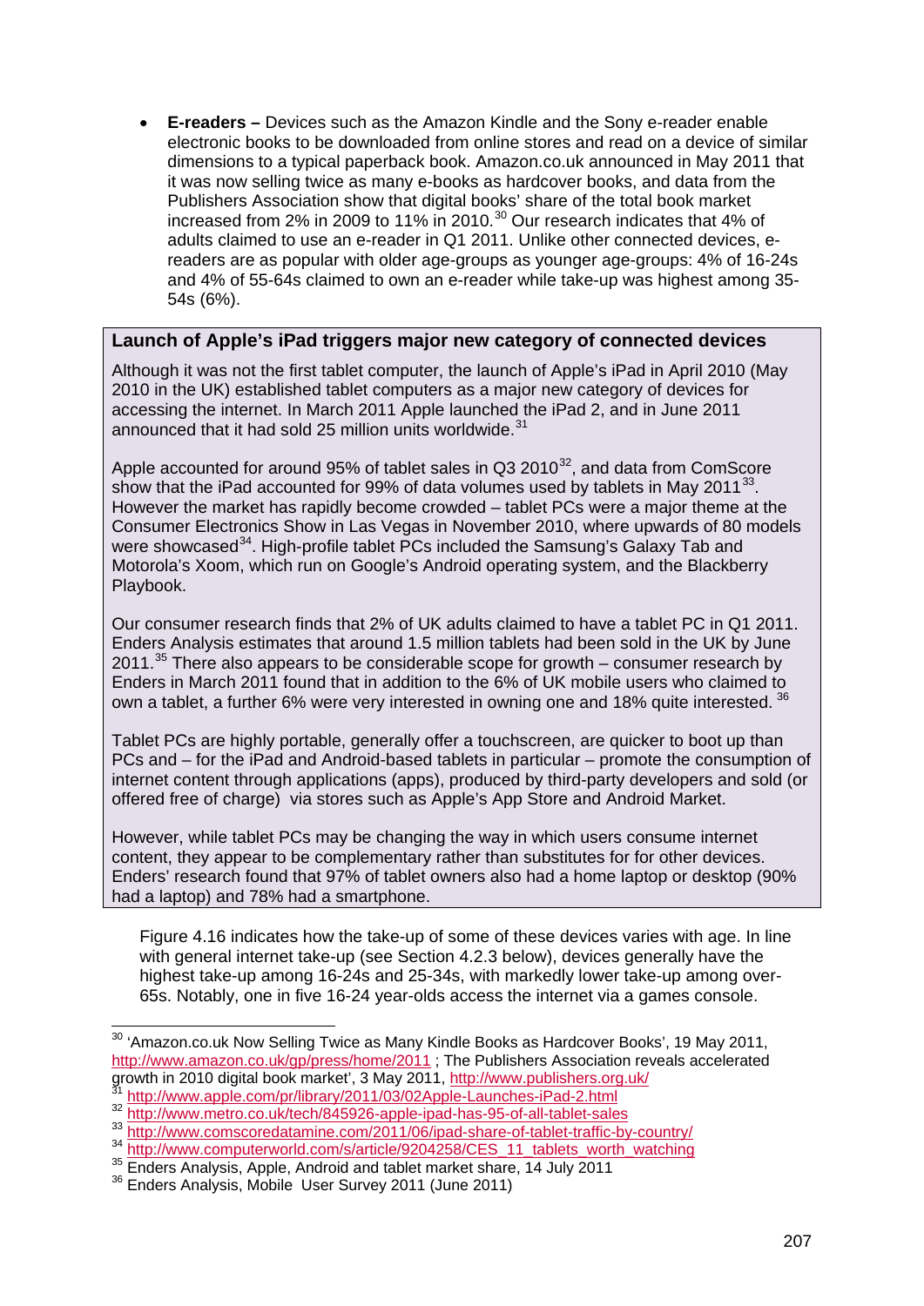- **E-readers –** Devices such as the Amazon Kindle and the Sony e-reader enable electronic books to be downloaded from online stores and read on a device of similar dimensions to a typical paperback book. Amazon.co.uk announced in May 2011 that it was now selling twice as many e-books as hardcover books, and data from the Publishers Association show that digital books' share of the total book market increased from 2% in 2009 to 11% in 2010.[30] Our research indicates that 4% of adults claimed to use an e-reader in Q1 2011. Unlike other connected devices, e-readers are as popular with older age-groups as younger age-groups: 4% of 16-24s and 4% of 55-64s claimed to own an e-reader while take-up was highest among 35-54s (6%).

### Launch of Apple's iPad triggers major new category of connected devices

Although it was not the first tablet computer, the launch of Apple's iPad in April 2010 (May 2010 in the UK) established tablet computers as a major new category of devices for accessing the internet. In March 2011 Apple launched the iPad 2, and in June 2011 announced that it had sold 25 million units worldwide.[31]

Apple accounted for around 95% of tablet sales in Q3 2010[32], and data from ComScore show that the iPad accounted for 99% of data volumes used by tablets in May 2011[33]. However the market has rapidly become crowded – tablet PCs were a major theme at the Consumer Electronics Show in Las Vegas in November 2010, where upwards of 80 models were showcased[34]. High-profile tablet PCs included the Samsung's Galaxy Tab and Motorola's Xoom, which run on Google's Android operating system, and the Blackberry Playbook.

Our consumer research finds that 2% of UK adults claimed to have a tablet PC in Q1 2011. Enders Analysis estimates that around 1.5 million tablets had been sold in the UK by June 2011.[35] There also appears to be considerable scope for growth – consumer research by Enders in March 2011 found that in addition to the 6% of UK mobile users who claimed to own a tablet, a further 6% were very interested in owning one and 18% quite interested.[36]

Tablet PCs are highly portable, generally offer a touchscreen, are quicker to boot up than PCs and – for the iPad and Android-based tablets in particular – promote the consumption of internet content through applications (apps), produced by third-party developers and sold (or offered free of charge) via stores such as Apple's App Store and Android Market.

However, while tablet PCs may be changing the way in which users consume internet content, they appear to be complementary rather than substitutes for for other devices. Enders' research found that 97% of tablet owners also had a home laptop or desktop (90% had a laptop) and 78% had a smartphone.

Figure 4.16 indicates how the take-up of some of these devices varies with age. In line with general internet take-up (see Section 4.2.3 below), devices generally have the highest take-up among 16-24s and 25-34s, with markedly lower take-up among over-65s. Notably, one in five 16-24 year-olds access the internet via a games console.

---

[30] 'Amazon.co.uk Now Selling Twice as Many Kindle Books as Hardcover Books', 19 May 2011, http://www.amazon.co.uk/gp/press/home/2011 ; The Publishers Association reveals accelerated growth in 2010 digital book market', 3 May 2011, http://www.publishers.org.uk/

[31] http://www.apple.com/pr/library/2011/03/02Apple-Launches-iPad-2.html

[32] http://www.metro.co.uk/tech/845926-apple-ipad-has-95-of-all-tablet-sales

[33] http://www.comscoredatamine.com/2011/06/ipad-share-of-tablet-traffic-by-country/

[34] http://www.computerworld.com/s/article/9204258/CES_11_tablets_worth_watching

[35] Enders Analysis, Apple, Android and tablet market share, 14 July 2011

[36] Enders Analysis, Mobile User Survey 2011 (June 2011)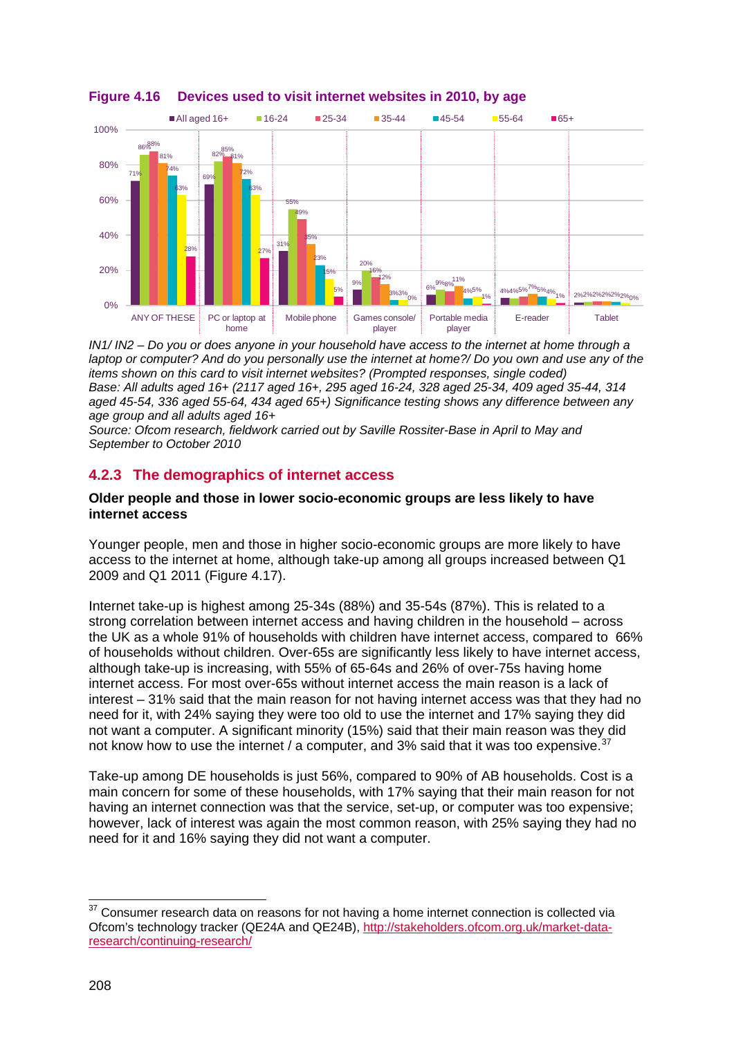**Figure 4.16 Devices used to visit internet websites in 2010, by age**

| | All aged 16+ | 16-24 | 25-34 | 35-44 | 45-54 | 55-64 | 65+ |
|---|---|---|---|---|---|---|---|
| ANY OF THESE | 71% | 86% | 88% | 81% | 74% | 63% | 28% |
| PC or laptop at home | 69% | 82% | 85% | 81% | 72% | 63% | 27% |
| Mobile phone | 31% | 55% | 49% | 35% | 23% | 15% | 5% |
| Games console/ player | 9% | 20% | 16% | 12% | 3% | 3% | 0% |
| Portable media player | 6% | 9% | 8% | 11% | 4% | 5% | 1% |
| E-reader | 4% | 4% | 5% | 7% | 5% | 4% | 1% |
| Tablet | 2% | 2% | 2% | 2% | 2% | 2% | 0% |

*IN1/ IN2 – Do you or does anyone in your household have access to the internet at home through a laptop or computer? And do you personally use the internet at home?/ Do you own and use any of the items shown on this card to visit internet websites? (Prompted responses, single coded)*
*Base: All adults aged 16+ (2117 aged 16+, 295 aged 16-24, 328 aged 25-34, 409 aged 35-44, 314 aged 45-54, 336 aged 55-64, 434 aged 65+) Significance testing shows any difference between any age group and all adults aged 16+*
*Source: Ofcom research, fieldwork carried out by Saville Rossiter-Base in April to May and September to October 2010*

### 4.2.3 The demographics of internet access

**Older people and those in lower socio-economic groups are less likely to have internet access**

Younger people, men and those in higher socio-economic groups are more likely to have access to the internet at home, although take-up among all groups increased between Q1 2009 and Q1 2011 (Figure 4.17).

Internet take-up is highest among 25-34s (88%) and 35-54s (87%). This is related to a strong correlation between internet access and having children in the household – across the UK as a whole 91% of households with children have internet access, compared to 66% of households without children. Over-65s are significantly less likely to have internet access, although take-up is increasing, with 55% of 65-64s and 26% of over-75s having home internet access. For most over-65s without internet access the main reason is a lack of interest – 31% said that the main reason for not having internet access was that they had no need for it, with 24% saying they were too old to use the internet and 17% saying they did not want a computer. A significant minority (15%) said that their main reason was they did not know how to use the internet / a computer, and 3% said that it was too expensive.[37]

Take-up among DE households is just 56%, compared to 90% of AB households. Cost is a main concern for some of these households, with 17% saying that their main reason for not having an internet connection was that the service, set-up, or computer was too expensive; however, lack of interest was again the most common reason, with 25% saying they had no need for it and 16% saying they did not want a computer.

[37] Consumer research data on reasons for not having a home internet connection is collected via Ofcom's technology tracker (QE24A and QE24B), http://stakeholders.ofcom.org.uk/market-data-research/continuing-research/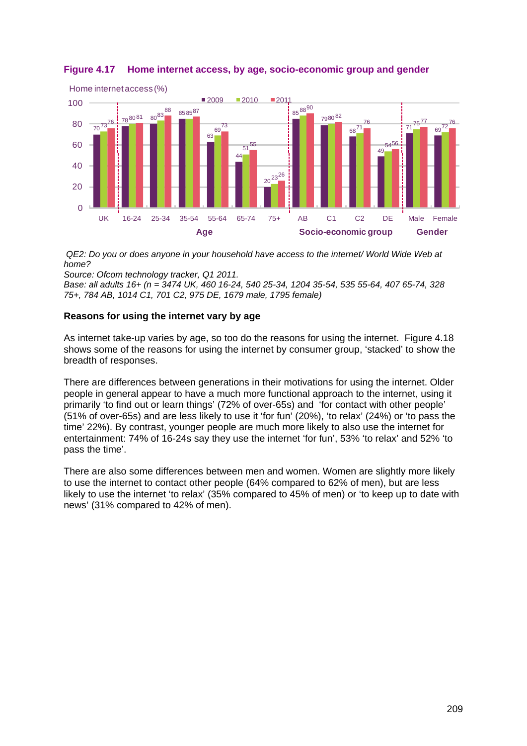**Figure 4.17 Home internet access, by age, socio-economic group and gender**

Home internet access (%)

| | 2009 | 2010 | 2011 |
|---|---|---|---|
| UK | 70 | 73 | 76 |
| **Age** | | | |
| 16-24 | 78 | 80 | 81 |
| 25-34 | 80 | 83 | 88 |
| 35-54 | 85 | 85 | 87 |
| 55-64 | 63 | 69 | 73 |
| 65-74 | 44 | 51 | 55 |
| 75+ | 20 | 23 | 26 |
| **Socio-economic group** | | | |
| AB | 85 | 88 | 90 |
| C1 | 79 | 80 | 82 |
| C2 | 68 | 71 | 76 |
| DE | 49 | 54 | 56 |
| **Gender** | | | |
| Male | 71 | 75 | 77 |
| Female | 69 | 72 | 76 |

*QE2: Do you or does anyone in your household have access to the internet/ World Wide Web at home?*
*Source: Ofcom technology tracker, Q1 2011.*
*Base: all adults 16+ (n = 3474 UK, 460 16-24, 540 25-34, 1204 35-54, 535 55-64, 407 65-74, 328 75+, 784 AB, 1014 C1, 701 C2, 975 DE, 1679 male, 1795 female)*

**Reasons for using the internet vary by age**

As internet take-up varies by age, so too do the reasons for using the internet. Figure 4.18 shows some of the reasons for using the internet by consumer group, 'stacked' to show the breadth of responses.

There are differences between generations in their motivations for using the internet. Older people in general appear to have a much more functional approach to the internet, using it primarily 'to find out or learn things' (72% of over-65s) and 'for contact with other people' (51% of over-65s) and are less likely to use it 'for fun' (20%), 'to relax' (24%) or 'to pass the time' 22%). By contrast, younger people are much more likely to also use the internet for entertainment: 74% of 16-24s say they use the internet 'for fun', 53% 'to relax' and 52% 'to pass the time'.

There are also some differences between men and women. Women are slightly more likely to use the internet to contact other people (64% compared to 62% of men), but are less likely to use the internet 'to relax' (35% compared to 45% of men) or 'to keep up to date with news' (31% compared to 42% of men).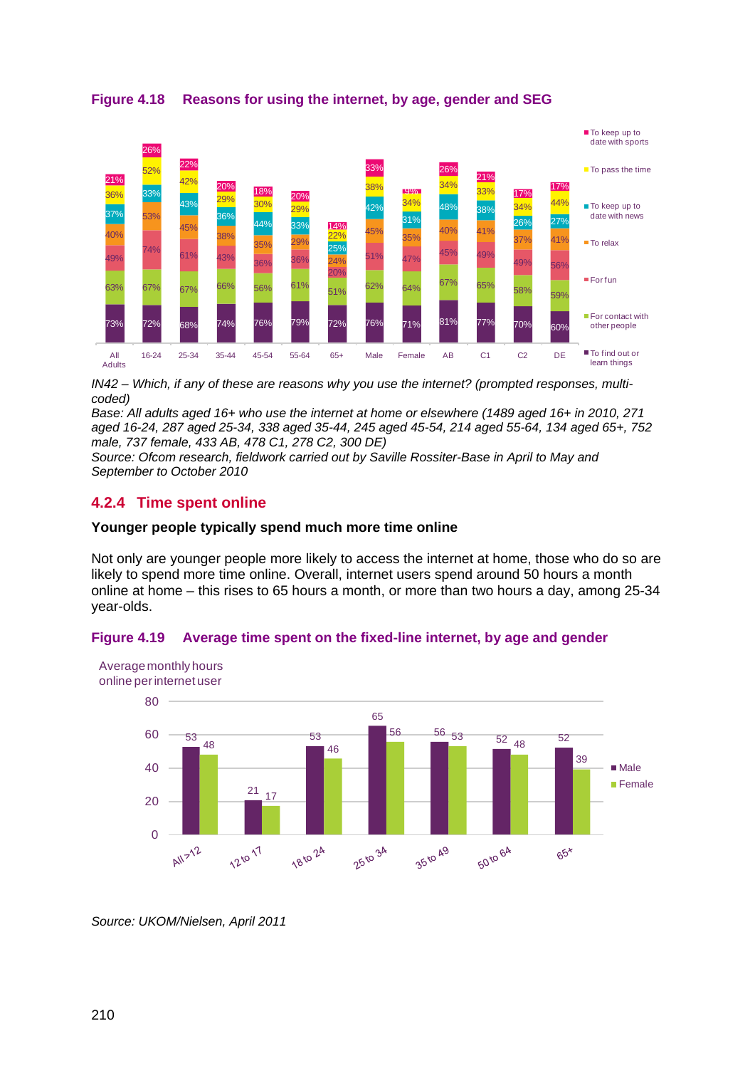**Figure 4.18 Reasons for using the internet, by age, gender and SEG**

| | All Adults | 16-24 | 25-34 | 35-44 | 45-54 | 55-64 | 65+ | Male | Female | AB | C1 | C2 | DE |
|---|---|---|---|---|---|---|---|---|---|---|---|---|---|
| To keep up to date with sports | 21% | 26% | 22% | 20% | 18% | 20% | 14% | 33% | 9% | 26% | 21% | 17% | 17% |
| To pass the time | 36% | 52% | 42% | 29% | 30% | 29% | 22% | 38% | 34% | 34% | 33% | 34% | 44% |
| To keep up to date with news | 37% | 33% | 43% | 36% | 44% | 33% | 25% | 42% | 31% | 48% | 38% | 26% | 27% |
| To relax | 40% | 53% | 45% | 38% | 35% | 29% | 24% | 45% | 35% | 40% | 41% | 37% | 41% |
| For fun | 49% | 74% | 61% | 43% | 36% | 36% | 20% | 51% | 47% | 45% | 49% | 49% | 56% |
| For contact with other people | 63% | 67% | 67% | 66% | 56% | 61% | 51% | 62% | 64% | 67% | 65% | 58% | 59% |
| To find out or learn things | 73% | 72% | 68% | 74% | 76% | 79% | 72% | 76% | 71% | 81% | 77% | 70% | 60% |

*IN42 – Which, if any of these are reasons why you use the internet? (prompted responses, multi-coded)*
*Base: All adults aged 16+ who use the internet at home or elsewhere (1489 aged 16+ in 2010, 271 aged 16-24, 287 aged 25-34, 338 aged 35-44, 245 aged 45-54, 214 aged 55-64, 134 aged 65+, 752 male, 737 female, 433 AB, 478 C1, 278 C2, 300 DE)*
*Source: Ofcom research, fieldwork carried out by Saville Rossiter-Base in April to May and September to October 2010*

### 4.2.4 Time spent online

**Younger people typically spend much more time online**

Not only are younger people more likely to access the internet at home, those who do so are likely to spend more time online. Overall, internet users spend around 50 hours a month online at home – this rises to 65 hours a month, or more than two hours a day, among 25-34 year-olds.

**Figure 4.19 Average time spent on the fixed-line internet, by age and gender**

Average monthly hours online per internet user

| | All >12 | 12 to 17 | 18 to 24 | 25 to 34 | 35 to 49 | 50 to 64 | 65+ |
|---|---|---|---|---|---|---|---|
| Male | 53 | 21 | 53 | 65 | 56 | 52 | 52 |
| Female | 48 | 17 | 46 | 56 | 53 | 48 | 39 |

*Source: UKOM/Nielsen, April 2011*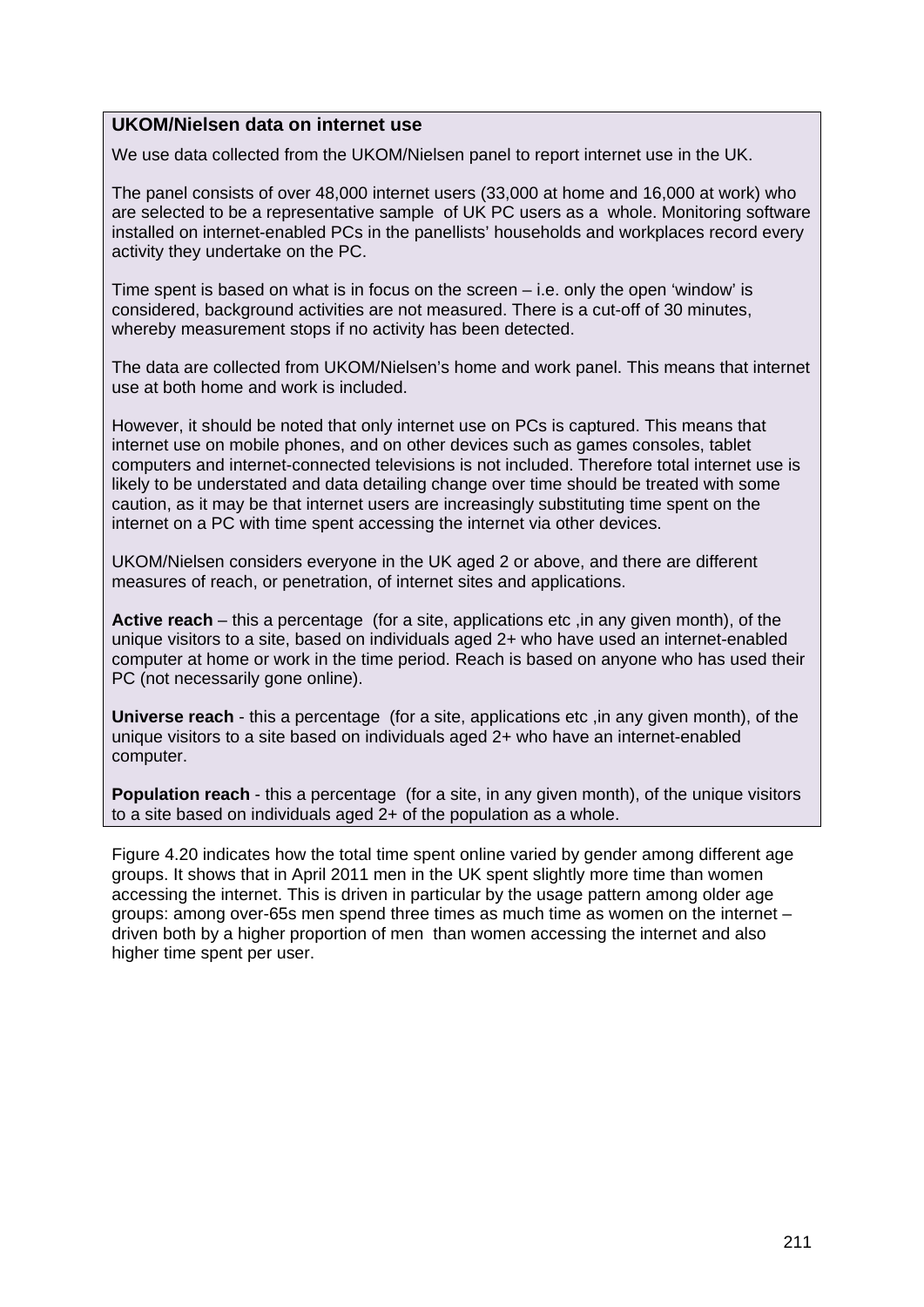**UKOM/Nielsen data on internet use**

We use data collected from the UKOM/Nielsen panel to report internet use in the UK.

The panel consists of over 48,000 internet users (33,000 at home and 16,000 at work) who are selected to be a representative sample of UK PC users as a whole. Monitoring software installed on internet-enabled PCs in the panellists' households and workplaces record every activity they undertake on the PC.

Time spent is based on what is in focus on the screen – i.e. only the open 'window' is considered, background activities are not measured. There is a cut-off of 30 minutes, whereby measurement stops if no activity has been detected.

The data are collected from UKOM/Nielsen's home and work panel. This means that internet use at both home and work is included.

However, it should be noted that only internet use on PCs is captured. This means that internet use on mobile phones, and on other devices such as games consoles, tablet computers and internet-connected televisions is not included. Therefore total internet use is likely to be understated and data detailing change over time should be treated with some caution, as it may be that internet users are increasingly substituting time spent on the internet on a PC with time spent accessing the internet via other devices.

UKOM/Nielsen considers everyone in the UK aged 2 or above, and there are different measures of reach, or penetration, of internet sites and applications.

**Active reach** – this a percentage (for a site, applications etc ,in any given month), of the unique visitors to a site, based on individuals aged 2+ who have used an internet-enabled computer at home or work in the time period. Reach is based on anyone who has used their PC (not necessarily gone online).

**Universe reach** - this a percentage (for a site, applications etc ,in any given month), of the unique visitors to a site based on individuals aged 2+ who have an internet-enabled computer.

**Population reach** - this a percentage (for a site, in any given month), of the unique visitors to a site based on individuals aged 2+ of the population as a whole.

Figure 4.20 indicates how the total time spent online varied by gender among different age groups. It shows that in April 2011 men in the UK spent slightly more time than women accessing the internet. This is driven in particular by the usage pattern among older age groups: among over-65s men spend three times as much time as women on the internet – driven both by a higher proportion of men than women accessing the internet and also higher time spent per user.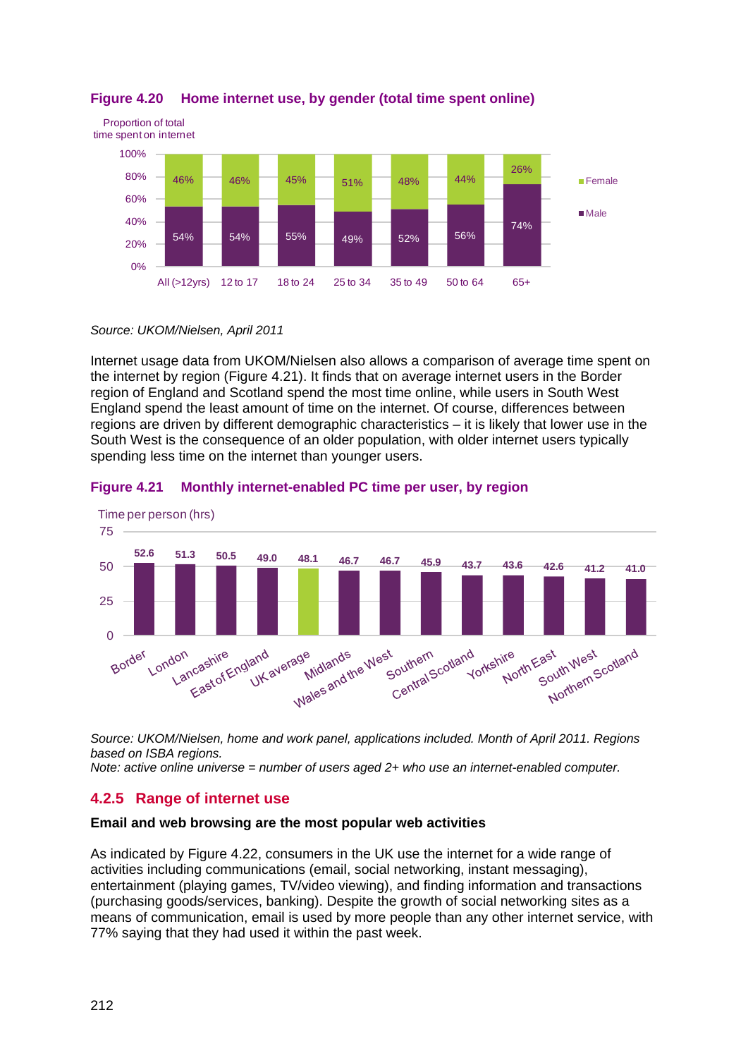**Figure 4.20 Home internet use, by gender (total time spent online)**

Proportion of total time spent on internet

| | All (>12yrs) | 12 to 17 | 18 to 24 | 25 to 34 | 35 to 49 | 50 to 64 | 65+ |
|---|---|---|---|---|---|---|---|
| Female | 46% | 46% | 45% | 51% | 48% | 44% | 26% |
| Male | 54% | 54% | 55% | 49% | 52% | 56% | 74% |

*Source: UKOM/Nielsen, April 2011*

Internet usage data from UKOM/Nielsen also allows a comparison of average time spent on the internet by region (Figure 4.21). It finds that on average internet users in the Border region of England and Scotland spend the most time online, while users in South West England spend the least amount of time on the internet. Of course, differences between regions are driven by different demographic characteristics – it is likely that lower use in the South West is the consequence of an older population, with older internet users typically spending less time on the internet than younger users.

**Figure 4.21 Monthly internet-enabled PC time per user, by region**

Time per person (hrs)

| Region | Time per person (hrs) |
|---|---|
| Border | 52.6 |
| London | 51.3 |
| Lancashire | 50.5 |
| East of England | 49.0 |
| UK average | 48.1 |
| Midlands | 46.7 |
| Wales and the West | 46.7 |
| Southern | 45.9 |
| Central Scotland | 43.7 |
| Yorkshire | 43.6 |
| North East | 42.6 |
| South West | 41.2 |
| Northern Scotland | 41.0 |

*Source: UKOM/Nielsen, home and work panel, applications included. Month of April 2011. Regions based on ISBA regions.*
*Note: active online universe = number of users aged 2+ who use an internet-enabled computer.*

## 4.2.5 Range of internet use

**Email and web browsing are the most popular web activities**

As indicated by Figure 4.22, consumers in the UK use the internet for a wide range of activities including communications (email, social networking, instant messaging), entertainment (playing games, TV/video viewing), and finding information and transactions (purchasing goods/services, banking). Despite the growth of social networking sites as a means of communication, email is used by more people than any other internet service, with 77% saying that they had used it within the past week.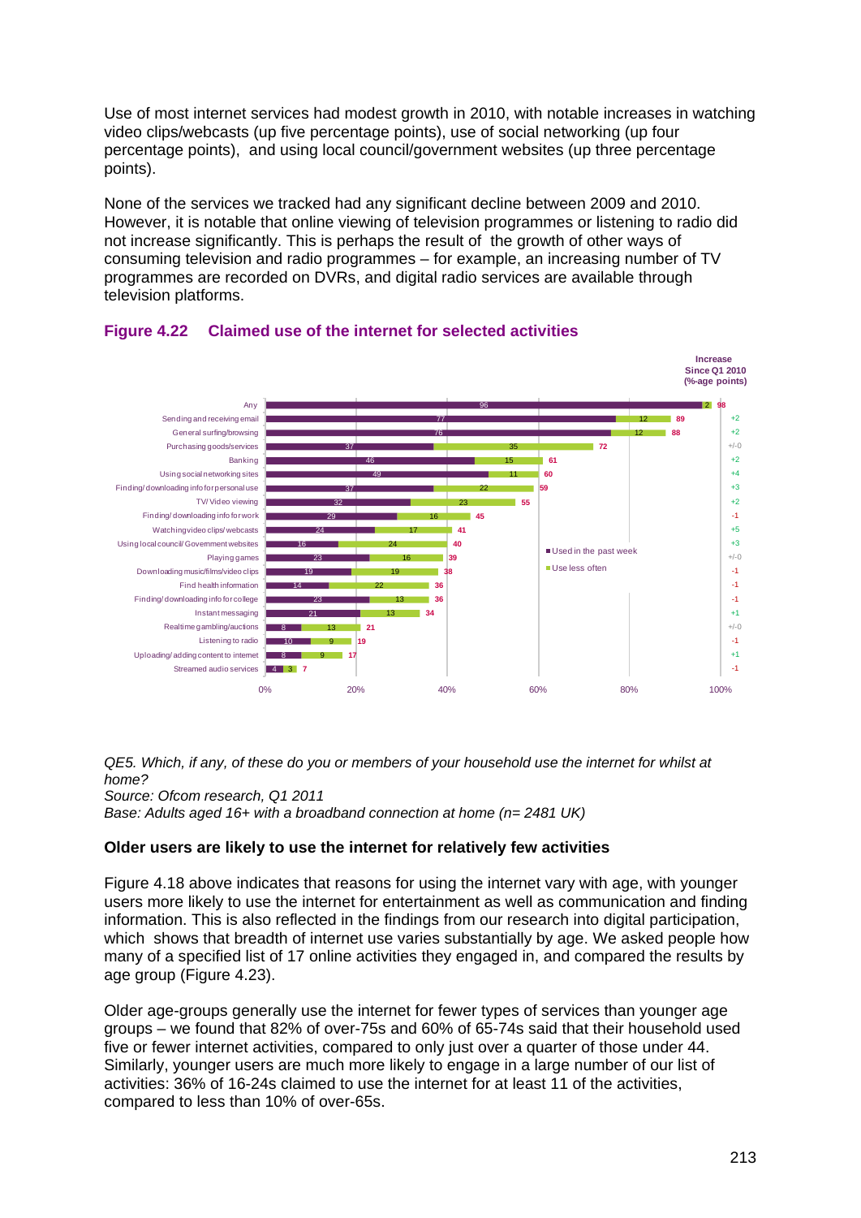Use of most internet services had modest growth in 2010, with notable increases in watching video clips/webcasts (up five percentage points), use of social networking (up four percentage points), and using local council/government websites (up three percentage points).

None of the services we tracked had any significant decline between 2009 and 2010. However, it is notable that online viewing of television programmes or listening to radio did not increase significantly. This is perhaps the result of the growth of other ways of consuming television and radio programmes – for example, an increasing number of TV programmes are recorded on DVRs, and digital radio services are available through television platforms.

### Figure 4.22 Claimed use of the internet for selected activities

| Activity | Used in the past week | Use less often | Total | Increase Since Q1 2010 (%-age points) |
|---|---|---|---|---|
| Any | 96 | 2 | 98 | |
| Sending and receiving email | 77 | 12 | 89 | +2 |
| General surfing/browsing | 76 | 12 | 88 | +2 |
| Purchasing goods/services | 37 | 35 | 72 | +/-0 |
| Banking | 46 | 15 | 61 | +2 |
| Using social networking sites | 49 | 11 | 60 | +4 |
| Finding/downloading info for personal use | 37 | 22 | 59 | +3 |
| TV/Video viewing | 32 | 23 | 55 | +2 |
| Finding/downloading info for work | 29 | 16 | 45 | -1 |
| Watching video clips/webcasts | 24 | 17 | 41 | +5 |
| Using local council/Government websites | 16 | 24 | 40 | +3 |
| Playing games | 23 | 16 | 39 | +/-0 |
| Downloading music/films/video clips | 19 | 19 | 38 | -1 |
| Find health information | 14 | 22 | 36 | -1 |
| Finding/downloading info for college | 23 | 13 | 36 | -1 |
| Instant messaging | 21 | 13 | 34 | +1 |
| Realtime gambling/auctions | 8 | 13 | 21 | +/-0 |
| Listening to radio | 10 | 9 | 19 | -1 |
| Uploading/adding content to internet | 8 | 9 | 17 | +1 |
| Streamed audio services | 4 | 3 | 7 | -1 |

*QE5. Which, if any, of these do you or members of your household use the internet for whilst at home?*
*Source: Ofcom research, Q1 2011*
*Base: Adults aged 16+ with a broadband connection at home (n= 2481 UK)*

**Older users are likely to use the internet for relatively few activities**

Figure 4.18 above indicates that reasons for using the internet vary with age, with younger users more likely to use the internet for entertainment as well as communication and finding information. This is also reflected in the findings from our research into digital participation, which shows that breadth of internet use varies substantially by age. We asked people how many of a specified list of 17 online activities they engaged in, and compared the results by age group (Figure 4.23).

Older age-groups generally use the internet for fewer types of services than younger age groups – we found that 82% of over-75s and 60% of 65-74s said that their household used five or fewer internet activities, compared to only just over a quarter of those under 44. Similarly, younger users are much more likely to engage in a large number of our list of activities: 36% of 16-24s claimed to use the internet for at least 11 of the activities, compared to less than 10% of over-65s.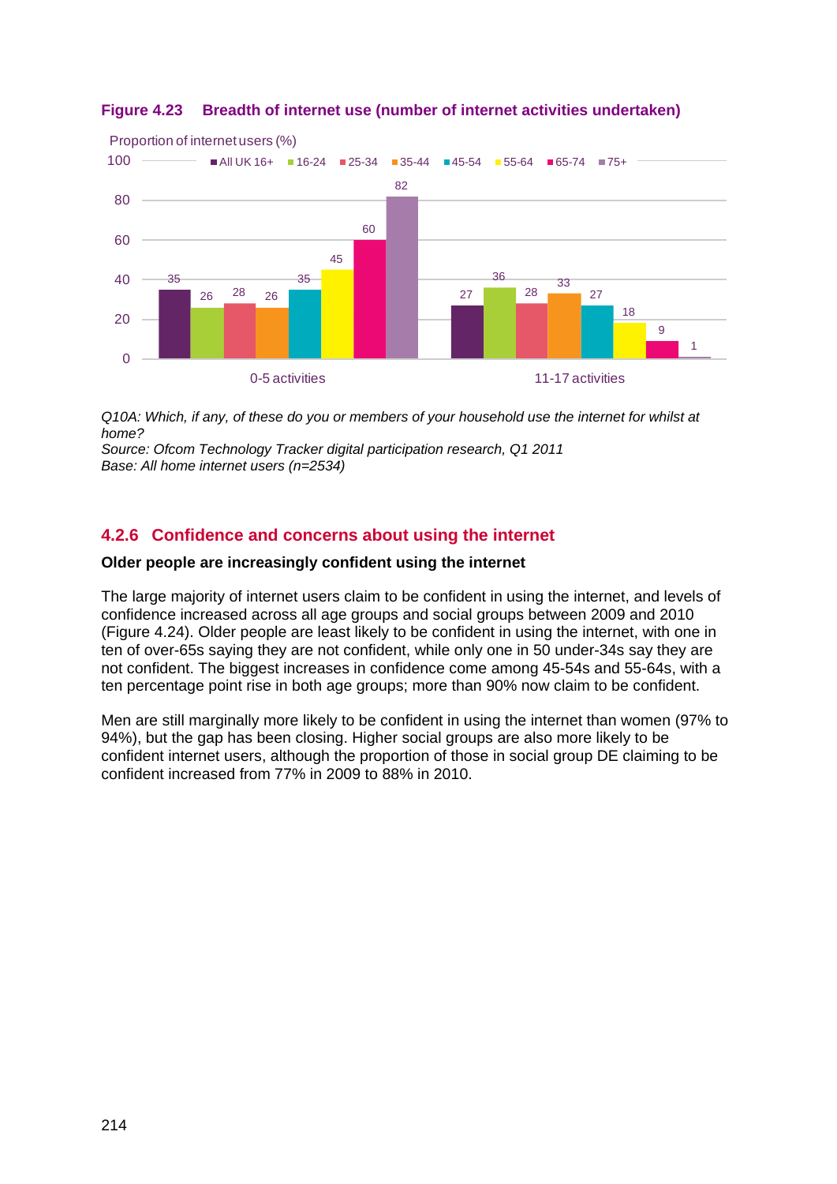**Figure 4.23 Breadth of internet use (number of internet activities undertaken)**

Proportion of internet users (%)

| | All UK 16+ | 16-24 | 25-34 | 35-44 | 45-54 | 55-64 | 65-74 | 75+ |
|---|---|---|---|---|---|---|---|---|
| 0-5 activities | 35 | 26 | 28 | 26 | 35 | 45 | 60 | 82 |
| 11-17 activities | 27 | 36 | 28 | 33 | 27 | 18 | 9 | 1 |

*Q10A: Which, if any, of these do you or members of your household use the internet for whilst at home?*
*Source: Ofcom Technology Tracker digital participation research, Q1 2011*
*Base: All home internet users (n=2534)*

### 4.2.6 Confidence and concerns about using the internet

**Older people are increasingly confident using the internet**

The large majority of internet users claim to be confident in using the internet, and levels of confidence increased across all age groups and social groups between 2009 and 2010 (Figure 4.24). Older people are least likely to be confident in using the internet, with one in ten of over-65s saying they are not confident, while only one in 50 under-34s say they are not confident. The biggest increases in confidence come among 45-54s and 55-64s, with a ten percentage point rise in both age groups; more than 90% now claim to be confident.

Men are still marginally more likely to be confident in using the internet than women (97% to 94%), but the gap has been closing. Higher social groups are also more likely to be confident internet users, although the proportion of those in social group DE claiming to be confident increased from 77% in 2009 to 88% in 2010.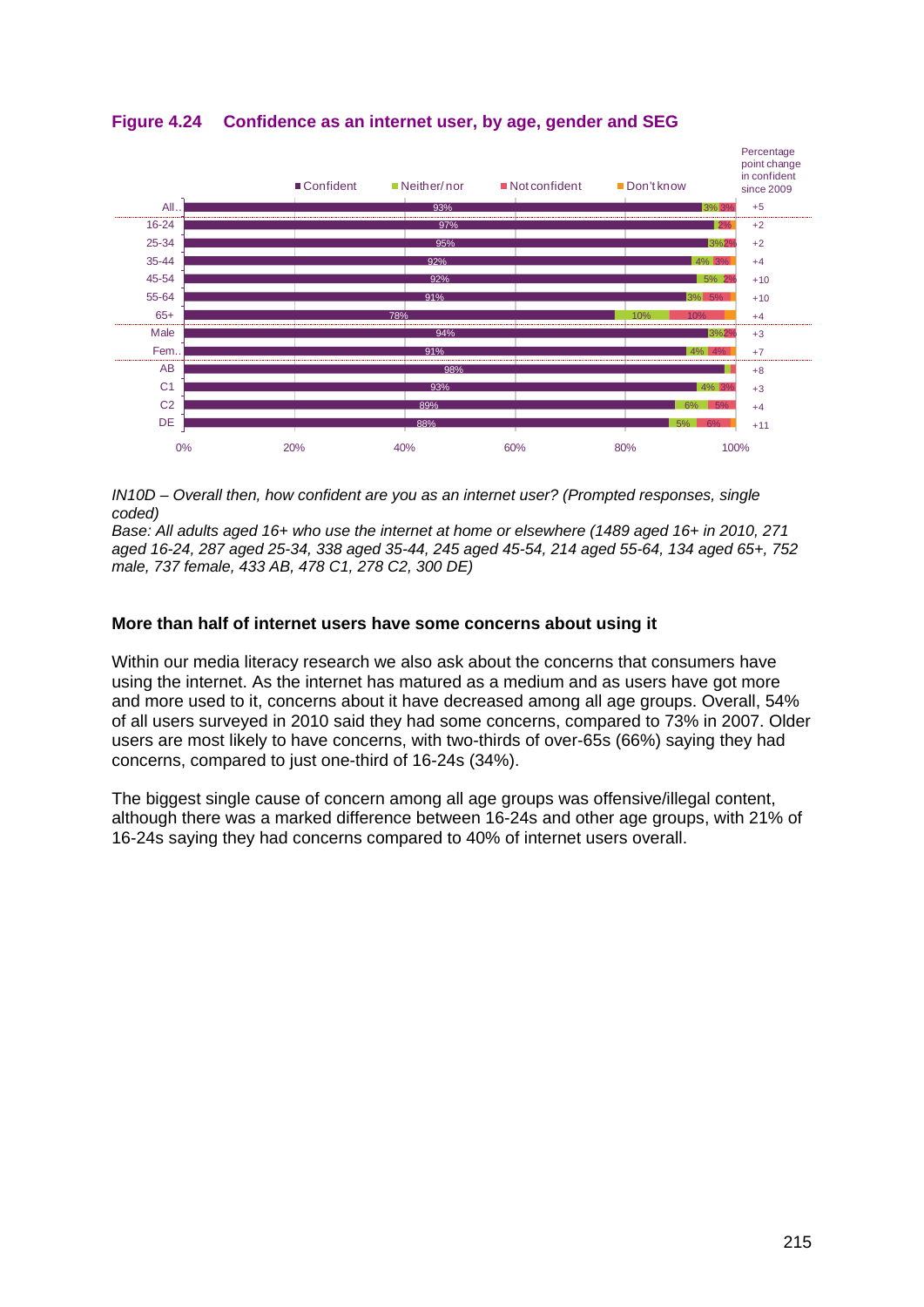**Figure 4.24 Confidence as an internet user, by age, gender and SEG**

| | Confident | Neither/nor | Not confident | Don't know | Percentage point change in confident since 2009 |
|---|---|---|---|---|---|
| All | 93% | 3% | 3% | | +5 |
| 16-24 | 97% | | 2% | | +2 |
| 25-34 | 95% | 3% | 2% | | +2 |
| 35-44 | 92% | 4% | 3% | | +4 |
| 45-54 | 92% | 5% | 2% | | +10 |
| 55-64 | 91% | 3% | 5% | | +10 |
| 65+ | 78% | 10% | 10% | | +4 |
| Male | 94% | 3% | 2% | | +3 |
| Female | 91% | 4% | 4% | | +7 |
| AB | 98% | | | | +8 |
| C1 | 93% | 4% | 3% | | +3 |
| C2 | 89% | 6% | 5% | | +4 |
| DE | 88% | 5% | 6% | | +11 |

*IN10D – Overall then, how confident are you as an internet user? (Prompted responses, single coded)*
*Base: All adults aged 16+ who use the internet at home or elsewhere (1489 aged 16+ in 2010, 271 aged 16-24, 287 aged 25-34, 338 aged 35-44, 245 aged 45-54, 214 aged 55-64, 134 aged 65+, 752 male, 737 female, 433 AB, 478 C1, 278 C2, 300 DE)*

### More than half of internet users have some concerns about using it

Within our media literacy research we also ask about the concerns that consumers have using the internet. As the internet has matured as a medium and as users have got more and more used to it, concerns about it have decreased among all age groups. Overall, 54% of all users surveyed in 2010 said they had some concerns, compared to 73% in 2007. Older users are most likely to have concerns, with two-thirds of over-65s (66%) saying they had concerns, compared to just one-third of 16-24s (34%).

The biggest single cause of concern among all age groups was offensive/illegal content, although there was a marked difference between 16-24s and other age groups, with 21% of 16-24s saying they had concerns compared to 40% of internet users overall.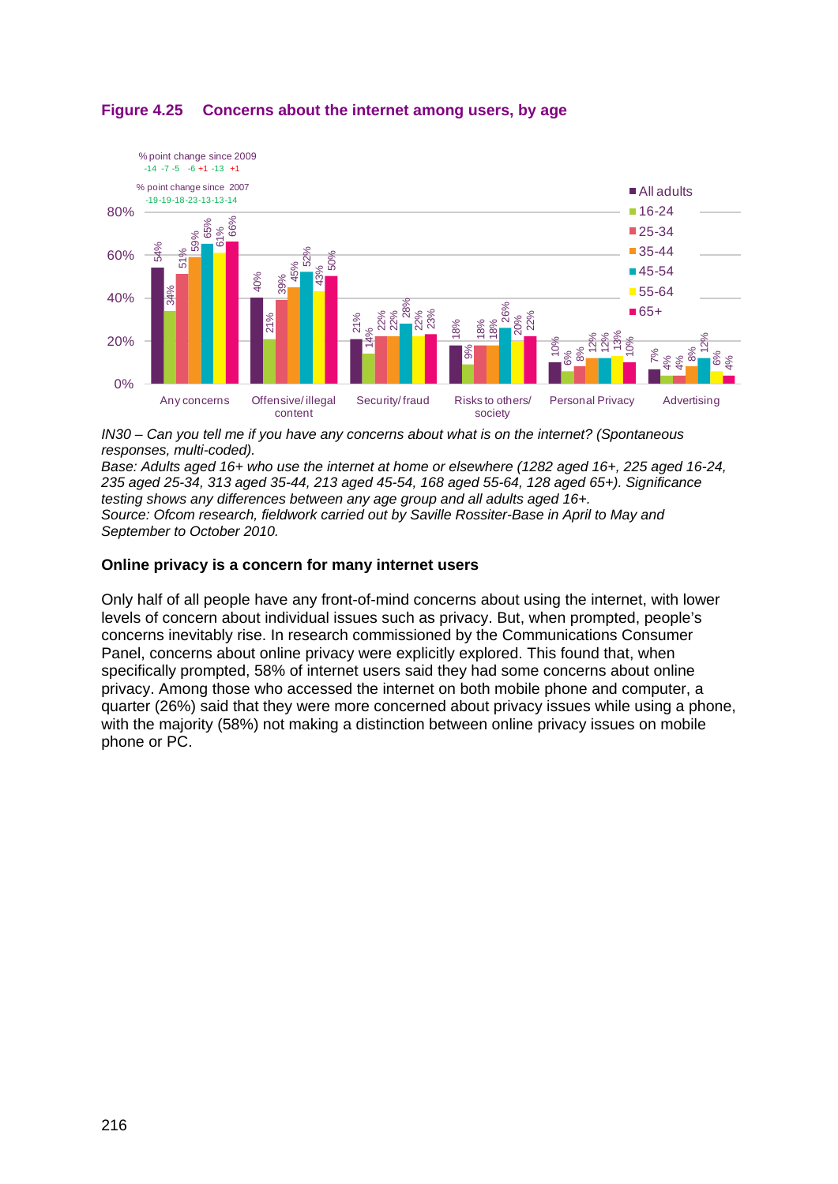**Figure 4.25 Concerns about the internet among users, by age**

% point change since 2009: -14 -7 -5 -6 +1 -13 +1

% point change since 2007: -19 -19 -18 -23 -13 -13 -14

| | All adults | 16-24 | 25-34 | 35-44 | 45-54 | 55-64 | 65+ |
|---|---|---|---|---|---|---|---|
| Any concerns | 54% | 34% | 51% | 59% | 65% | 61% | 66% |
| Offensive/ illegal content | 40% | 21% | 39% | 45% | 52% | 43% | 50% |
| Security/ fraud | 21% | 14% | 22% | 22% | 28% | 22% | 23% |
| Risks to others/ society | 18% | 9% | 18% | 18% | 26% | 20% | 22% |
| Personal Privacy | 10% | 6% | 8% | 12% | 12% | 13% | 10% |
| Advertising | 7% | 4% | 4% | 8% | 12% | 6% | 4% |

*IN30 – Can you tell me if you have any concerns about what is on the internet? (Spontaneous responses, multi-coded).*
*Base: Adults aged 16+ who use the internet at home or elsewhere (1282 aged 16+, 225 aged 16-24, 235 aged 25-34, 313 aged 35-44, 213 aged 45-54, 168 aged 55-64, 128 aged 65+). Significance testing shows any differences between any age group and all adults aged 16+.*
*Source: Ofcom research, fieldwork carried out by Saville Rossiter-Base in April to May and September to October 2010.*

### Online privacy is a concern for many internet users

Only half of all people have any front-of-mind concerns about using the internet, with lower levels of concern about individual issues such as privacy. But, when prompted, people's concerns inevitably rise. In research commissioned by the Communications Consumer Panel, concerns about online privacy were explicitly explored. This found that, when specifically prompted, 58% of internet users said they had some concerns about online privacy. Among those who accessed the internet on both mobile phone and computer, a quarter (26%) said that they were more concerned about privacy issues while using a phone, with the majority (58%) not making a distinction between online privacy issues on mobile phone or PC.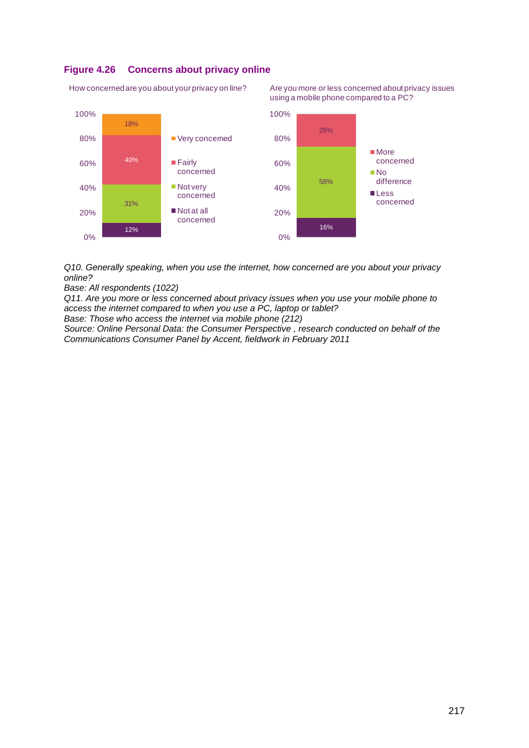**Figure 4.26 Concerns about privacy online**

How concerned are you about your privacy on line?

| Response | % |
|---|---|
| Very concerned | 18% |
| Fairly concerned | 40% |
| Not very concerned | 31% |
| Not at all concerned | 12% |

Are you more or less concerned about privacy issues using a mobile phone compared to a PC?

| Response | % |
|---|---|
| More concerned | 26% |
| No difference | 58% |
| Less concerned | 16% |

*Q10. Generally speaking, when you use the internet, how concerned are you about your privacy online?*
*Base: All respondents (1022)*
*Q11. Are you more or less concerned about privacy issues when you use your mobile phone to access the internet compared to when you use a PC, laptop or tablet?*
*Base: Those who access the internet via mobile phone (212)*
*Source: Online Personal Data: the Consumer Perspective , research conducted on behalf of the Communications Consumer Panel by Accent, fieldwork in February 2011*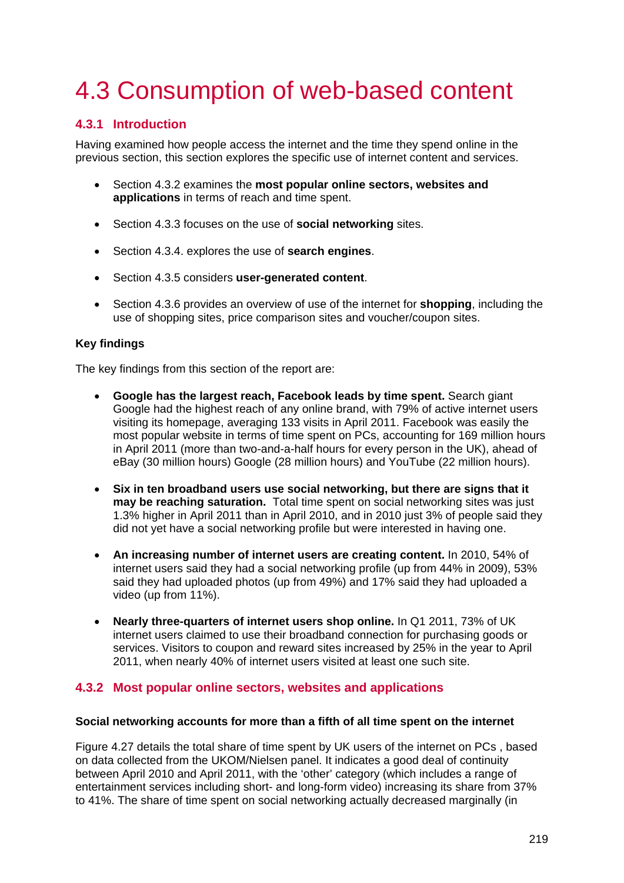# 4.3 Consumption of web-based content

## 4.3.1 Introduction

Having examined how people access the internet and the time they spend online in the previous section, this section explores the specific use of internet content and services.

- Section 4.3.2 examines the **most popular online sectors, websites and applications** in terms of reach and time spent.
- Section 4.3.3 focuses on the use of **social networking** sites.
- Section 4.3.4. explores the use of **search engines**.
- Section 4.3.5 considers **user-generated content**.
- Section 4.3.6 provides an overview of use of the internet for **shopping**, including the use of shopping sites, price comparison sites and voucher/coupon sites.

### Key findings

The key findings from this section of the report are:

- **Google has the largest reach, Facebook leads by time spent.** Search giant Google had the highest reach of any online brand, with 79% of active internet users visiting its homepage, averaging 133 visits in April 2011. Facebook was easily the most popular website in terms of time spent on PCs, accounting for 169 million hours in April 2011 (more than two-and-a-half hours for every person in the UK), ahead of eBay (30 million hours) Google (28 million hours) and YouTube (22 million hours).
- **Six in ten broadband users use social networking, but there are signs that it may be reaching saturation.** Total time spent on social networking sites was just 1.3% higher in April 2011 than in April 2010, and in 2010 just 3% of people said they did not yet have a social networking profile but were interested in having one.
- **An increasing number of internet users are creating content.** In 2010, 54% of internet users said they had a social networking profile (up from 44% in 2009), 53% said they had uploaded photos (up from 49%) and 17% said they had uploaded a video (up from 11%).
- **Nearly three-quarters of internet users shop online.** In Q1 2011, 73% of UK internet users claimed to use their broadband connection for purchasing goods or services. Visitors to coupon and reward sites increased by 25% in the year to April 2011, when nearly 40% of internet users visited at least one such site.

## 4.3.2 Most popular online sectors, websites and applications

### Social networking accounts for more than a fifth of all time spent on the internet

Figure 4.27 details the total share of time spent by UK users of the internet on PCs , based on data collected from the UKOM/Nielsen panel. It indicates a good deal of continuity between April 2010 and April 2011, with the 'other' category (which includes a range of entertainment services including short- and long-form video) increasing its share from 37% to 41%. The share of time spent on social networking actually decreased marginally (in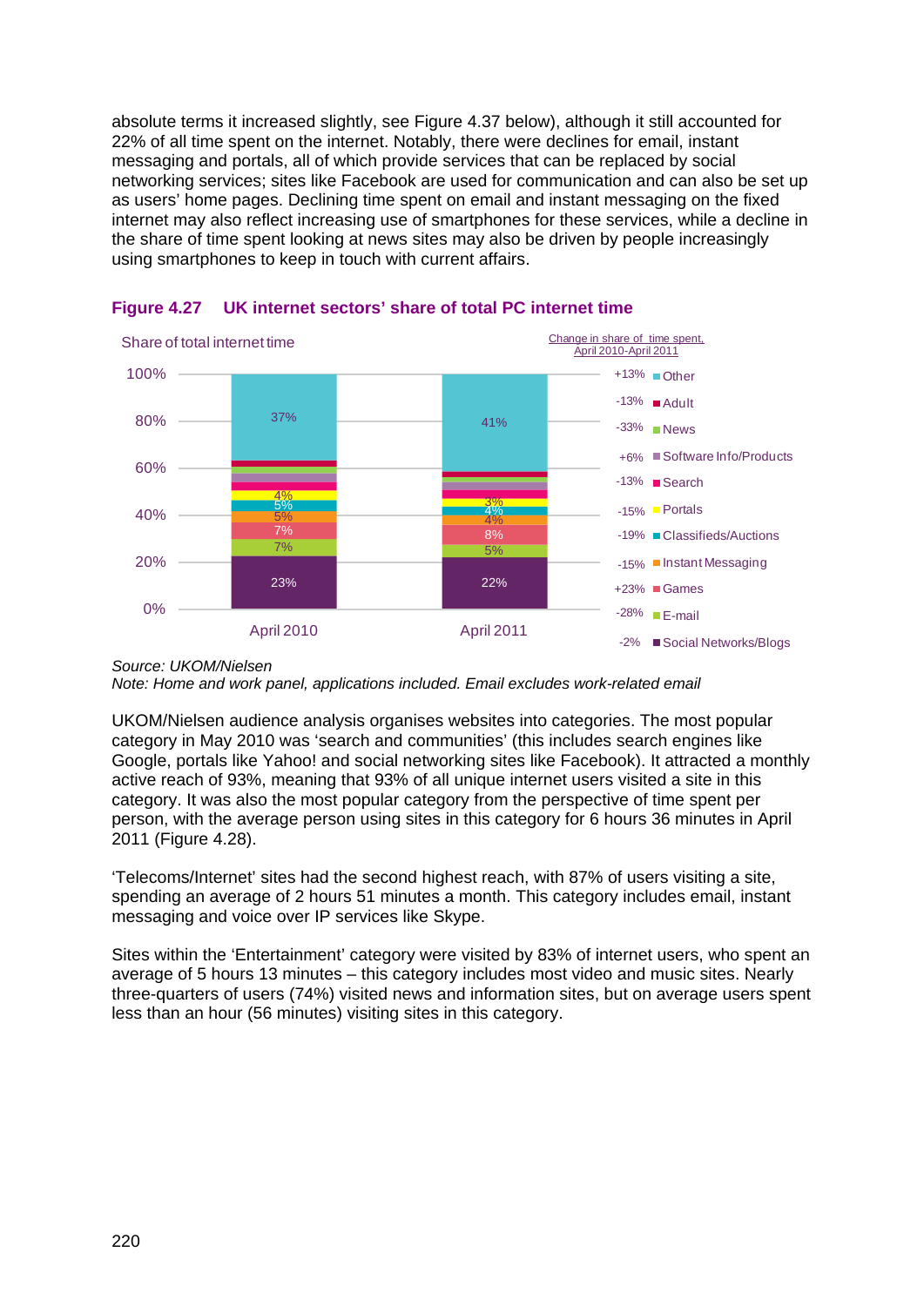absolute terms it increased slightly, see Figure 4.37 below), although it still accounted for 22% of all time spent on the internet. Notably, there were declines for email, instant messaging and portals, all of which provide services that can be replaced by social networking services; sites like Facebook are used for communication and can also be set up as users' home pages. Declining time spent on email and instant messaging on the fixed internet may also reflect increasing use of smartphones for these services, while a decline in the share of time spent looking at news sites may also be driven by people increasingly using smartphones to keep in touch with current affairs.

### Figure 4.27 UK internet sectors' share of total PC internet time

Share of total internet time

| Category | April 2010 | April 2011 | Change in share of time spent, April 2010-April 2011 |
|---|---|---|---|
| Other | 37% | 41% | +13% |
| Adult | | | -13% |
| News | | | -33% |
| Software Info/Products | | | +6% |
| Search | | | -13% |
| Portals | 4% | 3% | -15% |
| Classifieds/Auctions | 5% | 4% | -19% |
| Instant Messaging | 5% | 4% | -15% |
| Games | 7% | 8% | +23% |
| E-mail | 7% | 5% | -28% |
| Social Networks/Blogs | 23% | 22% | -2% |

*Source: UKOM/Nielsen*
*Note: Home and work panel, applications included. Email excludes work-related email*

UKOM/Nielsen audience analysis organises websites into categories. The most popular category in May 2010 was 'search and communities' (this includes search engines like Google, portals like Yahoo! and social networking sites like Facebook). It attracted a monthly active reach of 93%, meaning that 93% of all unique internet users visited a site in this category. It was also the most popular category from the perspective of time spent per person, with the average person using sites in this category for 6 hours 36 minutes in April 2011 (Figure 4.28).

'Telecoms/Internet' sites had the second highest reach, with 87% of users visiting a site, spending an average of 2 hours 51 minutes a month. This category includes email, instant messaging and voice over IP services like Skype.

Sites within the 'Entertainment' category were visited by 83% of internet users, who spent an average of 5 hours 13 minutes – this category includes most video and music sites. Nearly three-quarters of users (74%) visited news and information sites, but on average users spent less than an hour (56 minutes) visiting sites in this category.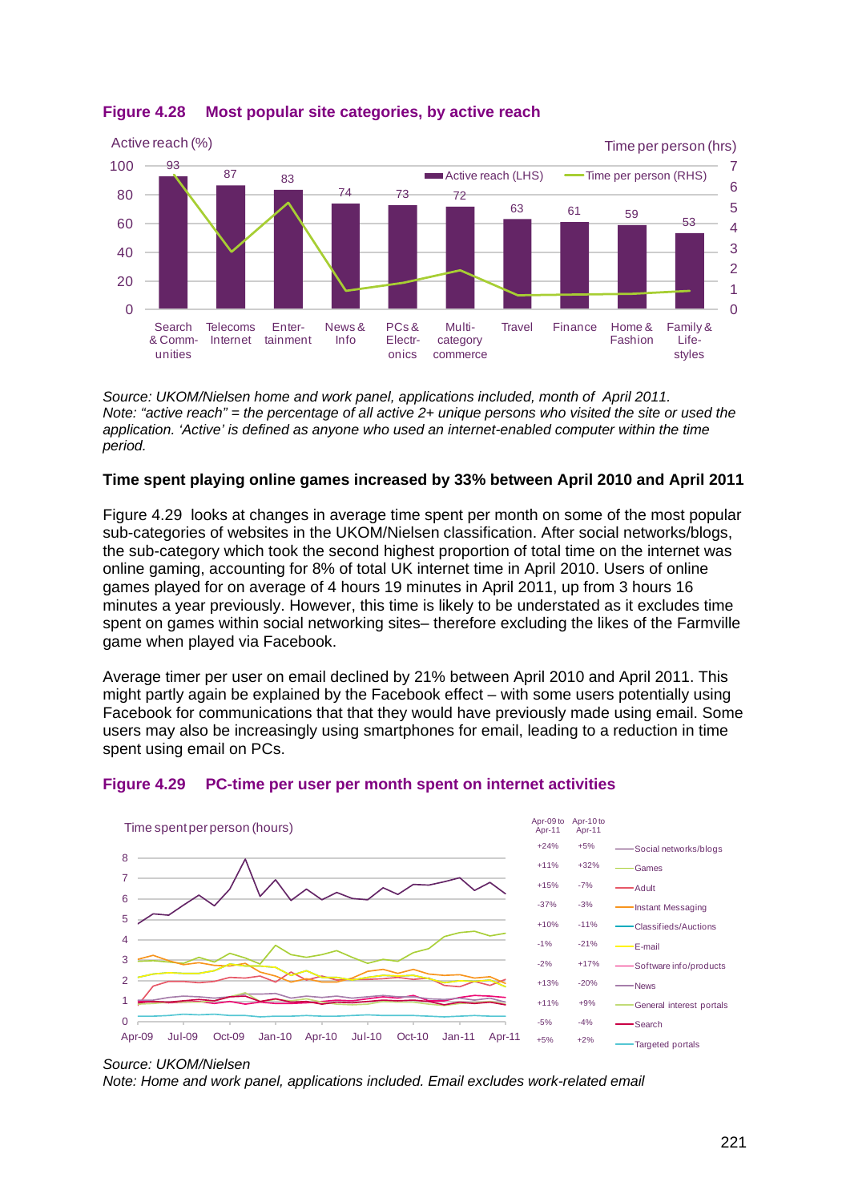**Figure 4.28 Most popular site categories, by active reach**

Active reach (%) — Time per person (hrs)

| Category | Active reach (LHS) |
|---|---|
| Search & Comm-unities | 93 |
| Telecoms Internet | 87 |
| Enter-tainment | 83 |
| News & Info | 74 |
| PCs & Electr-onics | 73 |
| Multi-category commerce | 72 |
| Travel | 63 |
| Finance | 61 |
| Home & Fashion | 59 |
| Family & Life-styles | 53 |

*Source: UKOM/Nielsen home and work panel, applications included, month of April 2011.*
*Note: "active reach" = the percentage of all active 2+ unique persons who visited the site or used the application. 'Active' is defined as anyone who used an internet-enabled computer within the time period.*

**Time spent playing online games increased by 33% between April 2010 and April 2011**

Figure 4.29 looks at changes in average time spent per month on some of the most popular sub-categories of websites in the UKOM/Nielsen classification. After social networks/blogs, the sub-category which took the second highest proportion of total time on the internet was online gaming, accounting for 8% of total UK internet time in April 2010. Users of online games played for on average of 4 hours 19 minutes in April 2011, up from 3 hours 16 minutes a year previously. However, this time is likely to be understated as it excludes time spent on games within social networking sites– therefore excluding the likes of the Farmville game when played via Facebook.

Average timer per user on email declined by 21% between April 2010 and April 2011. This might partly again be explained by the Facebook effect – with some users potentially using Facebook for communications that that they would have previously made using email. Some users may also be increasingly using smartphones for email, leading to a reduction in time spent using email on PCs.

**Figure 4.29 PC-time per user per month spent on internet activities**

Time spent per person (hours)

| Category | Apr-09 to Apr-11 | Apr-10 to Apr-11 |
|---|---|---|
| Social networks/blogs | +24% | +5% |
| Games | +11% | +32% |
| Adult | +15% | -7% |
| Instant Messaging | -37% | -3% |
| Classifieds/Auctions | +10% | -11% |
| E-mail | -1% | -21% |
| Software info/products | -2% | +17% |
| News | +13% | -20% |
| General interest portals | +11% | +9% |
| Search | -5% | -4% |
| Targeted portals | +5% | +2% |

*Source: UKOM/Nielsen*
*Note: Home and work panel, applications included. Email excludes work-related email*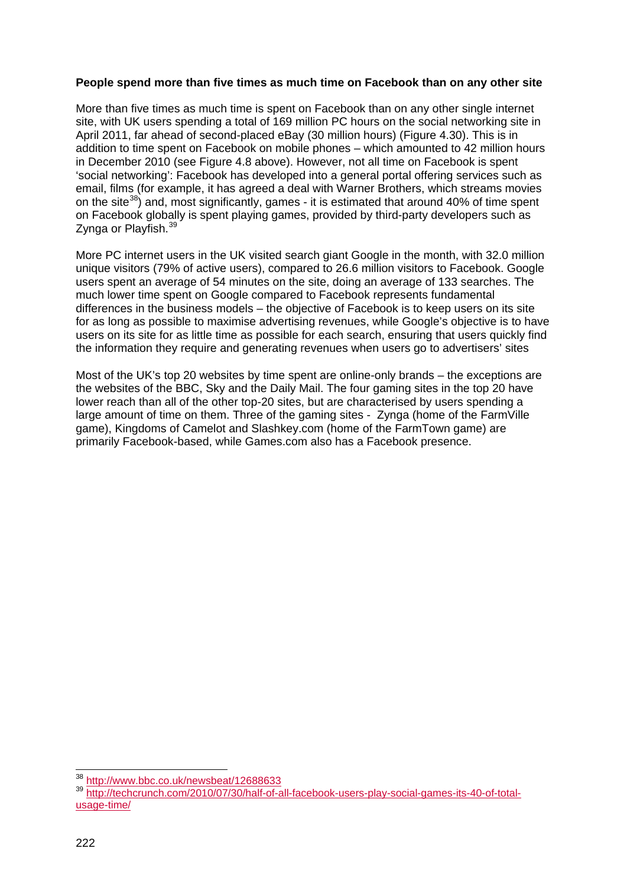**People spend more than five times as much time on Facebook than on any other site**

More than five times as much time is spent on Facebook than on any other single internet site, with UK users spending a total of 169 million PC hours on the social networking site in April 2011, far ahead of second-placed eBay (30 million hours) (Figure 4.30). This is in addition to time spent on Facebook on mobile phones – which amounted to 42 million hours in December 2010 (see Figure 4.8 above). However, not all time on Facebook is spent 'social networking': Facebook has developed into a general portal offering services such as email, films (for example, it has agreed a deal with Warner Brothers, which streams movies on the site[38]) and, most significantly, games - it is estimated that around 40% of time spent on Facebook globally is spent playing games, provided by third-party developers such as Zynga or Playfish.[39]

More PC internet users in the UK visited search giant Google in the month, with 32.0 million unique visitors (79% of active users), compared to 26.6 million visitors to Facebook. Google users spent an average of 54 minutes on the site, doing an average of 133 searches. The much lower time spent on Google compared to Facebook represents fundamental differences in the business models – the objective of Facebook is to keep users on its site for as long as possible to maximise advertising revenues, while Google's objective is to have users on its site for as little time as possible for each search, ensuring that users quickly find the information they require and generating revenues when users go to advertisers' sites

Most of the UK's top 20 websites by time spent are online-only brands – the exceptions are the websites of the BBC, Sky and the Daily Mail. The four gaming sites in the top 20 have lower reach than all of the other top-20 sites, but are characterised by users spending a large amount of time on them. Three of the gaming sites - Zynga (home of the FarmVille game), Kingdoms of Camelot and Slashkey.com (home of the FarmTown game) are primarily Facebook-based, while Games.com also has a Facebook presence.

---

[38] http://www.bbc.co.uk/newsbeat/12688633

[39] http://techcrunch.com/2010/07/30/half-of-all-facebook-users-play-social-games-its-40-of-total-usage-time/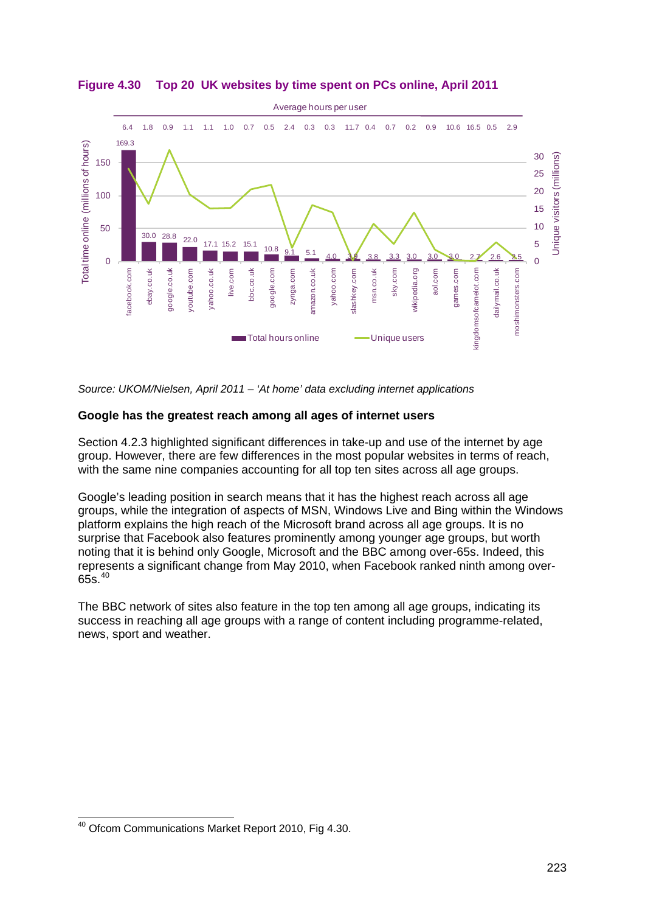**Figure 4.30 Top 20 UK websites by time spent on PCs online, April 2011**

| Website | Total hours online (millions) | Average hours per user |
|---|---|---|
| facebook.com | 169.3 | 6.4 |
| ebay.co.uk | 30.0 | 1.8 |
| google.co.uk | 28.8 | 0.9 |
| youtube.com | 22.0 | 1.1 |
| yahoo.co.uk | 17.1 | 1.1 |
| live.com | 15.2 | 1.0 |
| bbc.co.uk | 15.1 | 0.7 |
| google.com | 10.8 | 0.5 |
| zynga.com | 9.1 | 2.4 |
| amazon.co.uk | 5.1 | 0.3 |
| yahoo.com | 4.0 | 0.3 |
| slashkey.com | 3.9 | 11.7 |
| msn.co.uk | 3.8 | 0.4 |
| sky.com | 3.3 | 0.7 |
| wikipedia.org | 3.0 | 0.2 |
| aol.com | 3.0 | 0.9 |
| games.com | 3.0 | 10.6 |
| kingdomsofcamelot.com | 2.7 | 16.5 |
| dailymail.co.uk | 2.6 | 0.5 |
| moshimonsters.com | 2.5 | 2.9 |

*Source: UKOM/Nielsen, April 2011 – 'At home' data excluding internet applications*

**Google has the greatest reach among all ages of internet users**

Section 4.2.3 highlighted significant differences in take-up and use of the internet by age group. However, there are few differences in the most popular websites in terms of reach, with the same nine companies accounting for all top ten sites across all age groups.

Google's leading position in search means that it has the highest reach across all age groups, while the integration of aspects of MSN, Windows Live and Bing within the Windows platform explains the high reach of the Microsoft brand across all age groups. It is no surprise that Facebook also features prominently among younger age groups, but worth noting that it is behind only Google, Microsoft and the BBC among over-65s. Indeed, this represents a significant change from May 2010, when Facebook ranked ninth among over-65s.[40]

The BBC network of sites also feature in the top ten among all age groups, indicating its success in reaching all age groups with a range of content including programme-related, news, sport and weather.

[40] Ofcom Communications Market Report 2010, Fig 4.30.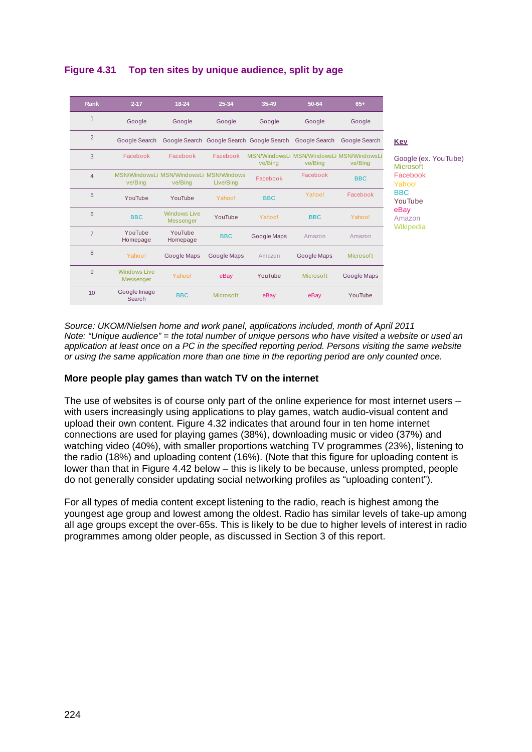**Figure 4.31 Top ten sites by unique audience, split by age**

| Rank | 2-17 | 18-24 | 25-34 | 35-49 | 50-64 | 65+ |
|---|---|---|---|---|---|---|
| 1 | Google | Google | Google | Google | Google | Google |
| 2 | Google Search | Google Search | Google Search | Google Search | Google Search | Google Search |
| 3 | Facebook | Facebook | Facebook | MSN/WindowsLive/Bing | MSN/WindowsLive/Bing | MSN/WindowsLive/Bing |
| 4 | MSN/WindowsLive/Bing | MSN/WindowsLive/Bing | MSN/Windows Live/Bing | Facebook | Facebook | BBC |
| 5 | YouTube | YouTube | Yahoo! | BBC | Yahoo! | Facebook |
| 6 | BBC | Windows Live Messenger | YouTube | Yahoo! | BBC | Yahoo! |
| 7 | YouTube Homepage | YouTube Homepage | BBC | Google Maps | Amazon | Amazon |
| 8 | Yahoo! | Google Maps | Google Maps | Amazon | Google Maps | Microsoft |
| 9 | Windows Live Messenger | Yahoo! | eBay | YouTube | Microsoft | Google Maps |
| 10 | Google Image Search | BBC | Microsoft | eBay | eBay | YouTube |

**Key**

Google (ex. YouTube)
Microsoft
Facebook
Yahoo!
BBC
YouTube
eBay
Amazon
Wikipedia

*Source: UKOM/Nielsen home and work panel, applications included, month of April 2011*
*Note: "Unique audience" = the total number of unique persons who have visited a website or used an application at least once on a PC in the specified reporting period. Persons visiting the same website or using the same application more than one time in the reporting period are only counted once.*

### More people play games than watch TV on the internet

The use of websites is of course only part of the online experience for most internet users – with users increasingly using applications to play games, watch audio-visual content and upload their own content. Figure 4.32 indicates that around four in ten home internet connections are used for playing games (38%), downloading music or video (37%) and watching video (40%), with smaller proportions watching TV programmes (23%), listening to the radio (18%) and uploading content (16%). (Note that this figure for uploading content is lower than that in Figure 4.42 below – this is likely to be because, unless prompted, people do not generally consider updating social networking profiles as "uploading content").

For all types of media content except listening to the radio, reach is highest among the youngest age group and lowest among the oldest. Radio has similar levels of take-up among all age groups except the over-65s. This is likely to be due to higher levels of interest in radio programmes among older people, as discussed in Section 3 of this report.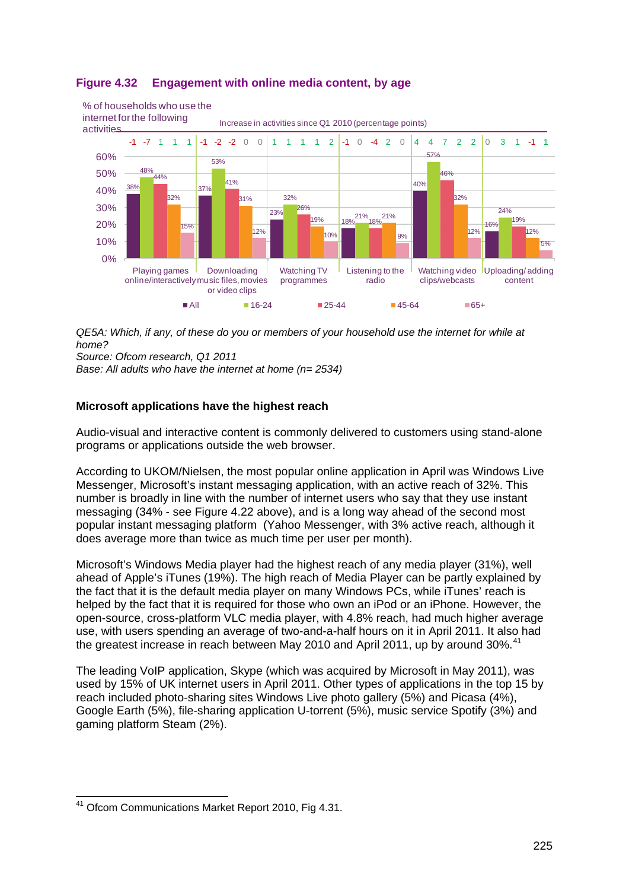**Figure 4.32 Engagement with online media content, by age**

% of households who use the internet for the following activities

| Activity | All | 16-24 | 25-44 | 45-64 | 65+ |
|---|---|---|---|---|---|
| Playing games online/interactively | 38% | 48% | 44% | 32% | 15% |
| Downloading music files, movies or video clips | 37% | 53% | 41% | 31% | 12% |
| Watching TV programmes | 23% | 32% | 26% | 19% | 10% |
| Listening to the radio | 18% | 21% | 18% | 21% | 9% |
| Watching video clips/webcasts | 40% | 57% | 46% | 32% | 12% |
| Uploading/ adding content | 16% | 24% | 19% | 12% | 5% |

Increase in activities since Q1 2010 (percentage points)

| Activity | All | 16-24 | 25-44 | 45-64 | 65+ |
|---|---|---|---|---|---|
| Playing games online/interactively | -1 | -7 | 1 | 1 | 1 |
| Downloading music files, movies or video clips | -1 | -2 | -2 | 0 | 0 |
| Watching TV programmes | 1 | 1 | 1 | 1 | 2 |
| Listening to the radio | -1 | 0 | -4 | 2 | 0 |
| Watching video clips/webcasts | 4 | 4 | 7 | 2 | 2 |
| Uploading/ adding content | 0 | 3 | 1 | -1 | 1 |

*QE5A: Which, if any, of these do you or members of your household use the internet for while at home?*
*Source: Ofcom research, Q1 2011*
*Base: All adults who have the internet at home (n= 2534)*

### Microsoft applications have the highest reach

Audio-visual and interactive content is commonly delivered to customers using stand-alone programs or applications outside the web browser.

According to UKOM/Nielsen, the most popular online application in April was Windows Live Messenger, Microsoft's instant messaging application, with an active reach of 32%. This number is broadly in line with the number of internet users who say that they use instant messaging (34% - see Figure 4.22 above), and is a long way ahead of the second most popular instant messaging platform (Yahoo Messenger, with 3% active reach, although it does average more than twice as much time per user per month).

Microsoft's Windows Media player had the highest reach of any media player (31%), well ahead of Apple's iTunes (19%). The high reach of Media Player can be partly explained by the fact that it is the default media player on many Windows PCs, while iTunes' reach is helped by the fact that it is required for those who own an iPod or an iPhone. However, the open-source, cross-platform VLC media player, with 4.8% reach, had much higher average use, with users spending an average of two-and-a-half hours on it in April 2011. It also had the greatest increase in reach between May 2010 and April 2011, up by around 30%.[41]

The leading VoIP application, Skype (which was acquired by Microsoft in May 2011), was used by 15% of UK internet users in April 2011. Other types of applications in the top 15 by reach included photo-sharing sites Windows Live photo gallery (5%) and Picasa (4%), Google Earth (5%), file-sharing application U-torrent (5%), music service Spotify (3%) and gaming platform Steam (2%).

---

[41] Ofcom Communications Market Report 2010, Fig 4.31.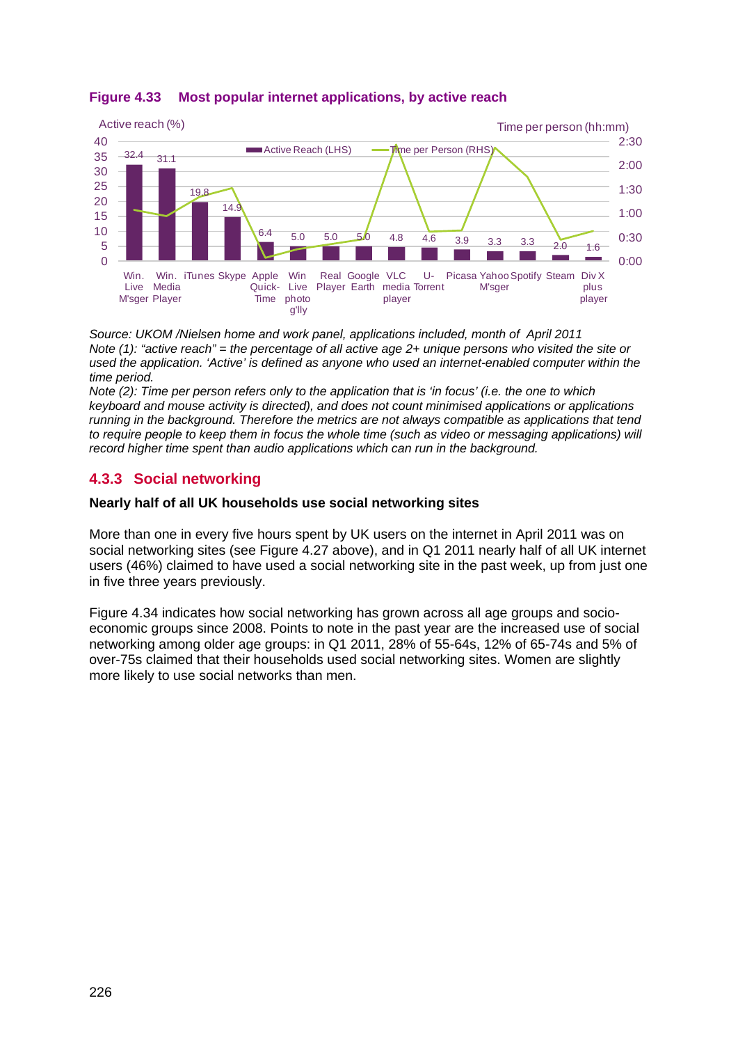**Figure 4.33 Most popular internet applications, by active reach**

| Application | Active Reach (LHS) (%) |
| --- | --- |
| Win. Live M'sger | 32.4 |
| Win. Media Player | 31.1 |
| iTunes | 19.8 |
| Skype | 14.9 |
| Apple Quick-Time | 6.4 |
| Win Live photo g'lly | 5.0 |
| Real Player | 5.0 |
| Google Earth | 5.0 |
| VLC media player | 4.8 |
| U-Torrent | 4.6 |
| Picasa | 3.9 |
| Yahoo M'sger | 3.3 |
| Spotify | 3.3 |
| Steam | 2.0 |
| Div X plus player | 1.6 |

*Source: UKOM /Nielsen home and work panel, applications included, month of April 2011*
*Note (1): "active reach" = the percentage of all active age 2+ unique persons who visited the site or used the application. 'Active' is defined as anyone who used an internet-enabled computer within the time period.*
*Note (2): Time per person refers only to the application that is 'in focus' (i.e. the one to which keyboard and mouse activity is directed), and does not count minimised applications or applications running in the background. Therefore the metrics are not always compatible as applications that tend to require people to keep them in focus the whole time (such as video or messaging applications) will record higher time spent than audio applications which can run in the background.*

### 4.3.3 Social networking

**Nearly half of all UK households use social networking sites**

More than one in every five hours spent by UK users on the internet in April 2011 was on social networking sites (see Figure 4.27 above), and in Q1 2011 nearly half of all UK internet users (46%) claimed to have used a social networking site in the past week, up from just one in five three years previously.

Figure 4.34 indicates how social networking has grown across all age groups and socio-economic groups since 2008. Points to note in the past year are the increased use of social networking among older age groups: in Q1 2011, 28% of 55-64s, 12% of 65-74s and 5% of over-75s claimed that their households used social networking sites. Women are slightly more likely to use social networks than men.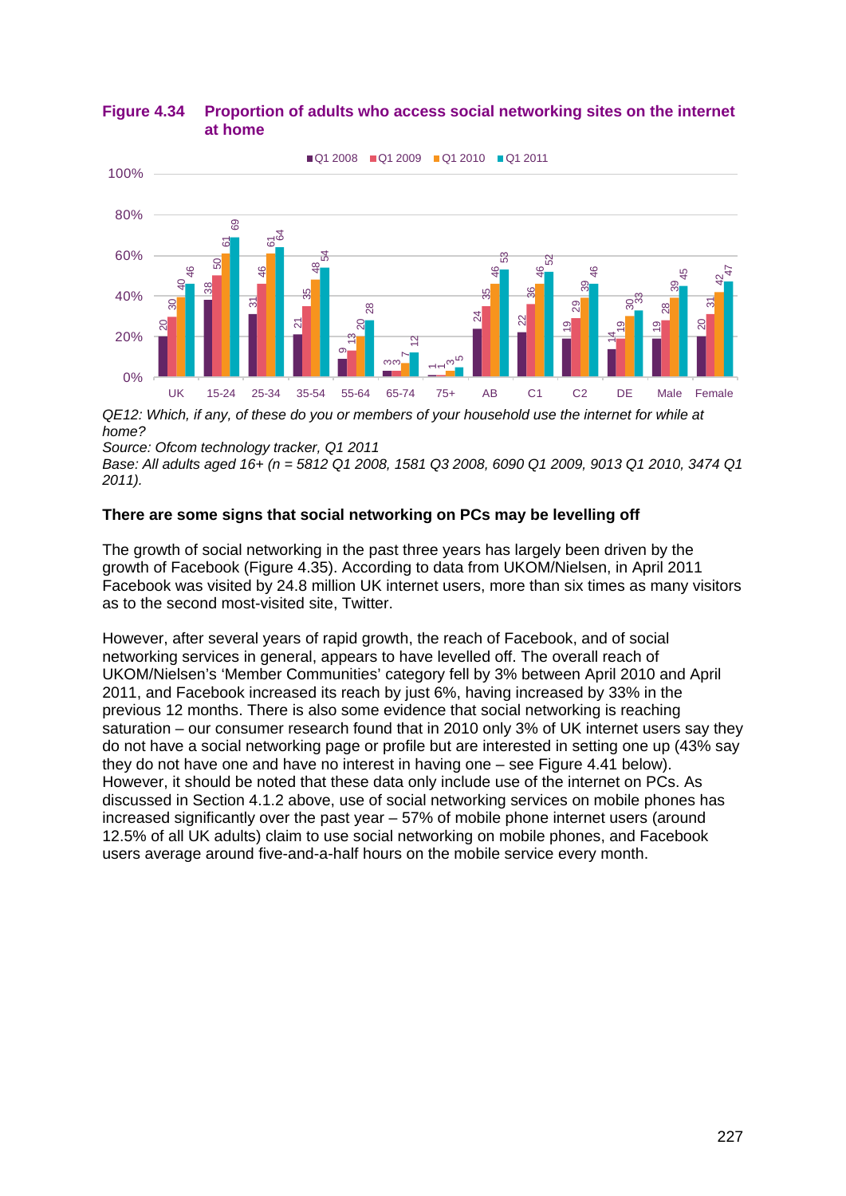**Figure 4.34 Proportion of adults who access social networking sites on the internet at home**

| | UK | 15-24 | 25-34 | 35-54 | 55-64 | 65-74 | 75+ | AB | C1 | C2 | DE | Male | Female |
|---|---|---|---|---|---|---|---|---|---|---|---|---|---|
| Q1 2008 | 20 | 38 | 31 | 21 | 9 | 3 | 1 | 24 | 22 | 19 | 14 | 19 | 20 |
| Q1 2009 | 30 | 50 | 46 | 35 | 13 | 3 | 1 | 35 | 36 | 29 | 19 | 28 | 31 |
| Q1 2010 | 40 | 61 | 61 | 48 | 20 | 7 | 3 | 46 | 46 | 39 | 30 | 39 | 42 |
| Q1 2011 | 46 | 69 | 64 | 54 | 28 | 12 | 5 | 53 | 52 | 46 | 33 | 45 | 47 |

*QE12: Which, if any, of these do you or members of your household use the internet for while at home?*
*Source: Ofcom technology tracker, Q1 2011*
*Base: All adults aged 16+ (n = 5812 Q1 2008, 1581 Q3 2008, 6090 Q1 2009, 9013 Q1 2010, 3474 Q1 2011).*

**There are some signs that social networking on PCs may be levelling off**

The growth of social networking in the past three years has largely been driven by the growth of Facebook (Figure 4.35). According to data from UKOM/Nielsen, in April 2011 Facebook was visited by 24.8 million UK internet users, more than six times as many visitors as to the second most-visited site, Twitter.

However, after several years of rapid growth, the reach of Facebook, and of social networking services in general, appears to have levelled off. The overall reach of UKOM/Nielsen's 'Member Communities' category fell by 3% between April 2010 and April 2011, and Facebook increased its reach by just 6%, having increased by 33% in the previous 12 months. There is also some evidence that social networking is reaching saturation – our consumer research found that in 2010 only 3% of UK internet users say they do not have a social networking page or profile but are interested in setting one up (43% say they do not have one and have no interest in having one – see Figure 4.41 below). However, it should be noted that these data only include use of the internet on PCs. As discussed in Section 4.1.2 above, use of social networking services on mobile phones has increased significantly over the past year – 57% of mobile phone internet users (around 12.5% of all UK adults) claim to use social networking on mobile phones, and Facebook users average around five-and-a-half hours on the mobile service every month.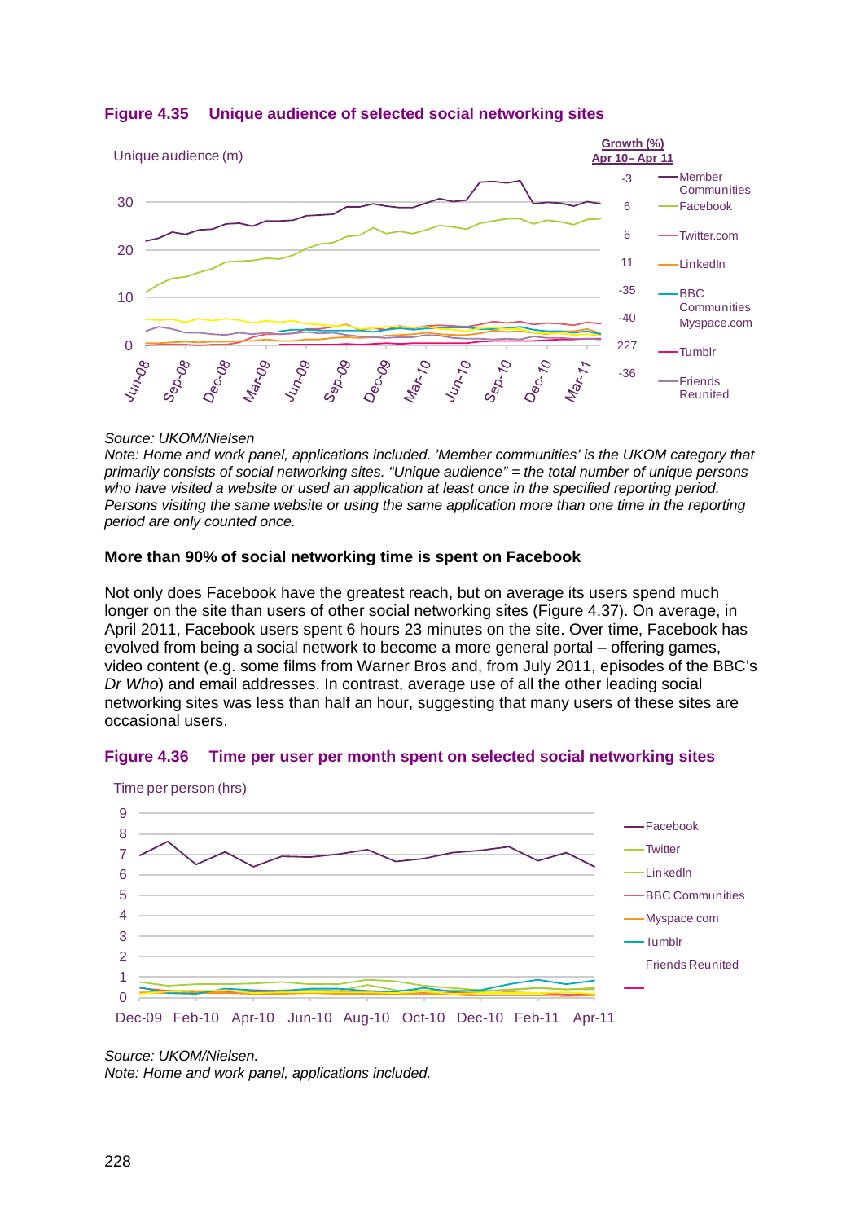**Figure 4.35 Unique audience of selected social networking sites**

Unique audience (m)

| | Growth (%) Apr 10– Apr 11 |
|---|---|
| Member Communities | -3 |
| Facebook | 6 |
| Twitter.com | 6 |
| LinkedIn | 11 |
| BBC Communities | -35 |
| Myspace.com | -40 |
| Tumblr | 227 |
| Friends Reunited | -36 |

*Source: UKOM/Nielsen*
*Note: Home and work panel, applications included. 'Member communities' is the UKOM category that primarily consists of social networking sites. "Unique audience" = the total number of unique persons who have visited a website or used an application at least once in the specified reporting period. Persons visiting the same website or using the same application more than one time in the reporting period are only counted once.*

**More than 90% of social networking time is spent on Facebook**

Not only does Facebook have the greatest reach, but on average its users spend much longer on the site than users of other social networking sites (Figure 4.37). On average, in April 2011, Facebook users spent 6 hours 23 minutes on the site. Over time, Facebook has evolved from being a social network to become a more general portal – offering games, video content (e.g. some films from Warner Bros and, from July 2011, episodes of the BBC's *Dr Who*) and email addresses. In contrast, average use of all the other leading social networking sites was less than half an hour, suggesting that many users of these sites are occasional users.

**Figure 4.36 Time per user per month spent on selected social networking sites**

Time per person (hrs)

Legend: Facebook, Twitter, LinkedIn, BBC Communities, Myspace.com, Tumblr, Friends Reunited

*Source: UKOM/Nielsen.*
*Note: Home and work panel, applications included.*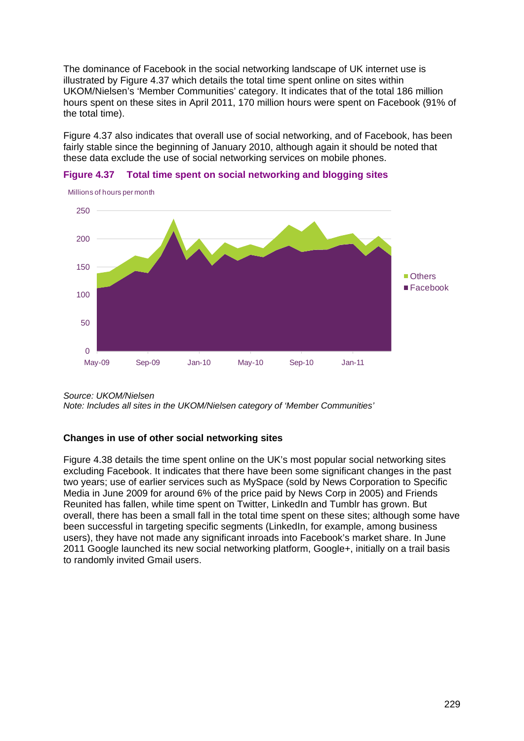The dominance of Facebook in the social networking landscape of UK internet use is illustrated by Figure 4.37 which details the total time spent online on sites within UKOM/Nielsen's 'Member Communities' category. It indicates that of the total 186 million hours spent on these sites in April 2011, 170 million hours were spent on Facebook (91% of the total time).

Figure 4.37 also indicates that overall use of social networking, and of Facebook, has been fairly stable since the beginning of January 2010, although again it should be noted that these data exclude the use of social networking services on mobile phones.

**Figure 4.37 Total time spent on social networking and blogging sites**

Millions of hours per month

*Source: UKOM/Nielsen*
*Note: Includes all sites in the UKOM/Nielsen category of 'Member Communities'*

### Changes in use of other social networking sites

Figure 4.38 details the time spent online on the UK's most popular social networking sites excluding Facebook. It indicates that there have been some significant changes in the past two years; use of earlier services such as MySpace (sold by News Corporation to Specific Media in June 2009 for around 6% of the price paid by News Corp in 2005) and Friends Reunited has fallen, while time spent on Twitter, LinkedIn and Tumblr has grown. But overall, there has been a small fall in the total time spent on these sites; although some have been successful in targeting specific segments (LinkedIn, for example, among business users), they have not made any significant inroads into Facebook's market share. In June 2011 Google launched its new social networking platform, Google+, initially on a trail basis to randomly invited Gmail users.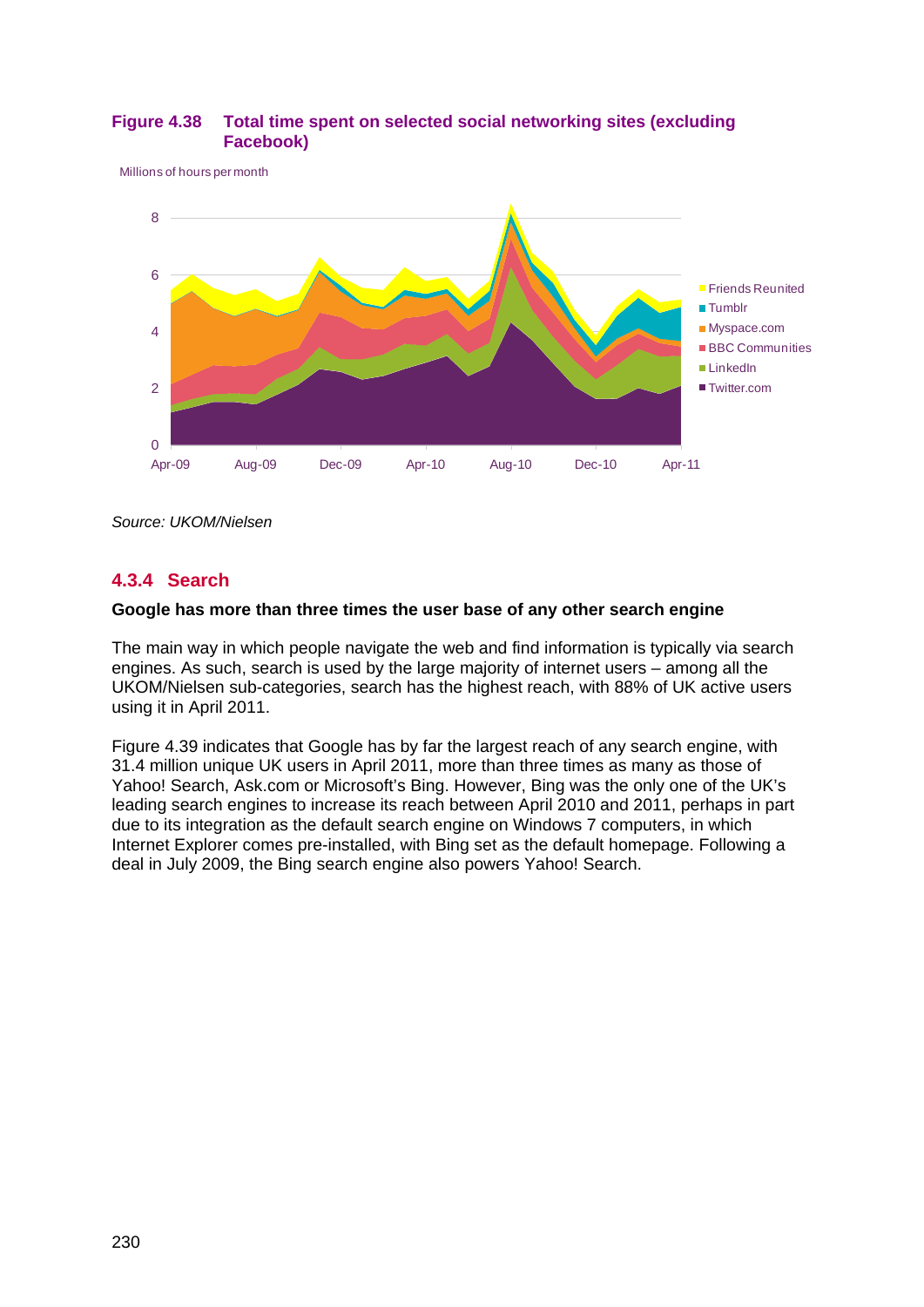**Figure 4.38 Total time spent on selected social networking sites (excluding Facebook)**

Source: UKOM/Nielsen

## 4.3.4 Search

**Google has more than three times the user base of any other search engine**

The main way in which people navigate the web and find information is typically via search engines. As such, search is used by the large majority of internet users – among all the UKOM/Nielsen sub-categories, search has the highest reach, with 88% of UK active users using it in April 2011.

Figure 4.39 indicates that Google has by far the largest reach of any search engine, with 31.4 million unique UK users in April 2011, more than three times as many as those of Yahoo! Search, Ask.com or Microsoft's Bing. However, Bing was the only one of the UK's leading search engines to increase its reach between April 2010 and 2011, perhaps in part due to its integration as the default search engine on Windows 7 computers, in which Internet Explorer comes pre-installed, with Bing set as the default homepage. Following a deal in July 2009, the Bing search engine also powers Yahoo! Search.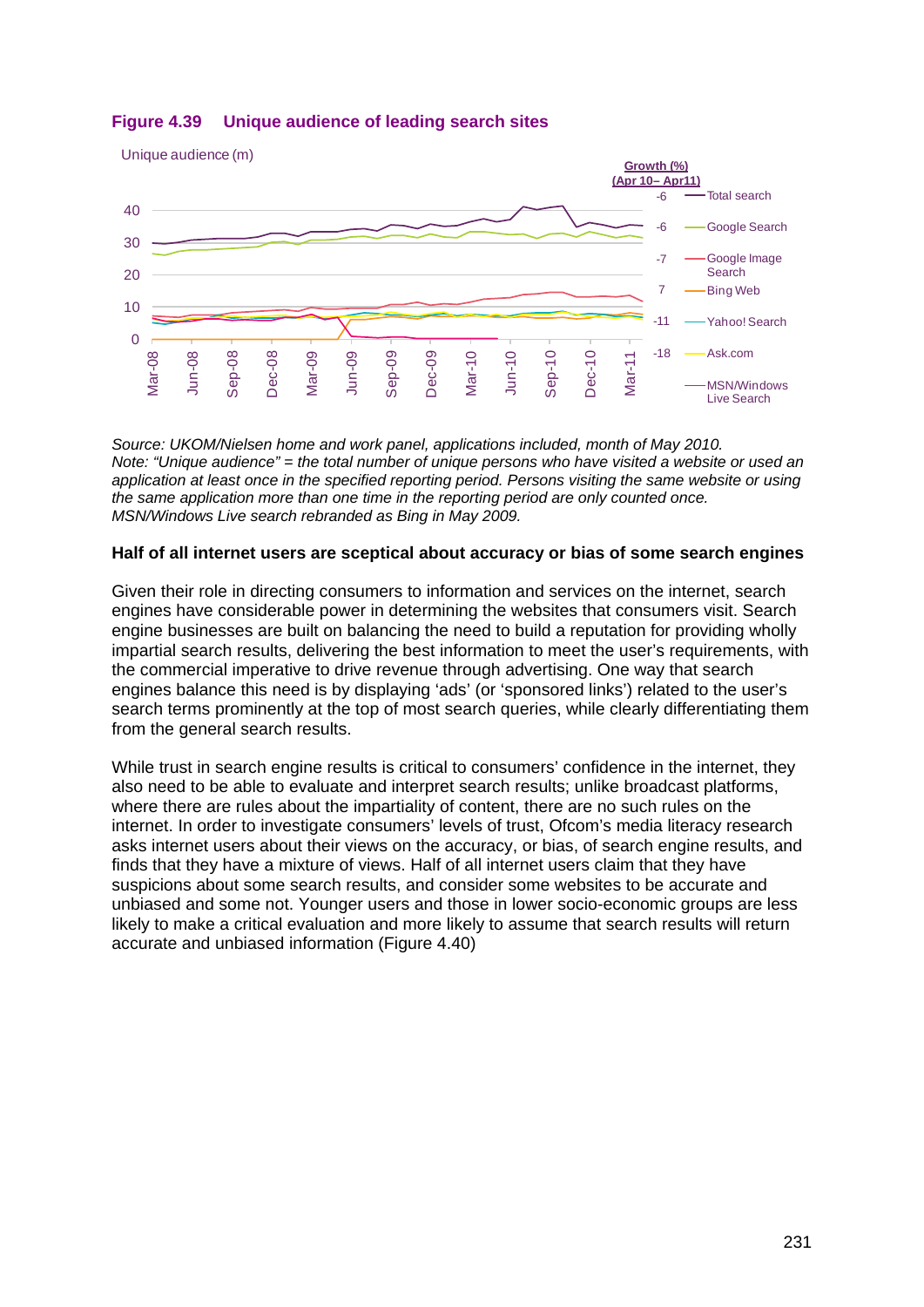### Figure 4.39 Unique audience of leading search sites

Unique audience (m)

| Series | Growth (%) (Apr 10– Apr11) |
| --- | --- |
| Total search | -6 |
| Google Search | -6 |
| Google Image Search | -7 |
| Bing Web | 7 |
| Yahoo! Search | -11 |
| Ask.com | -18 |
| MSN/Windows Live Search | |

*Source: UKOM/Nielsen home and work panel, applications included, month of May 2010.*
*Note: "Unique audience" = the total number of unique persons who have visited a website or used an application at least once in the specified reporting period. Persons visiting the same website or using the same application more than one time in the reporting period are only counted once.*
*MSN/Windows Live search rebranded as Bing in May 2009.*

**Half of all internet users are sceptical about accuracy or bias of some search engines**

Given their role in directing consumers to information and services on the internet, search engines have considerable power in determining the websites that consumers visit. Search engine businesses are built on balancing the need to build a reputation for providing wholly impartial search results, delivering the best information to meet the user's requirements, with the commercial imperative to drive revenue through advertising. One way that search engines balance this need is by displaying 'ads' (or 'sponsored links') related to the user's search terms prominently at the top of most search queries, while clearly differentiating them from the general search results.

While trust in search engine results is critical to consumers' confidence in the internet, they also need to be able to evaluate and interpret search results; unlike broadcast platforms, where there are rules about the impartiality of content, there are no such rules on the internet. In order to investigate consumers' levels of trust, Ofcom's media literacy research asks internet users about their views on the accuracy, or bias, of search engine results, and finds that they have a mixture of views. Half of all internet users claim that they have suspicions about some search results, and consider some websites to be accurate and unbiased and some not. Younger users and those in lower socio-economic groups are less likely to make a critical evaluation and more likely to assume that search results will return accurate and unbiased information (Figure 4.40)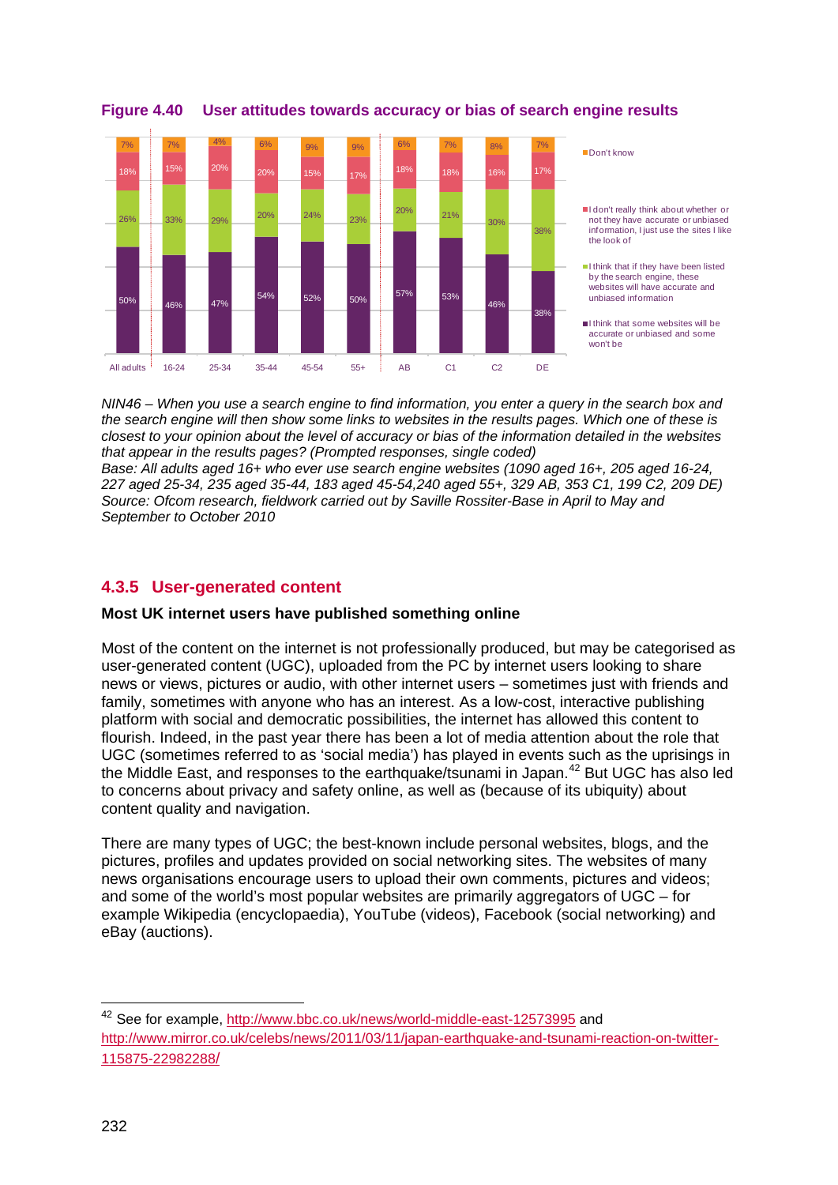**Figure 4.40 User attitudes towards accuracy or bias of search engine results**

| | All adults | 16-24 | 25-34 | 35-44 | 45-54 | 55+ | AB | C1 | C2 | DE |
|---|---|---|---|---|---|---|---|---|---|---|
| Don't know | 7% | 7% | 4% | 6% | 9% | 9% | 6% | 7% | 8% | 7% |
| I don't really think about whether or not they have accurate or unbiased information, I just use the sites I like the look of | 18% | 15% | 20% | 20% | 15% | 17% | 18% | 18% | 16% | 17% |
| I think that if they have been listed by the search engine, these websites will have accurate and unbiased information | 26% | 33% | 29% | 20% | 24% | 23% | 20% | 21% | 30% | 38% |
| I think that some websites will be accurate or unbiased and some won't be | 50% | 46% | 47% | 54% | 52% | 50% | 57% | 53% | 46% | 38% |

*NIN46 – When you use a search engine to find information, you enter a query in the search box and the search engine will then show some links to websites in the results pages. Which one of these is closest to your opinion about the level of accuracy or bias of the information detailed in the websites that appear in the results pages? (Prompted responses, single coded)*
*Base: All adults aged 16+ who ever use search engine websites (1090 aged 16+, 205 aged 16-24, 227 aged 25-34, 235 aged 35-44, 183 aged 45-54,240 aged 55+, 329 AB, 353 C1, 199 C2, 209 DE)*
*Source: Ofcom research, fieldwork carried out by Saville Rossiter-Base in April to May and September to October 2010*

## 4.3.5 User-generated content

**Most UK internet users have published something online**

Most of the content on the internet is not professionally produced, but may be categorised as user-generated content (UGC), uploaded from the PC by internet users looking to share news or views, pictures or audio, with other internet users – sometimes just with friends and family, sometimes with anyone who has an interest. As a low-cost, interactive publishing platform with social and democratic possibilities, the internet has allowed this content to flourish. Indeed, in the past year there has been a lot of media attention about the role that UGC (sometimes referred to as 'social media') has played in events such as the uprisings in the Middle East, and responses to the earthquake/tsunami in Japan.[42] But UGC has also led to concerns about privacy and safety online, as well as (because of its ubiquity) about content quality and navigation.

There are many types of UGC; the best-known include personal websites, blogs, and the pictures, profiles and updates provided on social networking sites. The websites of many news organisations encourage users to upload their own comments, pictures and videos; and some of the world's most popular websites are primarily aggregators of UGC – for example Wikipedia (encyclopaedia), YouTube (videos), Facebook (social networking) and eBay (auctions).

[42] See for example, http://www.bbc.co.uk/news/world-middle-east-12573995 and http://www.mirror.co.uk/celebs/news/2011/03/11/japan-earthquake-and-tsunami-reaction-on-twitter-115875-22982288/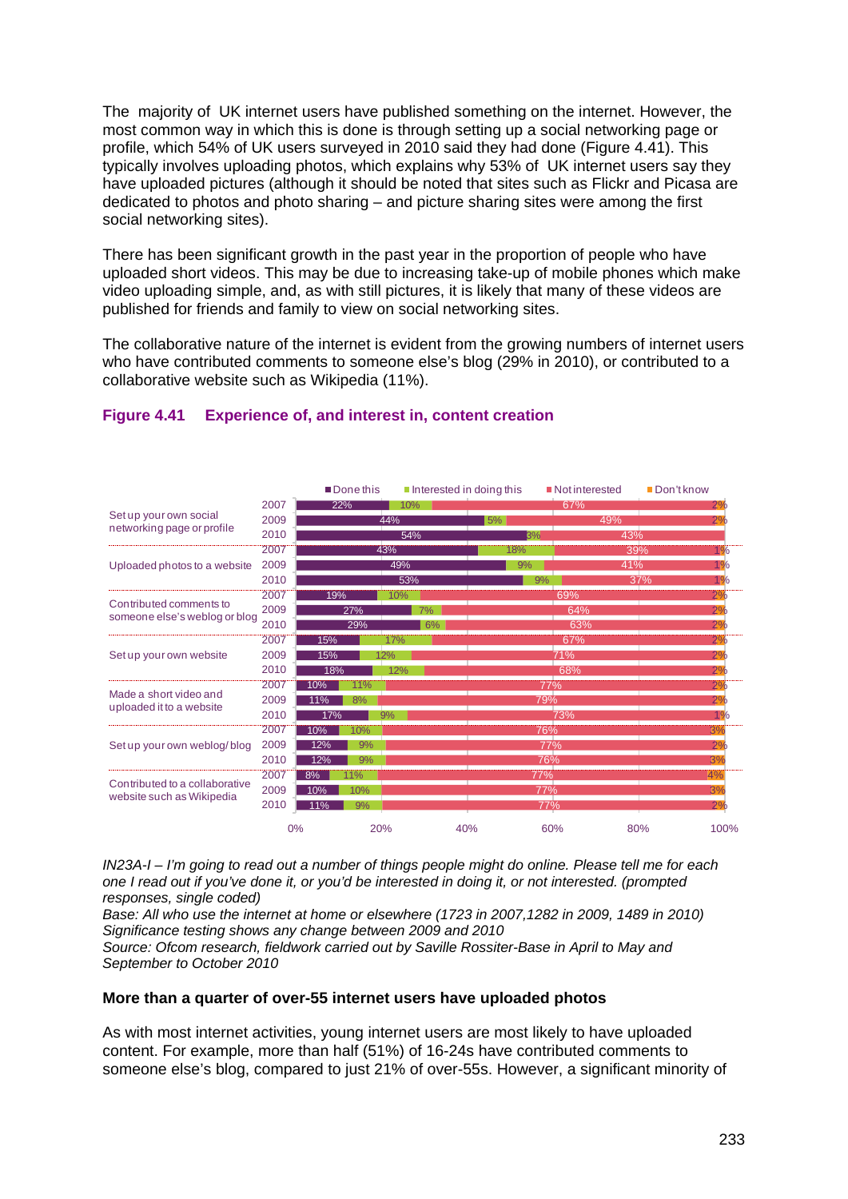The majority of UK internet users have published something on the internet. However, the most common way in which this is done is through setting up a social networking page or profile, which 54% of UK users surveyed in 2010 said they had done (Figure 4.41). This typically involves uploading photos, which explains why 53% of UK internet users say they have uploaded pictures (although it should be noted that sites such as Flickr and Picasa are dedicated to photos and photo sharing – and picture sharing sites were among the first social networking sites).

There has been significant growth in the past year in the proportion of people who have uploaded short videos. This may be due to increasing take-up of mobile phones which make video uploading simple, and, as with still pictures, it is likely that many of these videos are published for friends and family to view on social networking sites.

The collaborative nature of the internet is evident from the growing numbers of internet users who have contributed comments to someone else's blog (29% in 2010), or contributed to a collaborative website such as Wikipedia (11%).

**Figure 4.41 Experience of, and interest in, content creation**

| Activity | Year | Done this | Interested in doing this | Not interested | Don't know |
|---|---|---|---|---|---|
| Set up your own social networking page or profile | 2007 | 22% | 10% | 67% | 2% |
| | 2009 | 44% | 5% | 49% | 2% |
| | 2010 | 54% | 3% | 43% | |
| Uploaded photos to a website | 2007 | 43% | 18% | 39% | 1% |
| | 2009 | 49% | 9% | 41% | 1% |
| | 2010 | 53% | 9% | 37% | 1% |
| Contributed comments to someone else's weblog or blog | 2007 | 19% | 10% | 69% | 2% |
| | 2009 | 27% | 7% | 64% | 2% |
| | 2010 | 29% | 6% | 63% | 2% |
| Set up your own website | 2007 | 15% | 17% | 67% | 2% |
| | 2009 | 15% | 12% | 71% | 2% |
| | 2010 | 18% | 12% | 68% | 2% |
| Made a short video and uploaded it to a website | 2007 | 10% | 11% | 77% | 2% |
| | 2009 | 11% | 8% | 79% | 2% |
| | 2010 | 17% | 9% | 73% | 1% |
| Set up your own weblog/blog | 2007 | 10% | 10% | 76% | 3% |
| | 2009 | 12% | 9% | 77% | 2% |
| | 2010 | 12% | 9% | 76% | 3% |
| Contributed to a collaborative website such as Wikipedia | 2007 | 8% | 11% | 77% | 4% |
| | 2009 | 10% | 10% | 77% | 3% |
| | 2010 | 11% | 9% | 77% | 2% |

*IN23A-I – I'm going to read out a number of things people might do online. Please tell me for each one I read out if you've done it, or you'd be interested in doing it, or not interested. (prompted responses, single coded)*
*Base: All who use the internet at home or elsewhere (1723 in 2007,1282 in 2009, 1489 in 2010)*
*Significance testing shows any change between 2009 and 2010*
*Source: Ofcom research, fieldwork carried out by Saville Rossiter-Base in April to May and September to October 2010*

**More than a quarter of over-55 internet users have uploaded photos**

As with most internet activities, young internet users are most likely to have uploaded content. For example, more than half (51%) of 16-24s have contributed comments to someone else's blog, compared to just 21% of over-55s. However, a significant minority of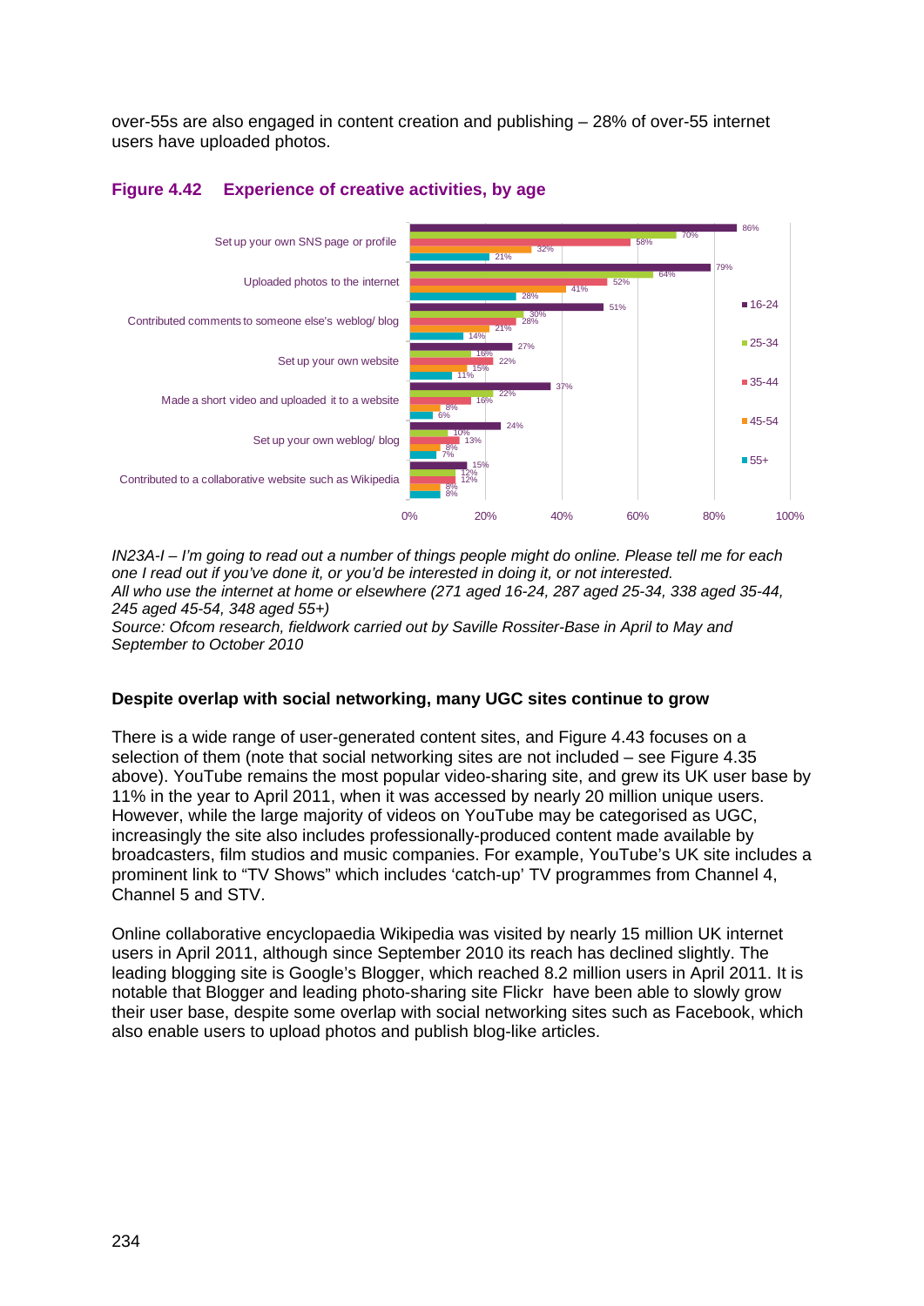over-55s are also engaged in content creation and publishing – 28% of over-55 internet users have uploaded photos.

**Figure 4.42 Experience of creative activities, by age**

| | 16-24 | 25-34 | 35-44 | 45-54 | 55+ |
|---|---|---|---|---|---|
| Set up your own SNS page or profile | 86% | 70% | 58% | 32% | 21% |
| Uploaded photos to the internet | 79% | 64% | 52% | 41% | 28% |
| Contributed comments to someone else's weblog/ blog | 51% | 30% | 28% | 21% | 14% |
| Set up your own website | 27% | 16% | 22% | 15% | 11% |
| Made a short video and uploaded it to a website | 37% | 22% | 16% | 8% | 6% |
| Set up your own weblog/ blog | 24% | 10% | 13% | 8% | 7% |
| Contributed to a collaborative website such as Wikipedia | 15% | 12% | 12% | 8% | 8% |

*IN23A-I – I'm going to read out a number of things people might do online. Please tell me for each one I read out if you've done it, or you'd be interested in doing it, or not interested.*
*All who use the internet at home or elsewhere (271 aged 16-24, 287 aged 25-34, 338 aged 35-44, 245 aged 45-54, 348 aged 55+)*
*Source: Ofcom research, fieldwork carried out by Saville Rossiter-Base in April to May and September to October 2010*

**Despite overlap with social networking, many UGC sites continue to grow**

There is a wide range of user-generated content sites, and Figure 4.43 focuses on a selection of them (note that social networking sites are not included – see Figure 4.35 above). YouTube remains the most popular video-sharing site, and grew its UK user base by 11% in the year to April 2011, when it was accessed by nearly 20 million unique users. However, while the large majority of videos on YouTube may be categorised as UGC, increasingly the site also includes professionally-produced content made available by broadcasters, film studios and music companies. For example, YouTube's UK site includes a prominent link to "TV Shows" which includes 'catch-up' TV programmes from Channel 4, Channel 5 and STV.

Online collaborative encyclopaedia Wikipedia was visited by nearly 15 million UK internet users in April 2011, although since September 2010 its reach has declined slightly. The leading blogging site is Google's Blogger, which reached 8.2 million users in April 2011. It is notable that Blogger and leading photo-sharing site Flickr have been able to slowly grow their user base, despite some overlap with social networking sites such as Facebook, which also enable users to upload photos and publish blog-like articles.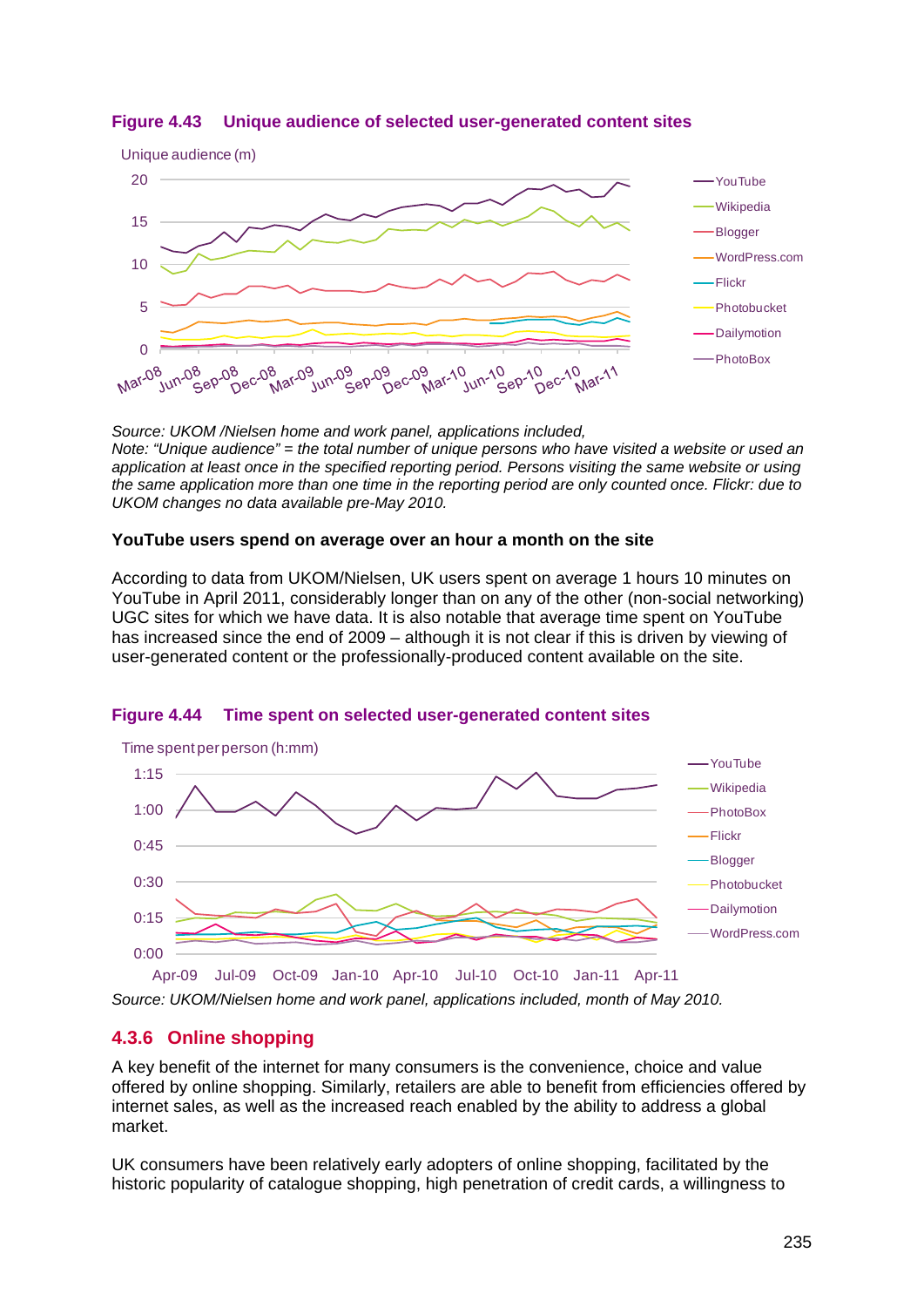**Figure 4.43 Unique audience of selected user-generated content sites**

*Source: UKOM /Nielsen home and work panel, applications included,*
*Note: "Unique audience" = the total number of unique persons who have visited a website or used an application at least once in the specified reporting period. Persons visiting the same website or using the same application more than one time in the reporting period are only counted once. Flickr: due to UKOM changes no data available pre-May 2010.*

**YouTube users spend on average over an hour a month on the site**

According to data from UKOM/Nielsen, UK users spent on average 1 hours 10 minutes on YouTube in April 2011, considerably longer than on any of the other (non-social networking) UGC sites for which we have data. It is also notable that average time spent on YouTube has increased since the end of 2009 – although it is not clear if this is driven by viewing of user-generated content or the professionally-produced content available on the site.

**Figure 4.44 Time spent on selected user-generated content sites**

*Source: UKOM/Nielsen home and work panel, applications included, month of May 2010.*

### 4.3.6 Online shopping

A key benefit of the internet for many consumers is the convenience, choice and value offered by online shopping. Similarly, retailers are able to benefit from efficiencies offered by internet sales, as well as the increased reach enabled by the ability to address a global market.

UK consumers have been relatively early adopters of online shopping, facilitated by the historic popularity of catalogue shopping, high penetration of credit cards, a willingness to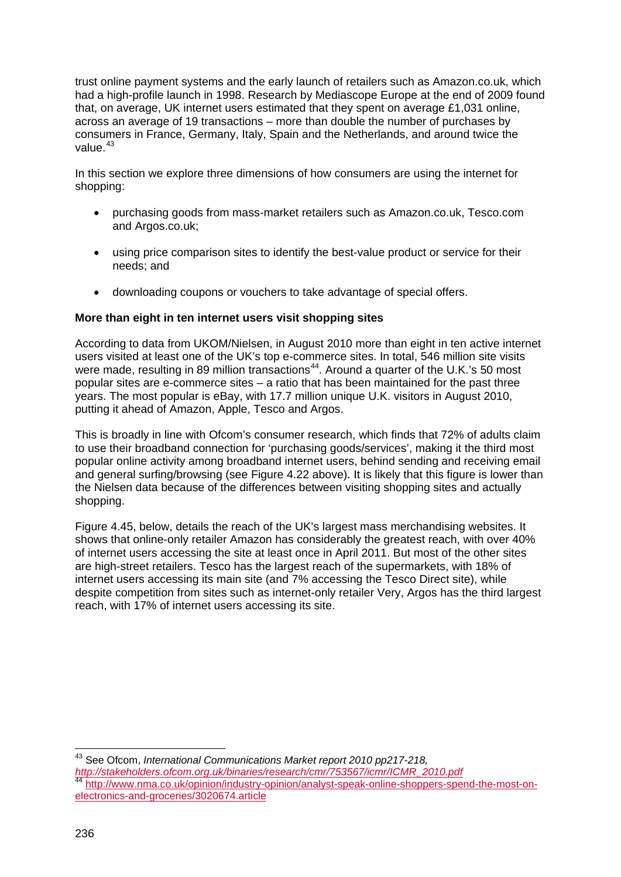trust online payment systems and the early launch of retailers such as Amazon.co.uk, which had a high-profile launch in 1998. Research by Mediascope Europe at the end of 2009 found that, on average, UK internet users estimated that they spent on average £1,031 online, across an average of 19 transactions – more than double the number of purchases by consumers in France, Germany, Italy, Spain and the Netherlands, and around twice the value.[43]

In this section we explore three dimensions of how consumers are using the internet for shopping:

- purchasing goods from mass-market retailers such as Amazon.co.uk, Tesco.com and Argos.co.uk;
- using price comparison sites to identify the best-value product or service for their needs; and
- downloading coupons or vouchers to take advantage of special offers.

**More than eight in ten internet users visit shopping sites**

According to data from UKOM/Nielsen, in August 2010 more than eight in ten active internet users visited at least one of the UK's top e-commerce sites. In total, 546 million site visits were made, resulting in 89 million transactions[44]. Around a quarter of the U.K.'s 50 most popular sites are e-commerce sites – a ratio that has been maintained for the past three years. The most popular is eBay, with 17.7 million unique U.K. visitors in August 2010, putting it ahead of Amazon, Apple, Tesco and Argos.

This is broadly in line with Ofcom's consumer research, which finds that 72% of adults claim to use their broadband connection for 'purchasing goods/services', making it the third most popular online activity among broadband internet users, behind sending and receiving email and general surfing/browsing (see Figure 4.22 above). It is likely that this figure is lower than the Nielsen data because of the differences between visiting shopping sites and actually shopping.

Figure 4.45, below, details the reach of the UK's largest mass merchandising websites. It shows that online-only retailer Amazon has considerably the greatest reach, with over 40% of internet users accessing the site at least once in April 2011. But most of the other sites are high-street retailers. Tesco has the largest reach of the supermarkets, with 18% of internet users accessing its main site (and 7% accessing the Tesco Direct site), while despite competition from sites such as internet-only retailer Very, Argos has the third largest reach, with 17% of internet users accessing its site.

---

[43] See Ofcom, *International Communications Market report 2010 pp217-218, http://stakeholders.ofcom.org.uk/binaries/research/cmr/753567/icmr/ICMR_2010.pdf*

[44] http://www.nma.co.uk/opinion/industry-opinion/analyst-speak-online-shoppers-spend-the-most-on-electronics-and-groceries/3020674.article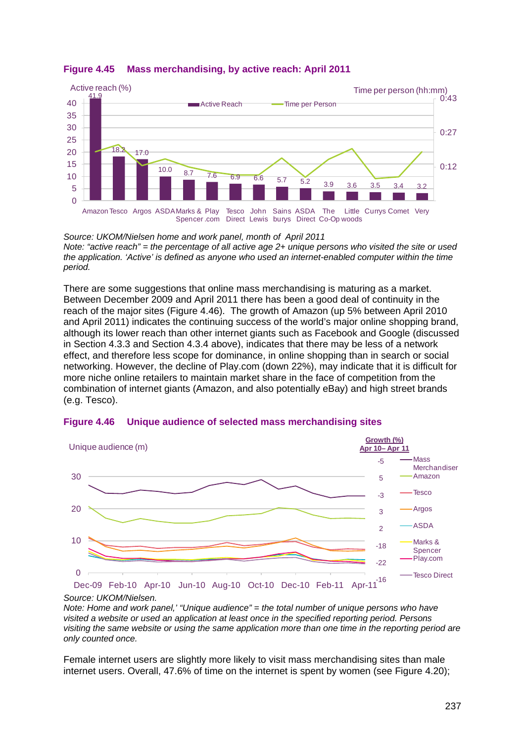**Figure 4.45 Mass merchandising, by active reach: April 2011**

| Site | Active reach (%) |
|---|---|
| Amazon | 41.9 |
| Tesco | 18.2 |
| Argos | 17.0 |
| ASDA | 10.0 |
| Marks & Spencer | 8.7 |
| Play .com | 7.6 |
| Tesco Direct | 6.9 |
| John Lewis | 6.6 |
| Sainsburys | 5.7 |
| ASDA Direct | 5.2 |
| The Co-Op | 3.9 |
| Littlewoods | 3.6 |
| Currys | 3.5 |
| Comet | 3.4 |
| Very | 3.2 |

*Source: UKOM/Nielsen home and work panel, month of April 2011*
*Note: "active reach" = the percentage of all active age 2+ unique persons who visited the site or used the application. 'Active' is defined as anyone who used an internet-enabled computer within the time period.*

There are some suggestions that online mass merchandising is maturing as a market. Between December 2009 and April 2011 there has been a good deal of continuity in the reach of the major sites (Figure 4.46). The growth of Amazon (up 5% between April 2010 and April 2011) indicates the continuing success of the world's major online shopping brand, although its lower reach than other internet giants such as Facebook and Google (discussed in Section 4.3.3 and Section 4.3.4 above), indicates that there may be less of a network effect, and therefore less scope for dominance, in online shopping than in search or social networking. However, the decline of Play.com (down 22%), may indicate that it is difficult for more niche online retailers to maintain market share in the face of competition from the combination of internet giants (Amazon, and also potentially eBay) and high street brands (e.g. Tesco).

**Figure 4.46 Unique audience of selected mass merchandising sites**

| Site | Growth (%) Apr 10– Apr 11 |
|---|---|
| Mass Merchandiser | -5 |
| Amazon | 5 |
| Tesco | -3 |
| Argos | 3 |
| ASDA | 2 |
| Marks & Spencer | -18 |
| Play.com | -22 |
| Tesco Direct | -16 |

*Source: UKOM/Nielsen.*
*Note: Home and work panel,' "Unique audience" = the total number of unique persons who have visited a website or used an application at least once in the specified reporting period. Persons visiting the same website or using the same application more than one time in the reporting period are only counted once.*

Female internet users are slightly more likely to visit mass merchandising sites than male internet users. Overall, 47.6% of time on the internet is spent by women (see Figure 4.20);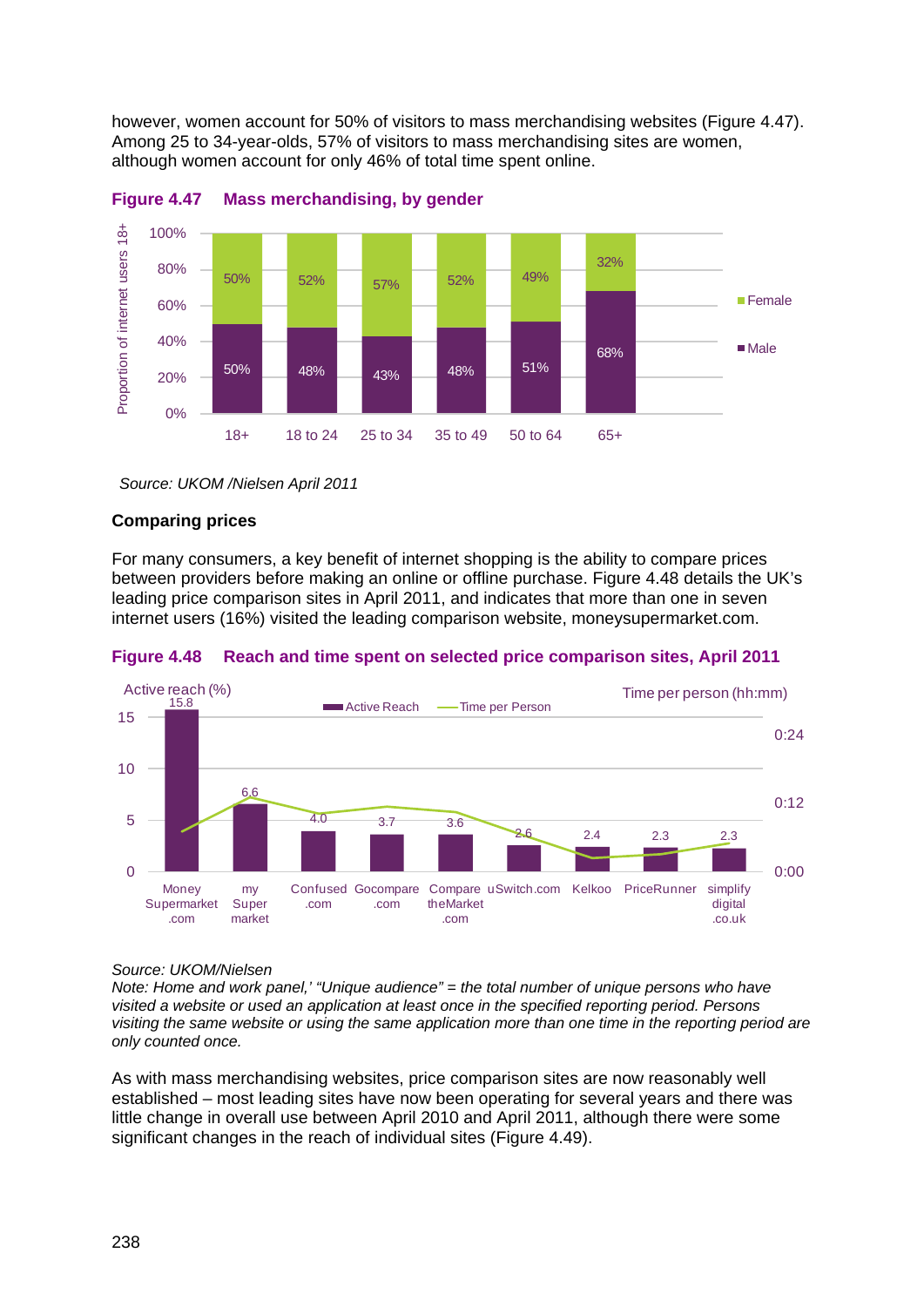however, women account for 50% of visitors to mass merchandising websites (Figure 4.47). Among 25 to 34-year-olds, 57% of visitors to mass merchandising sites are women, although women account for only 46% of total time spent online.

**Figure 4.47 Mass merchandising, by gender**

Proportion of internet users 18+

| | 18+ | 18 to 24 | 25 to 34 | 35 to 49 | 50 to 64 | 65+ |
|---|---|---|---|---|---|---|
| Female | 50% | 52% | 57% | 52% | 49% | 32% |
| Male | 50% | 48% | 43% | 48% | 51% | 68% |

*Source: UKOM /Nielsen April 2011*

### Comparing prices

For many consumers, a key benefit of internet shopping is the ability to compare prices between providers before making an online or offline purchase. Figure 4.48 details the UK's leading price comparison sites in April 2011, and indicates that more than one in seven internet users (16%) visited the leading comparison website, moneysupermarket.com.

**Figure 4.48 Reach and time spent on selected price comparison sites, April 2011**

| Site | Active reach (%) |
|---|---|
| Money Supermarket .com | 15.8 |
| my Super market | 6.6 |
| Confused .com | 4.0 |
| Gocompare .com | 3.7 |
| Compare theMarket .com | 3.6 |
| uSwitch.com | 2.6 |
| Kelkoo | 2.4 |
| PriceRunner | 2.3 |
| simplify digital .co.uk | 2.3 |

Active Reach; Time per Person (hh:mm)

*Source: UKOM/Nielsen*
*Note: Home and work panel,' "Unique audience" = the total number of unique persons who have visited a website or used an application at least once in the specified reporting period. Persons visiting the same website or using the same application more than one time in the reporting period are only counted once.*

As with mass merchandising websites, price comparison sites are now reasonably well established – most leading sites have now been operating for several years and there was little change in overall use between April 2010 and April 2011, although there were some significant changes in the reach of individual sites (Figure 4.49).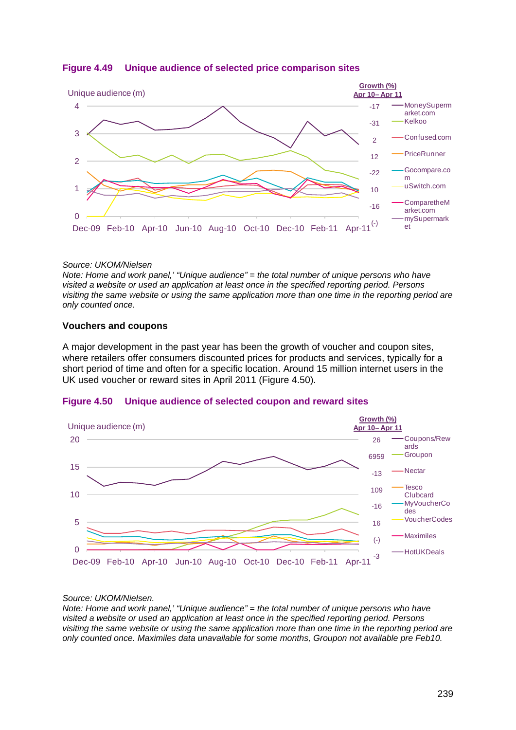**Figure 4.49 Unique audience of selected price comparison sites**

Unique audience (m)

| Site | Growth (%) Apr 10– Apr 11 |
|---|---|
| MoneySupermarket.com | -17 |
| Kelkoo | -31 |
| Confused.com | 2 |
| PriceRunner | 12 |
| Gocompare.com | -22 |
| uSwitch.com | 10 |
| ComparetheMarket.com | -16 |
| mySupermarket | (-) |

*Source: UKOM/Nielsen*
*Note: Home and work panel,' "Unique audience" = the total number of unique persons who have visited a website or used an application at least once in the specified reporting period. Persons visiting the same website or using the same application more than one time in the reporting period are only counted once.*

### Vouchers and coupons

A major development in the past year has been the growth of voucher and coupon sites, where retailers offer consumers discounted prices for products and services, typically for a short period of time and often for a specific location. Around 15 million internet users in the UK used voucher or reward sites in April 2011 (Figure 4.50).

**Figure 4.50 Unique audience of selected coupon and reward sites**

Unique audience (m)

| Site | Growth (%) Apr 10– Apr 11 |
|---|---|
| Coupons/Rewards | 26 |
| Groupon | 6959 |
| Nectar | -13 |
| Tesco Clubcard | 109 |
| MyVoucherCodes | -16 |
| VoucherCodes | 16 |
| Maximiles | (-) |
| HotUKDeals | -3 |

*Source: UKOM/Nielsen.*
*Note: Home and work panel,' "Unique audience" = the total number of unique persons who have visited a website or used an application at least once in the specified reporting period. Persons visiting the same website or using the same application more than one time in the reporting period are only counted once. Maximiles data unavailable for some months, Groupon not available pre Feb10.*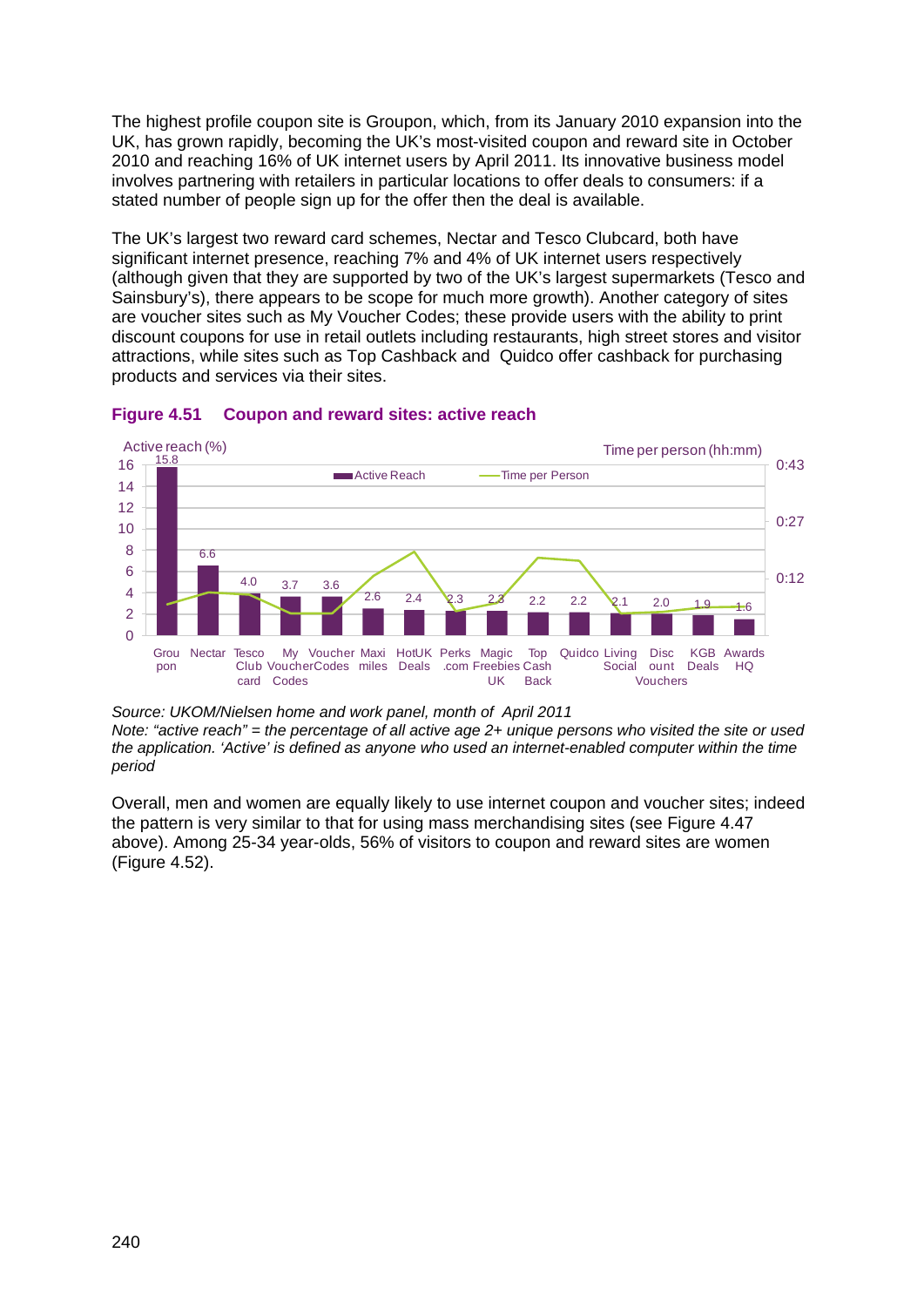The highest profile coupon site is Groupon, which, from its January 2010 expansion into the UK, has grown rapidly, becoming the UK's most-visited coupon and reward site in October 2010 and reaching 16% of UK internet users by April 2011. Its innovative business model involves partnering with retailers in particular locations to offer deals to consumers: if a stated number of people sign up for the offer then the deal is available.

The UK's largest two reward card schemes, Nectar and Tesco Clubcard, both have significant internet presence, reaching 7% and 4% of UK internet users respectively (although given that they are supported by two of the UK's largest supermarkets (Tesco and Sainsbury's), there appears to be scope for much more growth). Another category of sites are voucher sites such as My Voucher Codes; these provide users with the ability to print discount coupons for use in retail outlets including restaurants, high street stores and visitor attractions, while sites such as Top Cashback and Quidco offer cashback for purchasing products and services via their sites.

**Figure 4.51 Coupon and reward sites: active reach**

| Site | Active reach (%) |
| --- | --- |
| Groupon | 15.8 |
| Nectar | 6.6 |
| Tesco Club card | 4.0 |
| My VoucherCodes | 3.7 |
| Voucher Codes | 3.6 |
| Maxi miles | 2.6 |
| HotUK Deals | 2.4 |
| Perks .com | 2.3 |
| Magic Freebies UK | 2.3 |
| Top Cash Back | 2.2 |
| Quidco | 2.2 |
| Living Social | 2.1 |
| Discount Vouchers | 2.0 |
| KGB Deals | 1.9 |
| Awards HQ | 1.6 |

*Source: UKOM/Nielsen home and work panel, month of April 2011*
*Note: "active reach" = the percentage of all active age 2+ unique persons who visited the site or used the application. 'Active' is defined as anyone who used an internet-enabled computer within the time period*

Overall, men and women are equally likely to use internet coupon and voucher sites; indeed the pattern is very similar to that for using mass merchandising sites (see Figure 4.47 above). Among 25-34 year-olds, 56% of visitors to coupon and reward sites are women (Figure 4.52).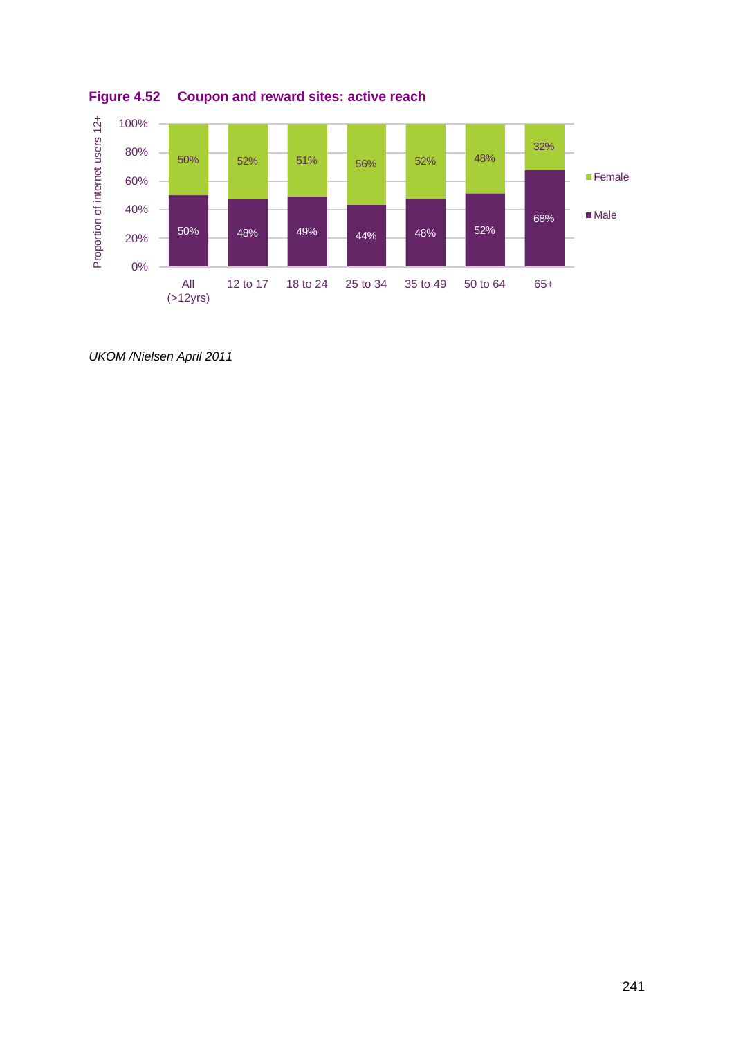**Figure 4.52 Coupon and reward sites: active reach**

Proportion of internet users 12+

100%
80%
60%
40%
20%
0%

50%
50%
52%
48%
51%
49%
56%
44%
52%
48%
48%
52%
32%
68%

All (>12yrs)
12 to 17
18 to 24
25 to 34
35 to 49
50 to 64
65+

Female
Male

*UKOM /Nielsen April 2011*